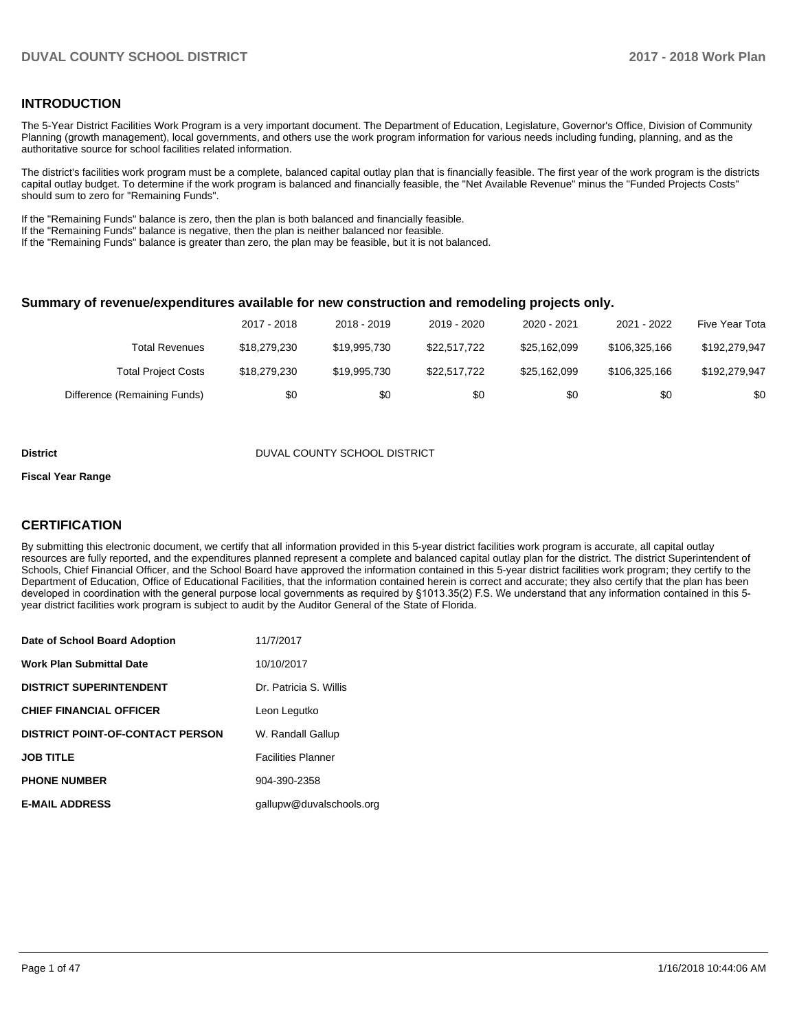## INTRODUCTION

The 5-Year District Facilities Work Program is a very important document. The Department of Education, Legislature, Governor's Office, Division of Community Planning (growth management), local governments, and others use the work program information for various needs including funding, planning, and as the authoritative source for school facilities related information.

The district's facilities work program must be a complete, balanced capital outlay plan that is financially feasible. The first year of the work program is the districts capital outlay budget. To determine if the work program is balanced and financially feasible, the "Net Available Revenue" minus the "Funded Projects Costs" should sum to zero for "Remaining Funds".

If the "Remaining Funds" balance is zero, then the plan is both balanced and financially feasible.
If the "Remaining Funds" balance is negative, then the plan is neither balanced nor feasible.
If the "Remaining Funds" balance is greater than zero, the plan may be feasible, but it is not balanced.

### Summary of revenue/expenditures available for new construction and remodeling projects only.

| | 2017 - 2018 | 2018 - 2019 | 2019 - 2020 | 2020 - 2021 | 2021 - 2022 | Five Year Tota |
|---|---|---|---|---|---|---|
| Total Revenues | $18,279,230 | $19,995,730 | $22,517,722 | $25,162,099 | $106,325,166 | $192,279,947 |
| Total Project Costs | $18,279,230 | $19,995,730 | $22,517,722 | $25,162,099 | $106,325,166 | $192,279,947 |
| Difference (Remaining Funds) | $0 | $0 | $0 | $0 | $0 | $0 |

**District** DUVAL COUNTY SCHOOL DISTRICT

**Fiscal Year Range**

## CERTIFICATION

By submitting this electronic document, we certify that all information provided in this 5-year district facilities work program is accurate, all capital outlay resources are fully reported, and the expenditures planned represent a complete and balanced capital outlay plan for the district. The district Superintendent of Schools, Chief Financial Officer, and the School Board have approved the information contained in this 5-year district facilities work program; they certify to the Department of Education, Office of Educational Facilities, that the information contained herein is correct and accurate; they also certify that the plan has been developed in coordination with the general purpose local governments as required by §1013.35(2) F.S. We understand that any information contained in this 5-year district facilities work program is subject to audit by the Auditor General of the State of Florida.

| | |
|---|---|
| **Date of School Board Adoption** | 11/7/2017 |
| **Work Plan Submittal Date** | 10/10/2017 |
| **DISTRICT SUPERINTENDENT** | Dr. Patricia S. Willis |
| **CHIEF FINANCIAL OFFICER** | Leon Legutko |
| **DISTRICT POINT-OF-CONTACT PERSON** | W. Randall Gallup |
| **JOB TITLE** | Facilities Planner |
| **PHONE NUMBER** | 904-390-2358 |
| **E-MAIL ADDRESS** | gallupw@duvalschools.org |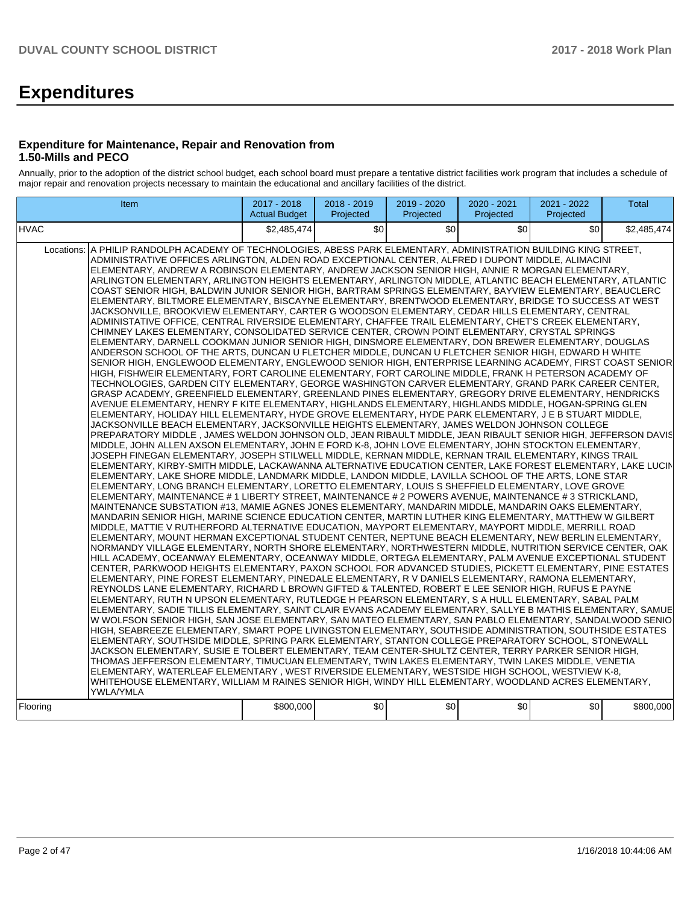# Expenditures

### Expenditure for Maintenance, Repair and Renovation from 1.50-Mills and PECO

Annually, prior to the adoption of the district school budget, each school board must prepare a tentative district facilities work program that includes a schedule of major repair and renovation projects necessary to maintain the educational and ancillary facilities of the district.

| Item | | 2017 - 2018 Actual Budget | 2018 - 2019 Projected | 2019 - 2020 Projected | 2020 - 2021 Projected | 2021 - 2022 Projected | Total |
|---|---|---|---|---|---|---|---|
| HVAC | | $2,485,474 | $0 | $0 | $0 | $0 | $2,485,474 |
| Locations: | A PHILIP RANDOLPH ACADEMY OF TECHNOLOGIES, ABESS PARK ELEMENTARY, ADMINISTRATION BUILDING KING STREET, ADMINISTRATIVE OFFICES ARLINGTON, ALDEN ROAD EXCEPTIONAL CENTER, ALFRED I DUPONT MIDDLE, ALIMACINI ELEMENTARY, ANDREW A ROBINSON ELEMENTARY, ANDREW JACKSON SENIOR HIGH, ANNIE R MORGAN ELEMENTARY, ARLINGTON ELEMENTARY, ARLINGTON HEIGHTS ELEMENTARY, ARLINGTON MIDDLE, ATLANTIC BEACH ELEMENTARY, ATLANTIC COAST SENIOR HIGH, BALDWIN JUNIOR SENIOR HIGH, BARTRAM SPRINGS ELEMENTARY, BAYVIEW ELEMENTARY, BEAUCLERC ELEMENTARY, BILTMORE ELEMENTARY, BISCAYNE ELEMENTARY, BRENTWOOD ELEMENTARY, BRIDGE TO SUCCESS AT WEST JACKSONVILLE, BROOKVIEW ELEMENTARY, CARTER G WOODSON ELEMENTARY, CEDAR HILLS ELEMENTARY, CENTRAL ADMINISTATIVE OFFICE, CENTRAL RIVERSIDE ELEMENTARY, CHAFFEE TRAIL ELEMENTARY, CHET'S CREEK ELEMENTARY, CHIMNEY LAKES ELEMENTARY, CONSOLIDATED SERVICE CENTER, CROWN POINT ELEMENTARY, CRYSTAL SPRINGS ELEMENTARY, DARNELL COOKMAN JUNIOR SENIOR HIGH, DINSMORE ELEMENTARY, DON BREWER ELEMENTARY, DOUGLAS ANDERSON SCHOOL OF THE ARTS, DUNCAN U FLETCHER MIDDLE, DUNCAN U FLETCHER SENIOR HIGH, EDWARD H WHITE SENIOR HIGH, ENGLEWOOD ELEMENTARY, ENGLEWOOD SENIOR HIGH, ENTERPRISE LEARNING ACADEMY, FIRST COAST SENIOR HIGH, FISHWEIR ELEMENTARY, FORT CAROLINE ELEMENTARY, FORT CAROLINE MIDDLE, FRANK H PETERSON ACADEMY OF TECHNOLOGIES, GARDEN CITY ELEMENTARY, GEORGE WASHINGTON CARVER ELEMENTARY, GRAND PARK CAREER CENTER, GRASP ACADEMY, GREENFIELD ELEMENTARY, GREENLAND PINES ELEMENTARY, GREGORY DRIVE ELEMENTARY, HENDRICKS AVENUE ELEMENTARY, HENRY F KITE ELEMENTARY, HIGHLANDS ELEMENTARY, HIGHLANDS MIDDLE, HOGAN-SPRING GLEN ELEMENTARY, HOLIDAY HILL ELEMENTARY, HYDE GROVE ELEMENTARY, HYDE PARK ELEMENTARY, J E B STUART MIDDLE, JACKSONVILLE BEACH ELEMENTARY, JACKSONVILLE HEIGHTS ELEMENTARY, JAMES WELDON JOHNSON COLLEGE PREPARATORY MIDDLE , JAMES WELDON JOHNSON OLD, JEAN RIBAULT MIDDLE, JEAN RIBAULT SENIOR HIGH, JEFFERSON DAVIS MIDDLE, JOHN ALLEN AXSON ELEMENTARY, JOHN E FORD K-8, JOHN LOVE ELEMENTARY, JOHN STOCKTON ELEMENTARY, JOSEPH FINEGAN ELEMENTARY, JOSEPH STILWELL MIDDLE, KERNAN MIDDLE, KERNAN TRAIL ELEMENTARY, KINGS TRAIL ELEMENTARY, KIRBY-SMITH MIDDLE, LACKAWANNA ALTERNATIVE EDUCATION CENTER, LAKE FOREST ELEMENTARY, LAKE LUCINA ELEMENTARY, LAKE SHORE MIDDLE, LANDMARK MIDDLE, LANDON MIDDLE, LAVILLA SCHOOL OF THE ARTS, LONE STAR ELEMENTARY, LONG BRANCH ELEMENTARY, LORETTO ELEMENTARY, LOUIS S SHEFFIELD ELEMENTARY, LOVE GROVE ELEMENTARY, MAINTENANCE # 1 LIBERTY STREET, MAINTENANCE # 2 POWERS AVENUE, MAINTENANCE # 3 STRICKLAND, MAINTENANCE SUBSTATION #13, MAMIE AGNES JONES ELEMENTARY, MANDARIN MIDDLE, MANDARIN OAKS ELEMENTARY, MANDARIN SENIOR HIGH, MARINE SCIENCE EDUCATION CENTER, MARTIN LUTHER KING ELEMENTARY, MATTHEW W GILBERT MIDDLE, MATTIE V RUTHERFORD ALTERNATIVE EDUCATION, MAYPORT ELEMENTARY, MAYPORT MIDDLE, MERRILL ROAD ELEMENTARY, MOUNT HERMAN EXCEPTIONAL STUDENT CENTER, NEPTUNE BEACH ELEMENTARY, NEW BERLIN ELEMENTARY, NORMANDY VILLAGE ELEMENTARY, NORTH SHORE ELEMENTARY, NORTHWESTERN MIDDLE, NUTRITION SERVICE CENTER, OAK HILL ACADEMY, OCEANWAY ELEMENTARY, OCEANWAY MIDDLE, ORTEGA ELEMENTARY, PALM AVENUE EXCEPTIONAL STUDENT CENTER, PARKWOOD HEIGHTS ELEMENTARY, PAXON SCHOOL FOR ADVANCED STUDIES, PICKETT ELEMENTARY, PINE ESTATES ELEMENTARY, PINE FOREST ELEMENTARY, PINEDALE ELEMENTARY, R V DANIELS ELEMENTARY, RAMONA ELEMENTARY, REYNOLDS LANE ELEMENTARY, RICHARD L BROWN GIFTED & TALENTED, ROBERT E LEE SENIOR HIGH, RUFUS E PAYNE ELEMENTARY, RUTH N UPSON ELEMENTARY, RUTLEDGE H PEARSON ELEMENTARY, S A HULL ELEMENTARY, SABAL PALM ELEMENTARY, SADIE TILLIS ELEMENTARY, SAINT CLAIR EVANS ACADEMY ELEMENTARY, SALLYE B MATHIS ELEMENTARY, SAMUEL W WOLFSON SENIOR HIGH, SAN JOSE ELEMENTARY, SAN MATEO ELEMENTARY, SAN PABLO ELEMENTARY, SANDALWOOD SENIOR HIGH, SEABREEZE ELEMENTARY, SMART POPE LIVINGSTON ELEMENTARY, SOUTHSIDE ADMINISTRATION, SOUTHSIDE ESTATES ELEMENTARY, SOUTHSIDE MIDDLE, SPRING PARK ELEMENTARY, STANTON COLLEGE PREPARATORY SCHOOL, STONEWALL JACKSON ELEMENTARY, SUSIE E TOLBERT ELEMENTARY, TEAM CENTER-SHULTZ CENTER, TERRY PARKER SENIOR HIGH, THOMAS JEFFERSON ELEMENTARY, TIMUCUAN ELEMENTARY, TWIN LAKES ELEMENTARY, TWIN LAKES MIDDLE, VENETIA ELEMENTARY, WATERLEAF ELEMENTARY , WEST RIVERSIDE ELEMENTARY, WESTSIDE HIGH SCHOOL, WESTVIEW K-8, WHITEHOUSE ELEMENTARY, WILLIAM M RAINES SENIOR HIGH, WINDY HILL ELEMENTARY, WOODLAND ACRES ELEMENTARY, YWLA/YMLA | | | | | | |
| Flooring | | $800,000 | $0 | $0 | $0 | $0 | $800,000 |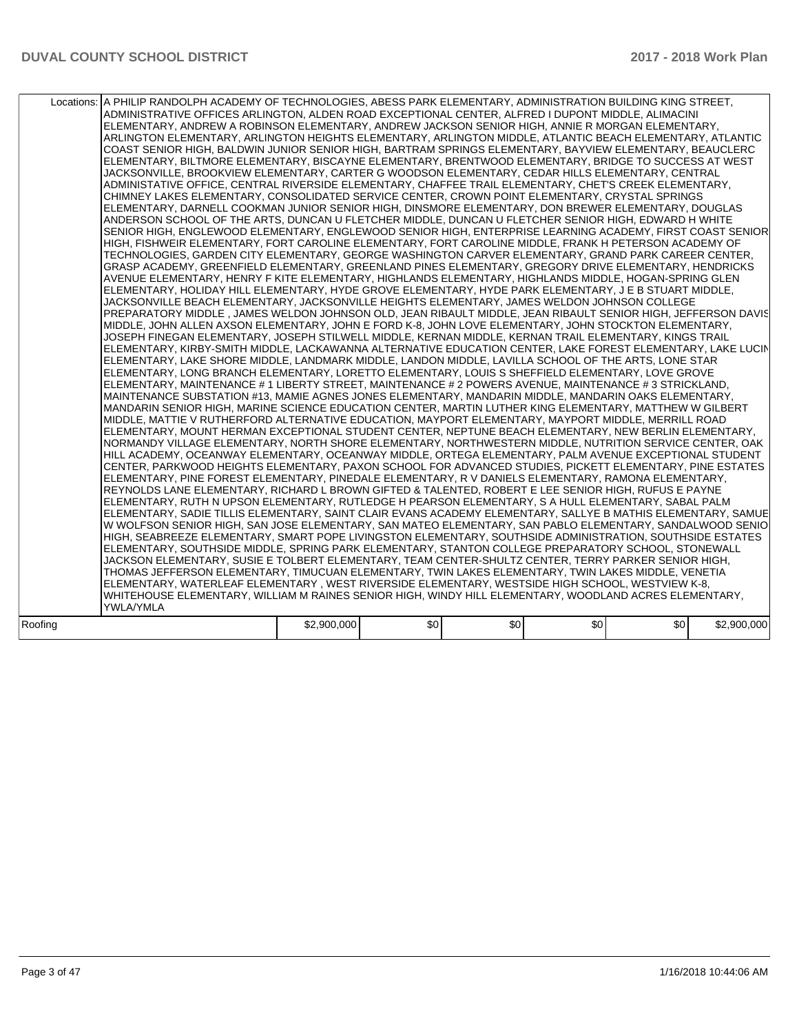| | | | | | | |
|---|---|---|---|---|---|---|
| Locations: | A PHILIP RANDOLPH ACADEMY OF TECHNOLOGIES, ABESS PARK ELEMENTARY, ADMINISTRATION BUILDING KING STREET, ADMINISTRATIVE OFFICES ARLINGTON, ALDEN ROAD EXCEPTIONAL CENTER, ALFRED I DUPONT MIDDLE, ALIMACINI ELEMENTARY, ANDREW A ROBINSON ELEMENTARY, ANDREW JACKSON SENIOR HIGH, ANNIE R MORGAN ELEMENTARY, ARLINGTON ELEMENTARY, ARLINGTON HEIGHTS ELEMENTARY, ARLINGTON MIDDLE, ATLANTIC BEACH ELEMENTARY, ATLANTIC COAST SENIOR HIGH, BALDWIN JUNIOR SENIOR HIGH, BARTRAM SPRINGS ELEMENTARY, BAYVIEW ELEMENTARY, BEAUCLERC ELEMENTARY, BILTMORE ELEMENTARY, BISCAYNE ELEMENTARY, BRENTWOOD ELEMENTARY, BRIDGE TO SUCCESS AT WEST JACKSONVILLE, BROOKVIEW ELEMENTARY, CARTER G WOODSON ELEMENTARY, CEDAR HILLS ELEMENTARY, CENTRAL ADMINISTATIVE OFFICE, CENTRAL RIVERSIDE ELEMENTARY, CHAFFEE TRAIL ELEMENTARY, CHET'S CREEK ELEMENTARY, CHIMNEY LAKES ELEMENTARY, CONSOLIDATED SERVICE CENTER, CROWN POINT ELEMENTARY, CRYSTAL SPRINGS ELEMENTARY, DARNELL COOKMAN JUNIOR SENIOR HIGH, DINSMORE ELEMENTARY, DON BREWER ELEMENTARY, DOUGLAS ANDERSON SCHOOL OF THE ARTS, DUNCAN U FLETCHER MIDDLE, DUNCAN U FLETCHER SENIOR HIGH, EDWARD H WHITE SENIOR HIGH, ENGLEWOOD ELEMENTARY, ENGLEWOOD SENIOR HIGH, ENTERPRISE LEARNING ACADEMY, FIRST COAST SENIOR HIGH, FISHWEIR ELEMENTARY, FORT CAROLINE ELEMENTARY, FORT CAROLINE MIDDLE, FRANK H PETERSON ACADEMY OF TECHNOLOGIES, GARDEN CITY ELEMENTARY, GEORGE WASHINGTON CARVER ELEMENTARY, GRAND PARK CAREER CENTER, GRASP ACADEMY, GREENFIELD ELEMENTARY, GREENLAND PINES ELEMENTARY, GREGORY DRIVE ELEMENTARY, HENDRICKS AVENUE ELEMENTARY, HENRY F KITE ELEMENTARY, HIGHLANDS ELEMENTARY, HIGHLANDS MIDDLE, HOGAN-SPRING GLEN ELEMENTARY, HOLIDAY HILL ELEMENTARY, HYDE GROVE ELEMENTARY, HYDE PARK ELEMENTARY, J E B STUART MIDDLE, JACKSONVILLE BEACH ELEMENTARY, JACKSONVILLE HEIGHTS ELEMENTARY, JAMES WELDON JOHNSON COLLEGE PREPARATORY MIDDLE , JAMES WELDON JOHNSON OLD, JEAN RIBAULT MIDDLE, JEAN RIBAULT SENIOR HIGH, JEFFERSON DAVIS MIDDLE, JOHN ALLEN AXSON ELEMENTARY, JOHN E FORD K-8, JOHN LOVE ELEMENTARY, JOHN STOCKTON ELEMENTARY, JOSEPH FINEGAN ELEMENTARY, JOSEPH STILWELL MIDDLE, KERNAN MIDDLE, KERNAN TRAIL ELEMENTARY, KINGS TRAIL ELEMENTARY, KIRBY-SMITH MIDDLE, LACKAWANNA ALTERNATIVE EDUCATION CENTER, LAKE FOREST ELEMENTARY, LAKE LUCINA ELEMENTARY, LAKE SHORE MIDDLE, LANDMARK MIDDLE, LANDON MIDDLE, LAVILLA SCHOOL OF THE ARTS, LONE STAR ELEMENTARY, LONG BRANCH ELEMENTARY, LORETTO ELEMENTARY, LOUIS S SHEFFIELD ELEMENTARY, LOVE GROVE ELEMENTARY, MAINTENANCE # 1 LIBERTY STREET, MAINTENANCE # 2 POWERS AVENUE, MAINTENANCE # 3 STRICKLAND, MAINTENANCE SUBSTATION #13, MAMIE AGNES JONES ELEMENTARY, MANDARIN MIDDLE, MANDARIN OAKS ELEMENTARY, MANDARIN SENIOR HIGH, MARINE SCIENCE EDUCATION CENTER, MARTIN LUTHER KING ELEMENTARY, MATTHEW W GILBERT MIDDLE, MATTIE V RUTHERFORD ALTERNATIVE EDUCATION, MAYPORT ELEMENTARY, MAYPORT MIDDLE, MERRILL ROAD ELEMENTARY, MOUNT HERMAN EXCEPTIONAL STUDENT CENTER, NEPTUNE BEACH ELEMENTARY, NEW BERLIN ELEMENTARY, NORMANDY VILLAGE ELEMENTARY, NORTH SHORE ELEMENTARY, NORTHWESTERN MIDDLE, NUTRITION SERVICE CENTER, OAK HILL ACADEMY, OCEANWAY ELEMENTARY, OCEANWAY MIDDLE, ORTEGA ELEMENTARY, PALM AVENUE EXCEPTIONAL STUDENT CENTER, PARKWOOD HEIGHTS ELEMENTARY, PAXON SCHOOL FOR ADVANCED STUDIES, PICKETT ELEMENTARY, PINE ESTATES ELEMENTARY, PINE FOREST ELEMENTARY, PINEDALE ELEMENTARY, R V DANIELS ELEMENTARY, RAMONA ELEMENTARY, REYNOLDS LANE ELEMENTARY, RICHARD L BROWN GIFTED & TALENTED, ROBERT E LEE SENIOR HIGH, RUFUS E PAYNE ELEMENTARY, RUTH N UPSON ELEMENTARY, RUTLEDGE H PEARSON ELEMENTARY, S A HULL ELEMENTARY, SABAL PALM ELEMENTARY, SADIE TILLIS ELEMENTARY, SAINT CLAIR EVANS ACADEMY ELEMENTARY, SALLYE B MATHIS ELEMENTARY, SAMUEL W WOLFSON SENIOR HIGH, SAN JOSE ELEMENTARY, SAN MATEO ELEMENTARY, SAN PABLO ELEMENTARY, SANDALWOOD SENIOR HIGH, SEABREEZE ELEMENTARY, SMART POPE LIVINGSTON ELEMENTARY, SOUTHSIDE ADMINISTRATION, SOUTHSIDE ESTATES ELEMENTARY, SOUTHSIDE MIDDLE, SPRING PARK ELEMENTARY, STANTON COLLEGE PREPARATORY SCHOOL, STONEWALL JACKSON ELEMENTARY, SUSIE E TOLBERT ELEMENTARY, TEAM CENTER-SHULTZ CENTER, TERRY PARKER SENIOR HIGH, THOMAS JEFFERSON ELEMENTARY, TIMUCUAN ELEMENTARY, TWIN LAKES ELEMENTARY, TWIN LAKES MIDDLE, VENETIA ELEMENTARY, WATERLEAF ELEMENTARY , WEST RIVERSIDE ELEMENTARY, WESTSIDE HIGH SCHOOL, WESTVIEW K-8, WHITEHOUSE ELEMENTARY, WILLIAM M RAINES SENIOR HIGH, WINDY HILL ELEMENTARY, WOODLAND ACRES ELEMENTARY, YWLA/YMLA | | | | | |
| Roofing | | $2,900,000 | $0 | $0 | $0 | $0 | $2,900,000 |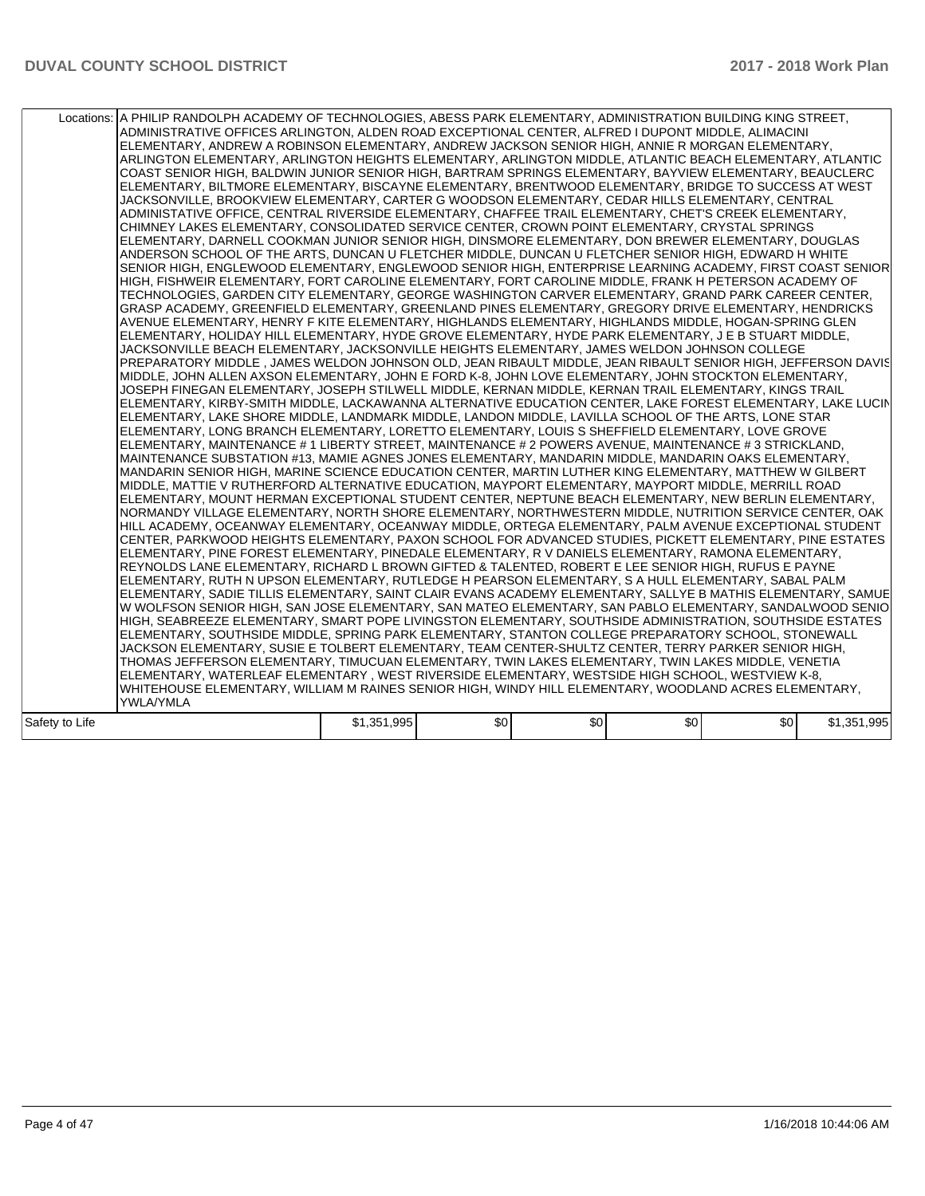| Locations: | A PHILIP RANDOLPH ACADEMY OF TECHNOLOGIES, ABESS PARK ELEMENTARY, ADMINISTRATION BUILDING KING STREET, ADMINISTRATIVE OFFICES ARLINGTON, ALDEN ROAD EXCEPTIONAL CENTER, ALFRED I DUPONT MIDDLE, ALIMACINI ELEMENTARY, ANDREW A ROBINSON ELEMENTARY, ANDREW JACKSON SENIOR HIGH, ANNIE R MORGAN ELEMENTARY, ARLINGTON ELEMENTARY, ARLINGTON HEIGHTS ELEMENTARY, ARLINGTON MIDDLE, ATLANTIC BEACH ELEMENTARY, ATLANTIC COAST SENIOR HIGH, BALDWIN JUNIOR SENIOR HIGH, BARTRAM SPRINGS ELEMENTARY, BAYVIEW ELEMENTARY, BEAUCLERC ELEMENTARY, BILTMORE ELEMENTARY, BISCAYNE ELEMENTARY, BRENTWOOD ELEMENTARY, BRIDGE TO SUCCESS AT WEST JACKSONVILLE, BROOKVIEW ELEMENTARY, CARTER G WOODSON ELEMENTARY, CEDAR HILLS ELEMENTARY, CENTRAL ADMINISTATIVE OFFICE, CENTRAL RIVERSIDE ELEMENTARY, CHAFFEE TRAIL ELEMENTARY, CHET'S CREEK ELEMENTARY, CHIMNEY LAKES ELEMENTARY, CONSOLIDATED SERVICE CENTER, CROWN POINT ELEMENTARY, CRYSTAL SPRINGS ELEMENTARY, DARNELL COOKMAN JUNIOR SENIOR HIGH, DINSMORE ELEMENTARY, DON BREWER ELEMENTARY, DOUGLAS ANDERSON SCHOOL OF THE ARTS, DUNCAN U FLETCHER MIDDLE, DUNCAN U FLETCHER SENIOR HIGH, EDWARD H WHITE SENIOR HIGH, ENGLEWOOD ELEMENTARY, ENGLEWOOD SENIOR HIGH, ENTERPRISE LEARNING ACADEMY, FIRST COAST SENIOR HIGH, FISHWEIR ELEMENTARY, FORT CAROLINE ELEMENTARY, FORT CAROLINE MIDDLE, FRANK H PETERSON ACADEMY OF TECHNOLOGIES, GARDEN CITY ELEMENTARY, GEORGE WASHINGTON CARVER ELEMENTARY, GRAND PARK CAREER CENTER, GRASP ACADEMY, GREENFIELD ELEMENTARY, GREENLAND PINES ELEMENTARY, GREGORY DRIVE ELEMENTARY, HENDRICKS AVENUE ELEMENTARY, HENRY F KITE ELEMENTARY, HIGHLANDS ELEMENTARY, HIGHLANDS MIDDLE, HOGAN-SPRING GLEN ELEMENTARY, HOLIDAY HILL ELEMENTARY, HYDE GROVE ELEMENTARY, HYDE PARK ELEMENTARY, J E B STUART MIDDLE, JACKSONVILLE BEACH ELEMENTARY, JACKSONVILLE HEIGHTS ELEMENTARY, JAMES WELDON JOHNSON COLLEGE PREPARATORY MIDDLE , JAMES WELDON JOHNSON OLD, JEAN RIBAULT MIDDLE, JEAN RIBAULT SENIOR HIGH, JEFFERSON DAVIS MIDDLE, JOHN ALLEN AXSON ELEMENTARY, JOHN E FORD K-8, JOHN LOVE ELEMENTARY, JOHN STOCKTON ELEMENTARY, JOSEPH FINEGAN ELEMENTARY, JOSEPH STILWELL MIDDLE, KERNAN MIDDLE, KERNAN TRAIL ELEMENTARY, KINGS TRAIL ELEMENTARY, KIRBY-SMITH MIDDLE, LACKAWANNA ALTERNATIVE EDUCATION CENTER, LAKE FOREST ELEMENTARY, LAKE LUCINA ELEMENTARY, LAKE SHORE MIDDLE, LANDMARK MIDDLE, LANDON MIDDLE, LAVILLA SCHOOL OF THE ARTS, LONE STAR ELEMENTARY, LONG BRANCH ELEMENTARY, LORETTO ELEMENTARY, LOUIS S SHEFFIELD ELEMENTARY, LOVE GROVE ELEMENTARY, MAINTENANCE # 1 LIBERTY STREET, MAINTENANCE # 2 POWERS AVENUE, MAINTENANCE # 3 STRICKLAND, MAINTENANCE SUBSTATION #13, MAMIE AGNES JONES ELEMENTARY, MANDARIN MIDDLE, MANDARIN OAKS ELEMENTARY, MANDARIN SENIOR HIGH, MARINE SCIENCE EDUCATION CENTER, MARTIN LUTHER KING ELEMENTARY, MATTHEW W GILBERT MIDDLE, MATTIE V RUTHERFORD ALTERNATIVE EDUCATION, MAYPORT ELEMENTARY, MAYPORT MIDDLE, MERRILL ROAD ELEMENTARY, MOUNT HERMAN EXCEPTIONAL STUDENT CENTER, NEPTUNE BEACH ELEMENTARY, NEW BERLIN ELEMENTARY, NORMANDY VILLAGE ELEMENTARY, NORTH SHORE ELEMENTARY, NORTHWESTERN MIDDLE, NUTRITION SERVICE CENTER, OAK HILL ACADEMY, OCEANWAY ELEMENTARY, OCEANWAY MIDDLE, ORTEGA ELEMENTARY, PALM AVENUE EXCEPTIONAL STUDENT CENTER, PARKWOOD HEIGHTS ELEMENTARY, PAXON SCHOOL FOR ADVANCED STUDIES, PICKETT ELEMENTARY, PINE ESTATES ELEMENTARY, PINE FOREST ELEMENTARY, PINEDALE ELEMENTARY, R V DANIELS ELEMENTARY, RAMONA ELEMENTARY, REYNOLDS LANE ELEMENTARY, RICHARD L BROWN GIFTED & TALENTED, ROBERT E LEE SENIOR HIGH, RUFUS E PAYNE ELEMENTARY, RUTH N UPSON ELEMENTARY, RUTLEDGE H PEARSON ELEMENTARY, S A HULL ELEMENTARY, SABAL PALM ELEMENTARY, SADIE TILLIS ELEMENTARY, SAINT CLAIR EVANS ACADEMY ELEMENTARY, SALLYE B MATHIS ELEMENTARY, SAMUEL W WOLFSON SENIOR HIGH, SAN JOSE ELEMENTARY, SAN MATEO ELEMENTARY, SAN PABLO ELEMENTARY, SANDALWOOD SENIOR HIGH, SEABREEZE ELEMENTARY, SMART POPE LIVINGSTON ELEMENTARY, SOUTHSIDE ADMINISTRATION, SOUTHSIDE ESTATES ELEMENTARY, SOUTHSIDE MIDDLE, SPRING PARK ELEMENTARY, STANTON COLLEGE PREPARATORY SCHOOL, STONEWALL JACKSON ELEMENTARY, SUSIE E TOLBERT ELEMENTARY, TEAM CENTER-SHULTZ CENTER, TERRY PARKER SENIOR HIGH, THOMAS JEFFERSON ELEMENTARY, TIMUCUAN ELEMENTARY, TWIN LAKES ELEMENTARY, TWIN LAKES MIDDLE, VENETIA ELEMENTARY, WATERLEAF ELEMENTARY , WEST RIVERSIDE ELEMENTARY, WESTSIDE HIGH SCHOOL, WESTVIEW K-8, WHITEHOUSE ELEMENTARY, WILLIAM M RAINES SENIOR HIGH, WINDY HILL ELEMENTARY, WOODLAND ACRES ELEMENTARY, YWLA/YMLA | | | | | |
|---|---|---|---|---|---|---|
| Safety to Life | $1,351,995 | $0 | $0 | $0 | $0 | $1,351,995 |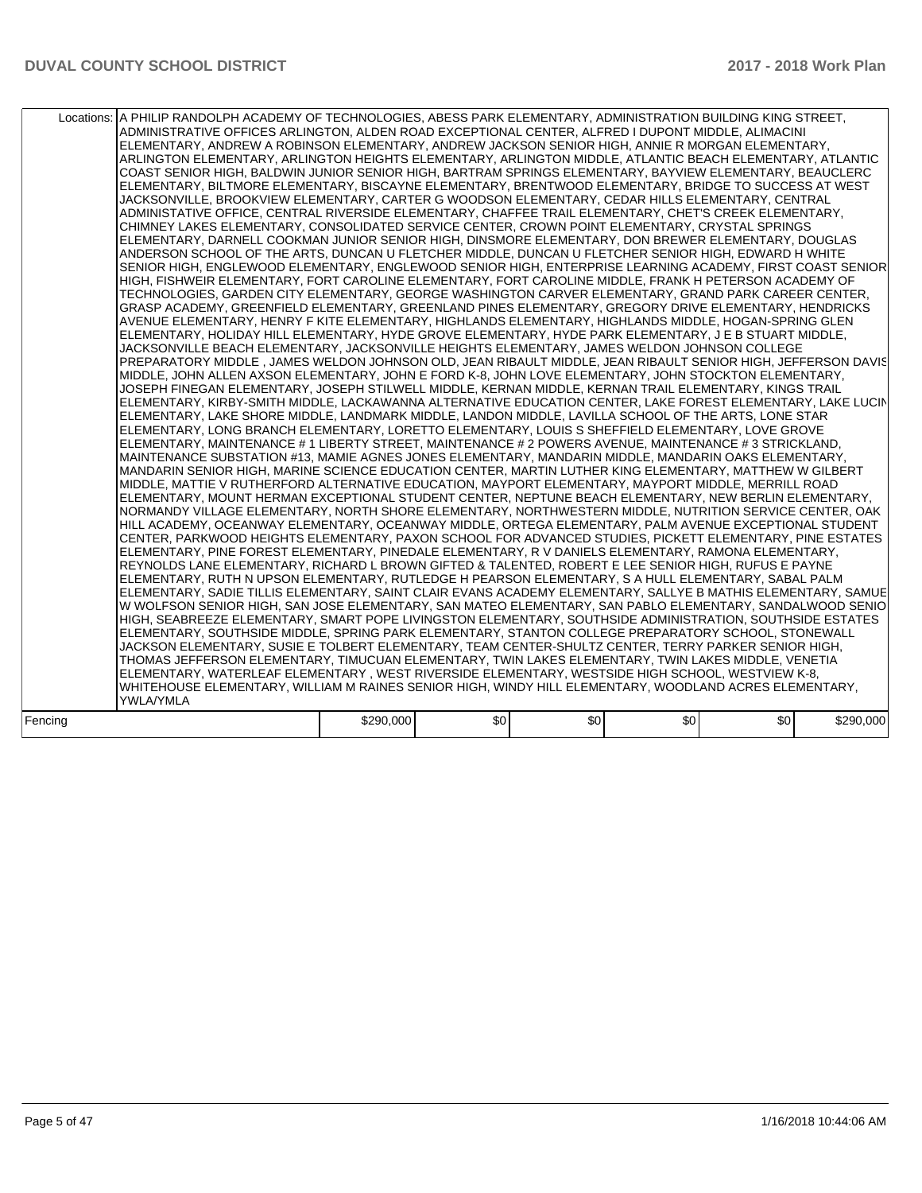| | | | | | | |
|---|---|---|---|---|---|---|
| Locations: | A PHILIP RANDOLPH ACADEMY OF TECHNOLOGIES, ABESS PARK ELEMENTARY, ADMINISTRATION BUILDING KING STREET, ADMINISTRATIVE OFFICES ARLINGTON, ALDEN ROAD EXCEPTIONAL CENTER, ALFRED I DUPONT MIDDLE, ALIMACINI ELEMENTARY, ANDREW A ROBINSON ELEMENTARY, ANDREW JACKSON SENIOR HIGH, ANNIE R MORGAN ELEMENTARY, ARLINGTON ELEMENTARY, ARLINGTON HEIGHTS ELEMENTARY, ARLINGTON MIDDLE, ATLANTIC BEACH ELEMENTARY, ATLANTIC COAST SENIOR HIGH, BALDWIN JUNIOR SENIOR HIGH, BARTRAM SPRINGS ELEMENTARY, BAYVIEW ELEMENTARY, BEAUCLERC ELEMENTARY, BILTMORE ELEMENTARY, BISCAYNE ELEMENTARY, BRENTWOOD ELEMENTARY, BRIDGE TO SUCCESS AT WEST JACKSONVILLE, BROOKVIEW ELEMENTARY, CARTER G WOODSON ELEMENTARY, CEDAR HILLS ELEMENTARY, CENTRAL ADMINISTATIVE OFFICE, CENTRAL RIVERSIDE ELEMENTARY, CHAFFEE TRAIL ELEMENTARY, CHET'S CREEK ELEMENTARY, CHIMNEY LAKES ELEMENTARY, CONSOLIDATED SERVICE CENTER, CROWN POINT ELEMENTARY, CRYSTAL SPRINGS ELEMENTARY, DARNELL COOKMAN JUNIOR SENIOR HIGH, DINSMORE ELEMENTARY, DON BREWER ELEMENTARY, DOUGLAS ANDERSON SCHOOL OF THE ARTS, DUNCAN U FLETCHER MIDDLE, DUNCAN U FLETCHER SENIOR HIGH, EDWARD H WHITE SENIOR HIGH, ENGLEWOOD ELEMENTARY, ENGLEWOOD SENIOR HIGH, ENTERPRISE LEARNING ACADEMY, FIRST COAST SENIOR HIGH, FISHWEIR ELEMENTARY, FORT CAROLINE ELEMENTARY, FORT CAROLINE MIDDLE, FRANK H PETERSON ACADEMY OF TECHNOLOGIES, GARDEN CITY ELEMENTARY, GEORGE WASHINGTON CARVER ELEMENTARY, GRAND PARK CAREER CENTER, GRASP ACADEMY, GREENFIELD ELEMENTARY, GREENLAND PINES ELEMENTARY, GREGORY DRIVE ELEMENTARY, HENDRICKS AVENUE ELEMENTARY, HENRY F KITE ELEMENTARY, HIGHLANDS ELEMENTARY, HIGHLANDS MIDDLE, HOGAN-SPRING GLEN ELEMENTARY, HOLIDAY HILL ELEMENTARY, HYDE GROVE ELEMENTARY, HYDE PARK ELEMENTARY, J E B STUART MIDDLE, JACKSONVILLE BEACH ELEMENTARY, JACKSONVILLE HEIGHTS ELEMENTARY, JAMES WELDON JOHNSON COLLEGE PREPARATORY MIDDLE , JAMES WELDON JOHNSON OLD, JEAN RIBAULT MIDDLE, JEAN RIBAULT SENIOR HIGH, JEFFERSON DAVIS MIDDLE, JOHN ALLEN AXSON ELEMENTARY, JOHN E FORD K-8, JOHN LOVE ELEMENTARY, JOHN STOCKTON ELEMENTARY, JOSEPH FINEGAN ELEMENTARY, JOSEPH STILWELL MIDDLE, KERNAN MIDDLE, KERNAN TRAIL ELEMENTARY, KINGS TRAIL ELEMENTARY, KIRBY-SMITH MIDDLE, LACKAWANNA ALTERNATIVE EDUCATION CENTER, LAKE FOREST ELEMENTARY, LAKE LUCINA ELEMENTARY, LAKE SHORE MIDDLE, LANDMARK MIDDLE, LANDON MIDDLE, LAVILLA SCHOOL OF THE ARTS, LONE STAR ELEMENTARY, LONG BRANCH ELEMENTARY, LORETTO ELEMENTARY, LOUIS S SHEFFIELD ELEMENTARY, LOVE GROVE ELEMENTARY, MAINTENANCE # 1 LIBERTY STREET, MAINTENANCE # 2 POWERS AVENUE, MAINTENANCE # 3 STRICKLAND, MAINTENANCE SUBSTATION #13, MAMIE AGNES JONES ELEMENTARY, MANDARIN MIDDLE, MANDARIN OAKS ELEMENTARY, MANDARIN SENIOR HIGH, MARINE SCIENCE EDUCATION CENTER, MARTIN LUTHER KING ELEMENTARY, MATTHEW W GILBERT MIDDLE, MATTIE V RUTHERFORD ALTERNATIVE EDUCATION, MAYPORT ELEMENTARY, MAYPORT MIDDLE, MERRILL ROAD ELEMENTARY, MOUNT HERMAN EXCEPTIONAL STUDENT CENTER, NEPTUNE BEACH ELEMENTARY, NEW BERLIN ELEMENTARY, NORMANDY VILLAGE ELEMENTARY, NORTH SHORE ELEMENTARY, NORTHWESTERN MIDDLE, NUTRITION SERVICE CENTER, OAK HILL ACADEMY, OCEANWAY ELEMENTARY, OCEANWAY MIDDLE, ORTEGA ELEMENTARY, PALM AVENUE EXCEPTIONAL STUDENT CENTER, PARKWOOD HEIGHTS ELEMENTARY, PAXON SCHOOL FOR ADVANCED STUDIES, PICKETT ELEMENTARY, PINE ESTATES ELEMENTARY, PINE FOREST ELEMENTARY, PINEDALE ELEMENTARY, R V DANIELS ELEMENTARY, RAMONA ELEMENTARY, REYNOLDS LANE ELEMENTARY, RICHARD L BROWN GIFTED & TALENTED, ROBERT E LEE SENIOR HIGH, RUFUS E PAYNE ELEMENTARY, RUTH N UPSON ELEMENTARY, RUTLEDGE H PEARSON ELEMENTARY, S A HULL ELEMENTARY, SABAL PALM ELEMENTARY, SADIE TILLIS ELEMENTARY, SAINT CLAIR EVANS ACADEMY ELEMENTARY, SALLYE B MATHIS ELEMENTARY, SAMUEL W WOLFSON SENIOR HIGH, SAN JOSE ELEMENTARY, SAN MATEO ELEMENTARY, SAN PABLO ELEMENTARY, SANDALWOOD SENIOR HIGH, SEABREEZE ELEMENTARY, SMART POPE LIVINGSTON ELEMENTARY, SOUTHSIDE ADMINISTRATION, SOUTHSIDE ESTATES ELEMENTARY, SOUTHSIDE MIDDLE, SPRING PARK ELEMENTARY, STANTON COLLEGE PREPARATORY SCHOOL, STONEWALL JACKSON ELEMENTARY, SUSIE E TOLBERT ELEMENTARY, TEAM CENTER-SHULTZ CENTER, TERRY PARKER SENIOR HIGH, THOMAS JEFFERSON ELEMENTARY, TIMUCUAN ELEMENTARY, TWIN LAKES ELEMENTARY, TWIN LAKES MIDDLE, VENETIA ELEMENTARY, WATERLEAF ELEMENTARY , WEST RIVERSIDE ELEMENTARY, WESTSIDE HIGH SCHOOL, WESTVIEW K-8, WHITEHOUSE ELEMENTARY, WILLIAM M RAINES SENIOR HIGH, WINDY HILL ELEMENTARY, WOODLAND ACRES ELEMENTARY, YWLA/YMLA | | | | | |
| Fencing | | $290,000 | $0 | $0 | $0 | $0 | $290,000 |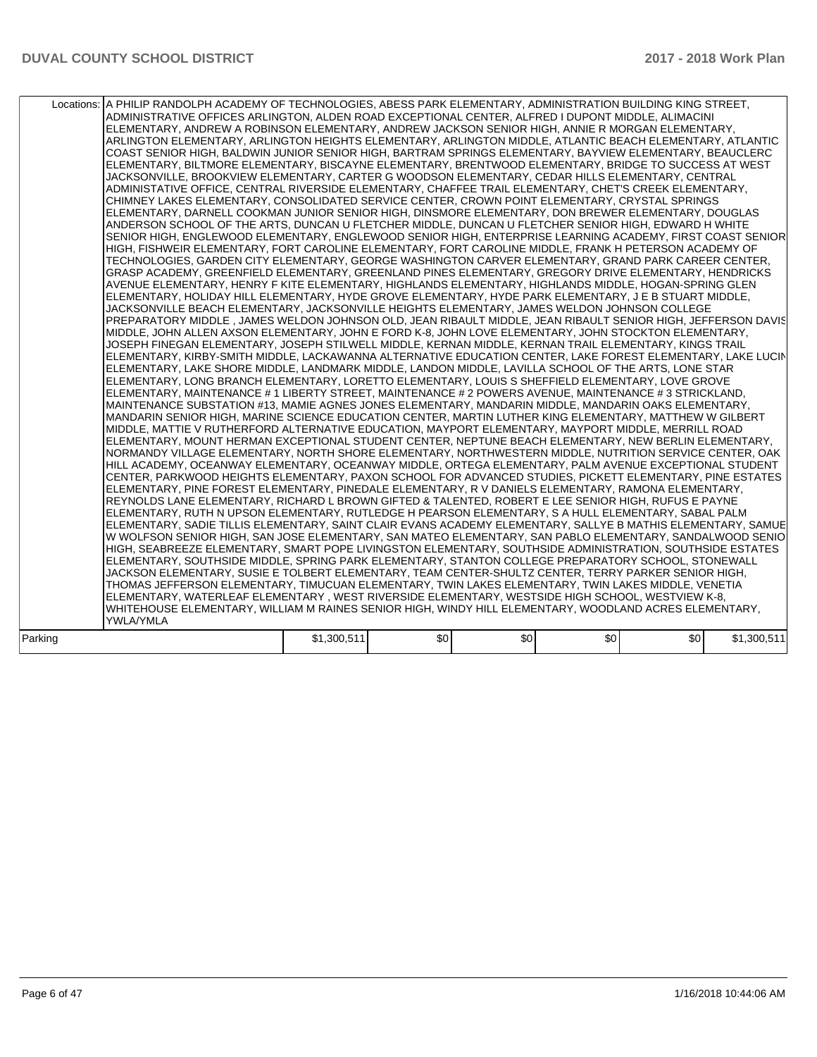| Locations: | A PHILIP RANDOLPH ACADEMY OF TECHNOLOGIES, ABESS PARK ELEMENTARY, ADMINISTRATION BUILDING KING STREET, ADMINISTRATIVE OFFICES ARLINGTON, ALDEN ROAD EXCEPTIONAL CENTER, ALFRED I DUPONT MIDDLE, ALIMACINI ELEMENTARY, ANDREW A ROBINSON ELEMENTARY, ANDREW JACKSON SENIOR HIGH, ANNIE R MORGAN ELEMENTARY, ARLINGTON ELEMENTARY, ARLINGTON HEIGHTS ELEMENTARY, ARLINGTON MIDDLE, ATLANTIC BEACH ELEMENTARY, ATLANTIC COAST SENIOR HIGH, BALDWIN JUNIOR SENIOR HIGH, BARTRAM SPRINGS ELEMENTARY, BAYVIEW ELEMENTARY, BEAUCLERC ELEMENTARY, BILTMORE ELEMENTARY, BISCAYNE ELEMENTARY, BRENTWOOD ELEMENTARY, BRIDGE TO SUCCESS AT WEST JACKSONVILLE, BROOKVIEW ELEMENTARY, CARTER G WOODSON ELEMENTARY, CEDAR HILLS ELEMENTARY, CENTRAL ADMINISTATIVE OFFICE, CENTRAL RIVERSIDE ELEMENTARY, CHAFFEE TRAIL ELEMENTARY, CHET'S CREEK ELEMENTARY, CHIMNEY LAKES ELEMENTARY, CONSOLIDATED SERVICE CENTER, CROWN POINT ELEMENTARY, CRYSTAL SPRINGS ELEMENTARY, DARNELL COOKMAN JUNIOR SENIOR HIGH, DINSMORE ELEMENTARY, DON BREWER ELEMENTARY, DOUGLAS ANDERSON SCHOOL OF THE ARTS, DUNCAN U FLETCHER MIDDLE, DUNCAN U FLETCHER SENIOR HIGH, EDWARD H WHITE SENIOR HIGH, ENGLEWOOD ELEMENTARY, ENGLEWOOD SENIOR HIGH, ENTERPRISE LEARNING ACADEMY, FIRST COAST SENIOR HIGH, FISHWEIR ELEMENTARY, FORT CAROLINE ELEMENTARY, FORT CAROLINE MIDDLE, FRANK H PETERSON ACADEMY OF TECHNOLOGIES, GARDEN CITY ELEMENTARY, GEORGE WASHINGTON CARVER ELEMENTARY, GRAND PARK CAREER CENTER, GRASP ACADEMY, GREENFIELD ELEMENTARY, GREENLAND PINES ELEMENTARY, GREGORY DRIVE ELEMENTARY, HENDRICKS AVENUE ELEMENTARY, HENRY F KITE ELEMENTARY, HIGHLANDS ELEMENTARY, HIGHLANDS MIDDLE, HOGAN-SPRING GLEN ELEMENTARY, HOLIDAY HILL ELEMENTARY, HYDE GROVE ELEMENTARY, HYDE PARK ELEMENTARY, J E B STUART MIDDLE, JACKSONVILLE BEACH ELEMENTARY, JACKSONVILLE HEIGHTS ELEMENTARY, JAMES WELDON JOHNSON COLLEGE PREPARATORY MIDDLE , JAMES WELDON JOHNSON OLD, JEAN RIBAULT MIDDLE, JEAN RIBAULT SENIOR HIGH, JEFFERSON DAVIS MIDDLE, JOHN ALLEN AXSON ELEMENTARY, JOHN E FORD K-8, JOHN LOVE ELEMENTARY, JOHN STOCKTON ELEMENTARY, JOSEPH FINEGAN ELEMENTARY, JOSEPH STILWELL MIDDLE, KERNAN MIDDLE, KERNAN TRAIL ELEMENTARY, KINGS TRAIL ELEMENTARY, KIRBY-SMITH MIDDLE, LACKAWANNA ALTERNATIVE EDUCATION CENTER, LAKE FOREST ELEMENTARY, LAKE LUCINA ELEMENTARY, LAKE SHORE MIDDLE, LANDMARK MIDDLE, LANDON MIDDLE, LAVILLA SCHOOL OF THE ARTS, LONE STAR ELEMENTARY, LONG BRANCH ELEMENTARY, LORETTO ELEMENTARY, LOUIS S SHEFFIELD ELEMENTARY, LOVE GROVE ELEMENTARY, MAINTENANCE # 1 LIBERTY STREET, MAINTENANCE # 2 POWERS AVENUE, MAINTENANCE # 3 STRICKLAND, MAINTENANCE SUBSTATION #13, MAMIE AGNES JONES ELEMENTARY, MANDARIN MIDDLE, MANDARIN OAKS ELEMENTARY, MANDARIN SENIOR HIGH, MARINE SCIENCE EDUCATION CENTER, MARTIN LUTHER KING ELEMENTARY, MATTHEW W GILBERT MIDDLE, MATTIE V RUTHERFORD ALTERNATIVE EDUCATION, MAYPORT ELEMENTARY, MAYPORT MIDDLE, MERRILL ROAD ELEMENTARY, MOUNT HERMAN EXCEPTIONAL STUDENT CENTER, NEPTUNE BEACH ELEMENTARY, NEW BERLIN ELEMENTARY, NORMANDY VILLAGE ELEMENTARY, NORTH SHORE ELEMENTARY, NORTHWESTERN MIDDLE, NUTRITION SERVICE CENTER, OAK HILL ACADEMY, OCEANWAY ELEMENTARY, OCEANWAY MIDDLE, ORTEGA ELEMENTARY, PALM AVENUE EXCEPTIONAL STUDENT CENTER, PARKWOOD HEIGHTS ELEMENTARY, PAXON SCHOOL FOR ADVANCED STUDIES, PICKETT ELEMENTARY, PINE ESTATES ELEMENTARY, PINE FOREST ELEMENTARY, PINEDALE ELEMENTARY, R V DANIELS ELEMENTARY, RAMONA ELEMENTARY, REYNOLDS LANE ELEMENTARY, RICHARD L BROWN GIFTED & TALENTED, ROBERT E LEE SENIOR HIGH, RUFUS E PAYNE ELEMENTARY, RUTH N UPSON ELEMENTARY, RUTLEDGE H PEARSON ELEMENTARY, S A HULL ELEMENTARY, SABAL PALM ELEMENTARY, SADIE TILLIS ELEMENTARY, SAINT CLAIR EVANS ACADEMY ELEMENTARY, SALLYE B MATHIS ELEMENTARY, SAMUEL W WOLFSON SENIOR HIGH, SAN JOSE ELEMENTARY, SAN MATEO ELEMENTARY, SAN PABLO ELEMENTARY, SANDALWOOD SENIOR HIGH, SEABREEZE ELEMENTARY, SMART POPE LIVINGSTON ELEMENTARY, SOUTHSIDE ADMINISTRATION, SOUTHSIDE ESTATES ELEMENTARY, SOUTHSIDE MIDDLE, SPRING PARK ELEMENTARY, STANTON COLLEGE PREPARATORY SCHOOL, STONEWALL JACKSON ELEMENTARY, SUSIE E TOLBERT ELEMENTARY, TEAM CENTER-SHULTZ CENTER, TERRY PARKER SENIOR HIGH, THOMAS JEFFERSON ELEMENTARY, TIMUCUAN ELEMENTARY, TWIN LAKES ELEMENTARY, TWIN LAKES MIDDLE, VENETIA ELEMENTARY, WATERLEAF ELEMENTARY , WEST RIVERSIDE ELEMENTARY, WESTSIDE HIGH SCHOOL, WESTVIEW K-8, WHITEHOUSE ELEMENTARY, WILLIAM M RAINES SENIOR HIGH, WINDY HILL ELEMENTARY, WOODLAND ACRES ELEMENTARY, YWLA/YMLA | | | | | |
|---|---|---|---|---|---|---|
| Parking | $1,300,511 | $0 | $0 | $0 | $0 | $1,300,511 |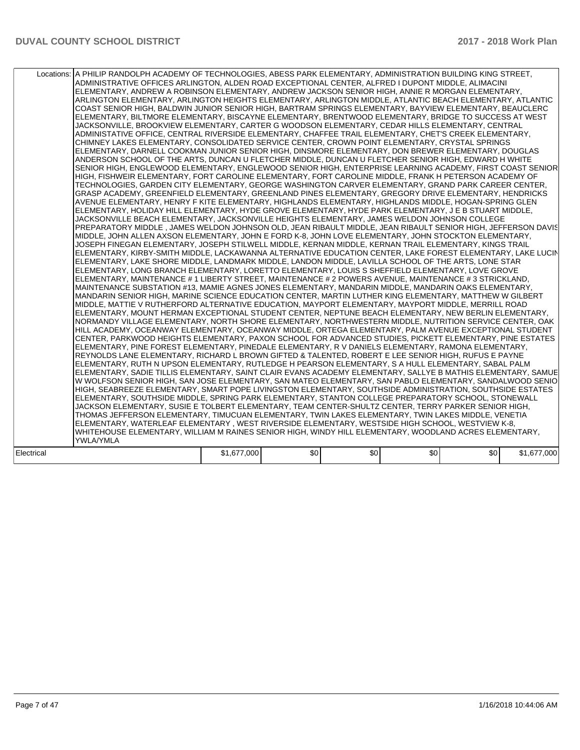| Locations: | A PHILIP RANDOLPH ACADEMY OF TECHNOLOGIES, ABESS PARK ELEMENTARY, ADMINISTRATION BUILDING KING STREET, ADMINISTRATIVE OFFICES ARLINGTON, ALDEN ROAD EXCEPTIONAL CENTER, ALFRED I DUPONT MIDDLE, ALIMACINI ELEMENTARY, ANDREW A ROBINSON ELEMENTARY, ANDREW JACKSON SENIOR HIGH, ANNIE R MORGAN ELEMENTARY, ARLINGTON ELEMENTARY, ARLINGTON HEIGHTS ELEMENTARY, ARLINGTON MIDDLE, ATLANTIC BEACH ELEMENTARY, ATLANTIC COAST SENIOR HIGH, BALDWIN JUNIOR SENIOR HIGH, BARTRAM SPRINGS ELEMENTARY, BAYVIEW ELEMENTARY, BEAUCLERC ELEMENTARY, BILTMORE ELEMENTARY, BISCAYNE ELEMENTARY, BRENTWOOD ELEMENTARY, BRIDGE TO SUCCESS AT WEST JACKSONVILLE, BROOKVIEW ELEMENTARY, CARTER G WOODSON ELEMENTARY, CEDAR HILLS ELEMENTARY, CENTRAL ADMINISTATIVE OFFICE, CENTRAL RIVERSIDE ELEMENTARY, CHAFFEE TRAIL ELEMENTARY, CHET'S CREEK ELEMENTARY, CHIMNEY LAKES ELEMENTARY, CONSOLIDATED SERVICE CENTER, CROWN POINT ELEMENTARY, CRYSTAL SPRINGS ELEMENTARY, DARNELL COOKMAN JUNIOR SENIOR HIGH, DINSMORE ELEMENTARY, DON BREWER ELEMENTARY, DOUGLAS ANDERSON SCHOOL OF THE ARTS, DUNCAN U FLETCHER MIDDLE, DUNCAN U FLETCHER SENIOR HIGH, EDWARD H WHITE SENIOR HIGH, ENGLEWOOD ELEMENTARY, ENGLEWOOD SENIOR HIGH, ENTERPRISE LEARNING ACADEMY, FIRST COAST SENIOR HIGH, FISHWEIR ELEMENTARY, FORT CAROLINE ELEMENTARY, FORT CAROLINE MIDDLE, FRANK H PETERSON ACADEMY OF TECHNOLOGIES, GARDEN CITY ELEMENTARY, GEORGE WASHINGTON CARVER ELEMENTARY, GRAND PARK CAREER CENTER, GRASP ACADEMY, GREENFIELD ELEMENTARY, GREENLAND PINES ELEMENTARY, GREGORY DRIVE ELEMENTARY, HENDRICKS AVENUE ELEMENTARY, HENRY F KITE ELEMENTARY, HIGHLANDS ELEMENTARY, HIGHLANDS MIDDLE, HOGAN-SPRING GLEN ELEMENTARY, HOLIDAY HILL ELEMENTARY, HYDE GROVE ELEMENTARY, HYDE PARK ELEMENTARY, J E B STUART MIDDLE, JACKSONVILLE BEACH ELEMENTARY, JACKSONVILLE HEIGHTS ELEMENTARY, JAMES WELDON JOHNSON COLLEGE PREPARATORY MIDDLE , JAMES WELDON JOHNSON OLD, JEAN RIBAULT MIDDLE, JEAN RIBAULT SENIOR HIGH, JEFFERSON DAVIS MIDDLE, JOHN ALLEN AXSON ELEMENTARY, JOHN E FORD K-8, JOHN LOVE ELEMENTARY, JOHN STOCKTON ELEMENTARY, JOSEPH FINEGAN ELEMENTARY, JOSEPH STILWELL MIDDLE, KERNAN MIDDLE, KERNAN TRAIL ELEMENTARY, KINGS TRAIL ELEMENTARY, KIRBY-SMITH MIDDLE, LACKAWANNA ALTERNATIVE EDUCATION CENTER, LAKE FOREST ELEMENTARY, LAKE LUCINA ELEMENTARY, LAKE SHORE MIDDLE, LANDMARK MIDDLE, LANDON MIDDLE, LAVILLA SCHOOL OF THE ARTS, LONE STAR ELEMENTARY, LONG BRANCH ELEMENTARY, LORETTO ELEMENTARY, LOUIS S SHEFFIELD ELEMENTARY, LOVE GROVE ELEMENTARY, MAINTENANCE # 1 LIBERTY STREET, MAINTENANCE # 2 POWERS AVENUE, MAINTENANCE # 3 STRICKLAND, MAINTENANCE SUBSTATION #13, MAMIE AGNES JONES ELEMENTARY, MANDARIN MIDDLE, MANDARIN OAKS ELEMENTARY, MANDARIN SENIOR HIGH, MARINE SCIENCE EDUCATION CENTER, MARTIN LUTHER KING ELEMENTARY, MATTHEW W GILBERT MIDDLE, MATTIE V RUTHERFORD ALTERNATIVE EDUCATION, MAYPORT ELEMENTARY, MAYPORT MIDDLE, MERRILL ROAD ELEMENTARY, MOUNT HERMAN EXCEPTIONAL STUDENT CENTER, NEPTUNE BEACH ELEMENTARY, NEW BERLIN ELEMENTARY, NORMANDY VILLAGE ELEMENTARY, NORTH SHORE ELEMENTARY, NORTHWESTERN MIDDLE, NUTRITION SERVICE CENTER, OAK HILL ACADEMY, OCEANWAY ELEMENTARY, OCEANWAY MIDDLE, ORTEGA ELEMENTARY, PALM AVENUE EXCEPTIONAL STUDENT CENTER, PARKWOOD HEIGHTS ELEMENTARY, PAXON SCHOOL FOR ADVANCED STUDIES, PICKETT ELEMENTARY, PINE ESTATES ELEMENTARY, PINE FOREST ELEMENTARY, PINEDALE ELEMENTARY, R V DANIELS ELEMENTARY, RAMONA ELEMENTARY, REYNOLDS LANE ELEMENTARY, RICHARD L BROWN GIFTED & TALENTED, ROBERT E LEE SENIOR HIGH, RUFUS E PAYNE ELEMENTARY, RUTH N UPSON ELEMENTARY, RUTLEDGE H PEARSON ELEMENTARY, S A HULL ELEMENTARY, SABAL PALM ELEMENTARY, SADIE TILLIS ELEMENTARY, SAINT CLAIR EVANS ACADEMY ELEMENTARY, SALLYE B MATHIS ELEMENTARY, SAMUEL W WOLFSON SENIOR HIGH, SAN JOSE ELEMENTARY, SAN MATEO ELEMENTARY, SAN PABLO ELEMENTARY, SANDALWOOD SENIOR HIGH, SEABREEZE ELEMENTARY, SMART POPE LIVINGSTON ELEMENTARY, SOUTHSIDE ADMINISTRATION, SOUTHSIDE ESTATES ELEMENTARY, SOUTHSIDE MIDDLE, SPRING PARK ELEMENTARY, STANTON COLLEGE PREPARATORY SCHOOL, STONEWALL JACKSON ELEMENTARY, SUSIE E TOLBERT ELEMENTARY, TEAM CENTER-SHULTZ CENTER, TERRY PARKER SENIOR HIGH, THOMAS JEFFERSON ELEMENTARY, TIMUCUAN ELEMENTARY, TWIN LAKES ELEMENTARY, TWIN LAKES MIDDLE, VENETIA ELEMENTARY, WATERLEAF ELEMENTARY , WEST RIVERSIDE ELEMENTARY, WESTSIDE HIGH SCHOOL, WESTVIEW K-8, WHITEHOUSE ELEMENTARY, WILLIAM M RAINES SENIOR HIGH, WINDY HILL ELEMENTARY, WOODLAND ACRES ELEMENTARY, YWLA/YMLA | | | | | |
|---|---|---|---|---|---|---|
| Electrical | $1,677,000 | $0 | $0 | $0 | $0 | $1,677,000 |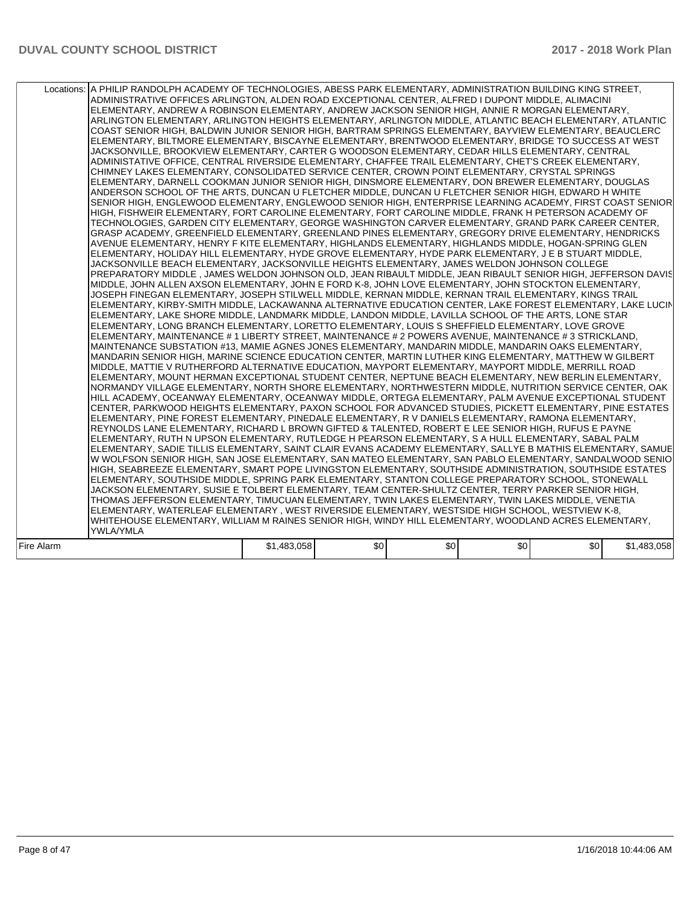| | | | | | | |
|---|---|---|---|---|---|---|
| Locations: | A PHILIP RANDOLPH ACADEMY OF TECHNOLOGIES, ABESS PARK ELEMENTARY, ADMINISTRATION BUILDING KING STREET, ADMINISTRATIVE OFFICES ARLINGTON, ALDEN ROAD EXCEPTIONAL CENTER, ALFRED I DUPONT MIDDLE, ALIMACINI ELEMENTARY, ANDREW A ROBINSON ELEMENTARY, ANDREW JACKSON SENIOR HIGH, ANNIE R MORGAN ELEMENTARY, ARLINGTON ELEMENTARY, ARLINGTON HEIGHTS ELEMENTARY, ARLINGTON MIDDLE, ATLANTIC BEACH ELEMENTARY, ATLANTIC COAST SENIOR HIGH, BALDWIN JUNIOR SENIOR HIGH, BARTRAM SPRINGS ELEMENTARY, BAYVIEW ELEMENTARY, BEAUCLERC ELEMENTARY, BILTMORE ELEMENTARY, BISCAYNE ELEMENTARY, BRENTWOOD ELEMENTARY, BRIDGE TO SUCCESS AT WEST JACKSONVILLE, BROOKVIEW ELEMENTARY, CARTER G WOODSON ELEMENTARY, CEDAR HILLS ELEMENTARY, CENTRAL ADMINISTATIVE OFFICE, CENTRAL RIVERSIDE ELEMENTARY, CHAFFEE TRAIL ELEMENTARY, CHET'S CREEK ELEMENTARY, CHIMNEY LAKES ELEMENTARY, CONSOLIDATED SERVICE CENTER, CROWN POINT ELEMENTARY, CRYSTAL SPRINGS ELEMENTARY, DARNELL COOKMAN JUNIOR SENIOR HIGH, DINSMORE ELEMENTARY, DON BREWER ELEMENTARY, DOUGLAS ANDERSON SCHOOL OF THE ARTS, DUNCAN U FLETCHER MIDDLE, DUNCAN U FLETCHER SENIOR HIGH, EDWARD H WHITE SENIOR HIGH, ENGLEWOOD ELEMENTARY, ENGLEWOOD SENIOR HIGH, ENTERPRISE LEARNING ACADEMY, FIRST COAST SENIOR HIGH, FISHWEIR ELEMENTARY, FORT CAROLINE ELEMENTARY, FORT CAROLINE MIDDLE, FRANK H PETERSON ACADEMY OF TECHNOLOGIES, GARDEN CITY ELEMENTARY, GEORGE WASHINGTON CARVER ELEMENTARY, GRAND PARK CAREER CENTER, GRASP ACADEMY, GREENFIELD ELEMENTARY, GREENLAND PINES ELEMENTARY, GREGORY DRIVE ELEMENTARY, HENDRICKS AVENUE ELEMENTARY, HENRY F KITE ELEMENTARY, HIGHLANDS ELEMENTARY, HIGHLANDS MIDDLE, HOGAN-SPRING GLEN ELEMENTARY, HOLIDAY HILL ELEMENTARY, HYDE GROVE ELEMENTARY, HYDE PARK ELEMENTARY, J E B STUART MIDDLE, JACKSONVILLE BEACH ELEMENTARY, JACKSONVILLE HEIGHTS ELEMENTARY, JAMES WELDON JOHNSON COLLEGE PREPARATORY MIDDLE , JAMES WELDON JOHNSON OLD, JEAN RIBAULT MIDDLE, JEAN RIBAULT SENIOR HIGH, JEFFERSON DAVIS MIDDLE, JOHN ALLEN AXSON ELEMENTARY, JOHN E FORD K-8, JOHN LOVE ELEMENTARY, JOHN STOCKTON ELEMENTARY, JOSEPH FINEGAN ELEMENTARY, JOSEPH STILWELL MIDDLE, KERNAN MIDDLE, KERNAN TRAIL ELEMENTARY, KINGS TRAIL ELEMENTARY, KIRBY-SMITH MIDDLE, LACKAWANNA ALTERNATIVE EDUCATION CENTER, LAKE FOREST ELEMENTARY, LAKE LUCINA ELEMENTARY, LAKE SHORE MIDDLE, LANDMARK MIDDLE, LANDON MIDDLE, LAVILLA SCHOOL OF THE ARTS, LONE STAR ELEMENTARY, LONG BRANCH ELEMENTARY, LORETTO ELEMENTARY, LOUIS S SHEFFIELD ELEMENTARY, LOVE GROVE ELEMENTARY, MAINTENANCE # 1 LIBERTY STREET, MAINTENANCE # 2 POWERS AVENUE, MAINTENANCE # 3 STRICKLAND, MAINTENANCE SUBSTATION #13, MAMIE AGNES JONES ELEMENTARY, MANDARIN MIDDLE, MANDARIN OAKS ELEMENTARY, MANDARIN SENIOR HIGH, MARINE SCIENCE EDUCATION CENTER, MARTIN LUTHER KING ELEMENTARY, MATTHEW W GILBERT MIDDLE, MATTIE V RUTHERFORD ALTERNATIVE EDUCATION, MAYPORT ELEMENTARY, MAYPORT MIDDLE, MERRILL ROAD ELEMENTARY, MOUNT HERMAN EXCEPTIONAL STUDENT CENTER, NEPTUNE BEACH ELEMENTARY, NEW BERLIN ELEMENTARY, NORMANDY VILLAGE ELEMENTARY, NORTH SHORE ELEMENTARY, NORTHWESTERN MIDDLE, NUTRITION SERVICE CENTER, OAK HILL ACADEMY, OCEANWAY ELEMENTARY, OCEANWAY MIDDLE, ORTEGA ELEMENTARY, PALM AVENUE EXCEPTIONAL STUDENT CENTER, PARKWOOD HEIGHTS ELEMENTARY, PAXON SCHOOL FOR ADVANCED STUDIES, PICKETT ELEMENTARY, PINE ESTATES ELEMENTARY, PINE FOREST ELEMENTARY, PINEDALE ELEMENTARY, R V DANIELS ELEMENTARY, RAMONA ELEMENTARY, REYNOLDS LANE ELEMENTARY, RICHARD L BROWN GIFTED & TALENTED, ROBERT E LEE SENIOR HIGH, RUFUS E PAYNE ELEMENTARY, RUTH N UPSON ELEMENTARY, RUTLEDGE H PEARSON ELEMENTARY, S A HULL ELEMENTARY, SABAL PALM ELEMENTARY, SADIE TILLIS ELEMENTARY, SAINT CLAIR EVANS ACADEMY ELEMENTARY, SALLYE B MATHIS ELEMENTARY, SAMUEL W WOLFSON SENIOR HIGH, SAN JOSE ELEMENTARY, SAN MATEO ELEMENTARY, SAN PABLO ELEMENTARY, SANDALWOOD SENIOR HIGH, SEABREEZE ELEMENTARY, SMART POPE LIVINGSTON ELEMENTARY, SOUTHSIDE ADMINISTRATION, SOUTHSIDE ESTATES ELEMENTARY, SOUTHSIDE MIDDLE, SPRING PARK ELEMENTARY, STANTON COLLEGE PREPARATORY SCHOOL, STONEWALL JACKSON ELEMENTARY, SUSIE E TOLBERT ELEMENTARY, TEAM CENTER-SHULTZ CENTER, TERRY PARKER SENIOR HIGH, THOMAS JEFFERSON ELEMENTARY, TIMUCUAN ELEMENTARY, TWIN LAKES ELEMENTARY, TWIN LAKES MIDDLE, VENETIA ELEMENTARY, WATERLEAF ELEMENTARY , WEST RIVERSIDE ELEMENTARY, WESTSIDE HIGH SCHOOL, WESTVIEW K-8, WHITEHOUSE ELEMENTARY, WILLIAM M RAINES SENIOR HIGH, WINDY HILL ELEMENTARY, WOODLAND ACRES ELEMENTARY, YWLA/YMLA | | | | | |
| Fire Alarm | | $1,483,058 | $0 | $0 | $0 | $0 | $1,483,058 |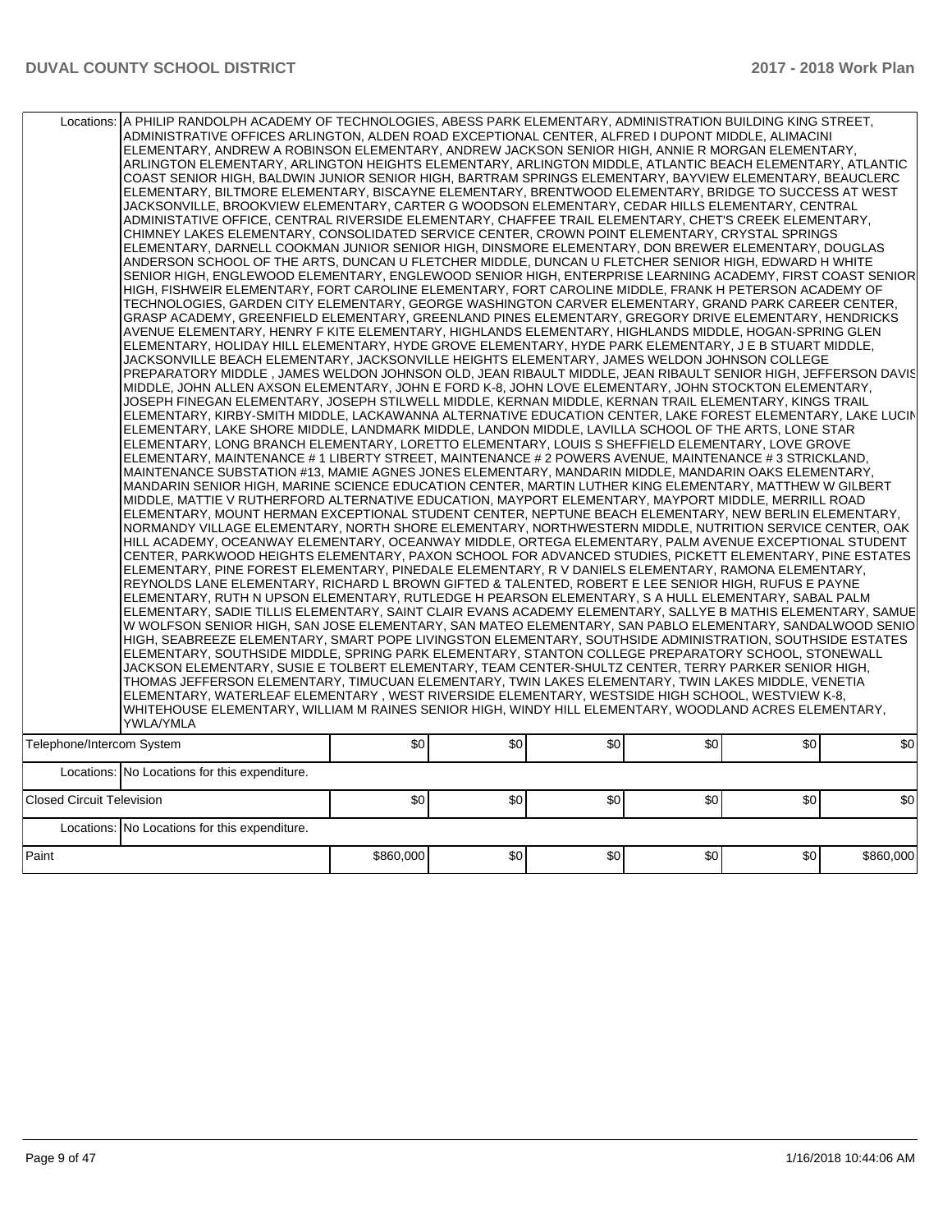| | | | | | | | |
|---|---|---|---|---|---|---|---|
| | Locations: | A PHILIP RANDOLPH ACADEMY OF TECHNOLOGIES, ABESS PARK ELEMENTARY, ADMINISTRATION BUILDING KING STREET, ADMINISTRATIVE OFFICES ARLINGTON, ALDEN ROAD EXCEPTIONAL CENTER, ALFRED I DUPONT MIDDLE, ALIMACINI ELEMENTARY, ANDREW A ROBINSON ELEMENTARY, ANDREW JACKSON SENIOR HIGH, ANNIE R MORGAN ELEMENTARY, ARLINGTON ELEMENTARY, ARLINGTON HEIGHTS ELEMENTARY, ARLINGTON MIDDLE, ATLANTIC BEACH ELEMENTARY, ATLANTIC COAST SENIOR HIGH, BALDWIN JUNIOR SENIOR HIGH, BARTRAM SPRINGS ELEMENTARY, BAYVIEW ELEMENTARY, BEAUCLERC ELEMENTARY, BILTMORE ELEMENTARY, BISCAYNE ELEMENTARY, BRENTWOOD ELEMENTARY, BRIDGE TO SUCCESS AT WEST JACKSONVILLE, BROOKVIEW ELEMENTARY, CARTER G WOODSON ELEMENTARY, CEDAR HILLS ELEMENTARY, CENTRAL ADMINISTATIVE OFFICE, CENTRAL RIVERSIDE ELEMENTARY, CHAFFEE TRAIL ELEMENTARY, CHET'S CREEK ELEMENTARY, CHIMNEY LAKES ELEMENTARY, CONSOLIDATED SERVICE CENTER, CROWN POINT ELEMENTARY, CRYSTAL SPRINGS ELEMENTARY, DARNELL COOKMAN JUNIOR SENIOR HIGH, DINSMORE ELEMENTARY, DON BREWER ELEMENTARY, DOUGLAS ANDERSON SCHOOL OF THE ARTS, DUNCAN U FLETCHER MIDDLE, DUNCAN U FLETCHER SENIOR HIGH, EDWARD H WHITE SENIOR HIGH, ENGLEWOOD ELEMENTARY, ENGLEWOOD SENIOR HIGH, ENTERPRISE LEARNING ACADEMY, FIRST COAST SENIOR HIGH, FISHWEIR ELEMENTARY, FORT CAROLINE ELEMENTARY, FORT CAROLINE MIDDLE, FRANK H PETERSON ACADEMY OF TECHNOLOGIES, GARDEN CITY ELEMENTARY, GEORGE WASHINGTON CARVER ELEMENTARY, GRAND PARK CAREER CENTER, GRASP ACADEMY, GREENFIELD ELEMENTARY, GREENLAND PINES ELEMENTARY, GREGORY DRIVE ELEMENTARY, HENDRICKS AVENUE ELEMENTARY, HENRY F KITE ELEMENTARY, HIGHLANDS ELEMENTARY, HIGHLANDS MIDDLE, HOGAN-SPRING GLEN ELEMENTARY, HOLIDAY HILL ELEMENTARY, HYDE GROVE ELEMENTARY, HYDE PARK ELEMENTARY, J E B STUART MIDDLE, JACKSONVILLE BEACH ELEMENTARY, JACKSONVILLE HEIGHTS ELEMENTARY, JAMES WELDON JOHNSON COLLEGE PREPARATORY MIDDLE , JAMES WELDON JOHNSON OLD, JEAN RIBAULT MIDDLE, JEAN RIBAULT SENIOR HIGH, JEFFERSON DAVIS MIDDLE, JOHN ALLEN AXSON ELEMENTARY, JOHN E FORD K-8, JOHN LOVE ELEMENTARY, JOHN STOCKTON ELEMENTARY, JOSEPH FINEGAN ELEMENTARY, JOSEPH STILWELL MIDDLE, KERNAN MIDDLE, KERNAN TRAIL ELEMENTARY, KINGS TRAIL ELEMENTARY, KIRBY-SMITH MIDDLE, LACKAWANNA ALTERNATIVE EDUCATION CENTER, LAKE FOREST ELEMENTARY, LAKE LUCIN ELEMENTARY, LAKE SHORE MIDDLE, LANDMARK MIDDLE, LANDON MIDDLE, LAVILLA SCHOOL OF THE ARTS, LONE STAR ELEMENTARY, LONG BRANCH ELEMENTARY, LORETTO ELEMENTARY, LOUIS S SHEFFIELD ELEMENTARY, LOVE GROVE ELEMENTARY, MAINTENANCE # 1 LIBERTY STREET, MAINTENANCE # 2 POWERS AVENUE, MAINTENANCE # 3 STRICKLAND, MAINTENANCE SUBSTATION #13, MAMIE AGNES JONES ELEMENTARY, MANDARIN MIDDLE, MANDARIN OAKS ELEMENTARY, MANDARIN SENIOR HIGH, MARINE SCIENCE EDUCATION CENTER, MARTIN LUTHER KING ELEMENTARY, MATTHEW W GILBERT MIDDLE, MATTIE V RUTHERFORD ALTERNATIVE EDUCATION, MAYPORT ELEMENTARY, MAYPORT MIDDLE, MERRILL ROAD ELEMENTARY, MOUNT HERMAN EXCEPTIONAL STUDENT CENTER, NEPTUNE BEACH ELEMENTARY, NEW BERLIN ELEMENTARY, NORMANDY VILLAGE ELEMENTARY, NORTH SHORE ELEMENTARY, NORTHWESTERN MIDDLE, NUTRITION SERVICE CENTER, OAK HILL ACADEMY, OCEANWAY ELEMENTARY, OCEANWAY MIDDLE, ORTEGA ELEMENTARY, PALM AVENUE EXCEPTIONAL STUDENT CENTER, PARKWOOD HEIGHTS ELEMENTARY, PAXON SCHOOL FOR ADVANCED STUDIES, PICKETT ELEMENTARY, PINE ESTATES ELEMENTARY, PINE FOREST ELEMENTARY, PINEDALE ELEMENTARY, R V DANIELS ELEMENTARY, RAMONA ELEMENTARY, REYNOLDS LANE ELEMENTARY, RICHARD L BROWN GIFTED & TALENTED, ROBERT E LEE SENIOR HIGH, RUFUS E PAYNE ELEMENTARY, RUTH N UPSON ELEMENTARY, RUTLEDGE H PEARSON ELEMENTARY, S A HULL ELEMENTARY, SABAL PALM ELEMENTARY, SADIE TILLIS ELEMENTARY, SAINT CLAIR EVANS ACADEMY ELEMENTARY, SALLYE B MATHIS ELEMENTARY, SAMUE W WOLFSON SENIOR HIGH, SAN JOSE ELEMENTARY, SAN MATEO ELEMENTARY, SAN PABLO ELEMENTARY, SANDALWOOD SENIO HIGH, SEABREEZE ELEMENTARY, SMART POPE LIVINGSTON ELEMENTARY, SOUTHSIDE ADMINISTRATION, SOUTHSIDE ESTATES ELEMENTARY, SOUTHSIDE MIDDLE, SPRING PARK ELEMENTARY, STANTON COLLEGE PREPARATORY SCHOOL, STONEWALL JACKSON ELEMENTARY, SUSIE E TOLBERT ELEMENTARY, TEAM CENTER-SHULTZ CENTER, TERRY PARKER SENIOR HIGH, THOMAS JEFFERSON ELEMENTARY, TIMUCUAN ELEMENTARY, TWIN LAKES ELEMENTARY, TWIN LAKES MIDDLE, VENETIA ELEMENTARY, WATERLEAF ELEMENTARY , WEST RIVERSIDE ELEMENTARY, WESTSIDE HIGH SCHOOL, WESTVIEW K-8, WHITEHOUSE ELEMENTARY, WILLIAM M RAINES SENIOR HIGH, WINDY HILL ELEMENTARY, WOODLAND ACRES ELEMENTARY, YWLA/YMLA | | | | | |
| Telephone/Intercom System | | $0 | $0 | $0 | $0 | $0 | $0 |
| | Locations: | No Locations for this expenditure. | | | | | |
| Closed Circuit Television | | $0 | $0 | $0 | $0 | $0 | $0 |
| | Locations: | No Locations for this expenditure. | | | | | |
| Paint | | $860,000 | $0 | $0 | $0 | $0 | $860,000 |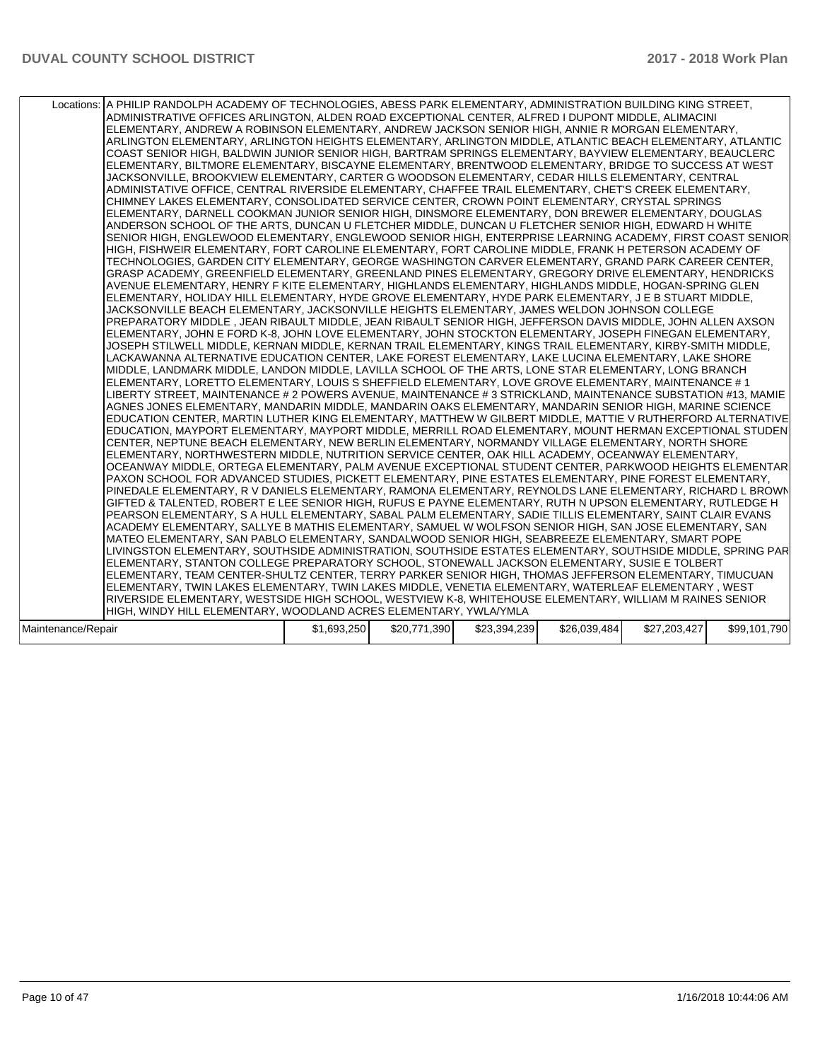| Locations: | A PHILIP RANDOLPH ACADEMY OF TECHNOLOGIES, ABESS PARK ELEMENTARY, ADMINISTRATION BUILDING KING STREET, ADMINISTRATIVE OFFICES ARLINGTON, ALDEN ROAD EXCEPTIONAL CENTER, ALFRED I DUPONT MIDDLE, ALIMACINI ELEMENTARY, ANDREW A ROBINSON ELEMENTARY, ANDREW JACKSON SENIOR HIGH, ANNIE R MORGAN ELEMENTARY, ARLINGTON ELEMENTARY, ARLINGTON HEIGHTS ELEMENTARY, ARLINGTON MIDDLE, ATLANTIC BEACH ELEMENTARY, ATLANTIC COAST SENIOR HIGH, BALDWIN JUNIOR SENIOR HIGH, BARTRAM SPRINGS ELEMENTARY, BAYVIEW ELEMENTARY, BEAUCLERC ELEMENTARY, BILTMORE ELEMENTARY, BISCAYNE ELEMENTARY, BRENTWOOD ELEMENTARY, BRIDGE TO SUCCESS AT WEST JACKSONVILLE, BROOKVIEW ELEMENTARY, CARTER G WOODSON ELEMENTARY, CEDAR HILLS ELEMENTARY, CENTRAL ADMINISTATIVE OFFICE, CENTRAL RIVERSIDE ELEMENTARY, CHAFFEE TRAIL ELEMENTARY, CHET'S CREEK ELEMENTARY, CHIMNEY LAKES ELEMENTARY, CONSOLIDATED SERVICE CENTER, CROWN POINT ELEMENTARY, CRYSTAL SPRINGS ELEMENTARY, DARNELL COOKMAN JUNIOR SENIOR HIGH, DINSMORE ELEMENTARY, DON BREWER ELEMENTARY, DOUGLAS ANDERSON SCHOOL OF THE ARTS, DUNCAN U FLETCHER MIDDLE, DUNCAN U FLETCHER SENIOR HIGH, EDWARD H WHITE SENIOR HIGH, ENGLEWOOD ELEMENTARY, ENGLEWOOD SENIOR HIGH, ENTERPRISE LEARNING ACADEMY, FIRST COAST SENIOR HIGH, FISHWEIR ELEMENTARY, FORT CAROLINE ELEMENTARY, FORT CAROLINE MIDDLE, FRANK H PETERSON ACADEMY OF TECHNOLOGIES, GARDEN CITY ELEMENTARY, GEORGE WASHINGTON CARVER ELEMENTARY, GRAND PARK CAREER CENTER, GRASP ACADEMY, GREENFIELD ELEMENTARY, GREENLAND PINES ELEMENTARY, GREGORY DRIVE ELEMENTARY, HENDRICKS AVENUE ELEMENTARY, HENRY F KITE ELEMENTARY, HIGHLANDS ELEMENTARY, HIGHLANDS MIDDLE, HOGAN-SPRING GLEN ELEMENTARY, HOLIDAY HILL ELEMENTARY, HYDE GROVE ELEMENTARY, HYDE PARK ELEMENTARY, J E B STUART MIDDLE, JACKSONVILLE BEACH ELEMENTARY, JACKSONVILLE HEIGHTS ELEMENTARY, JAMES WELDON JOHNSON COLLEGE PREPARATORY MIDDLE , JEAN RIBAULT MIDDLE, JEAN RIBAULT SENIOR HIGH, JEFFERSON DAVIS MIDDLE, JOHN ALLEN AXSON ELEMENTARY, JOHN E FORD K-8, JOHN LOVE ELEMENTARY, JOHN STOCKTON ELEMENTARY, JOSEPH FINEGAN ELEMENTARY, JOSEPH STILWELL MIDDLE, KERNAN MIDDLE, KERNAN TRAIL ELEMENTARY, KINGS TRAIL ELEMENTARY, KIRBY-SMITH MIDDLE, LACKAWANNA ALTERNATIVE EDUCATION CENTER, LAKE FOREST ELEMENTARY, LAKE LUCINA ELEMENTARY, LAKE SHORE MIDDLE, LANDMARK MIDDLE, LANDON MIDDLE, LAVILLA SCHOOL OF THE ARTS, LONE STAR ELEMENTARY, LONG BRANCH ELEMENTARY, LORETTO ELEMENTARY, LOUIS S SHEFFIELD ELEMENTARY, LOVE GROVE ELEMENTARY, MAINTENANCE # 1 LIBERTY STREET, MAINTENANCE # 2 POWERS AVENUE, MAINTENANCE # 3 STRICKLAND, MAINTENANCE SUBSTATION #13, MAMIE AGNES JONES ELEMENTARY, MANDARIN MIDDLE, MANDARIN OAKS ELEMENTARY, MANDARIN SENIOR HIGH, MARINE SCIENCE EDUCATION CENTER, MARTIN LUTHER KING ELEMENTARY, MATTHEW W GILBERT MIDDLE, MATTIE V RUTHERFORD ALTERNATIVE EDUCATION, MAYPORT ELEMENTARY, MAYPORT MIDDLE, MERRILL ROAD ELEMENTARY, MOUNT HERMAN EXCEPTIONAL STUDENT CENTER, NEPTUNE BEACH ELEMENTARY, NEW BERLIN ELEMENTARY, NORMANDY VILLAGE ELEMENTARY, NORTH SHORE ELEMENTARY, NORTHWESTERN MIDDLE, NUTRITION SERVICE CENTER, OAK HILL ACADEMY, OCEANWAY ELEMENTARY, OCEANWAY MIDDLE, ORTEGA ELEMENTARY, PALM AVENUE EXCEPTIONAL STUDENT CENTER, PARKWOOD HEIGHTS ELEMENTARY, PAXON SCHOOL FOR ADVANCED STUDIES, PICKETT ELEMENTARY, PINE ESTATES ELEMENTARY, PINE FOREST ELEMENTARY, PINEDALE ELEMENTARY, R V DANIELS ELEMENTARY, RAMONA ELEMENTARY, REYNOLDS LANE ELEMENTARY, RICHARD L BROWN GIFTED & TALENTED, ROBERT E LEE SENIOR HIGH, RUFUS E PAYNE ELEMENTARY, RUTH N UPSON ELEMENTARY, RUTLEDGE H PEARSON ELEMENTARY, S A HULL ELEMENTARY, SABAL PALM ELEMENTARY, SADIE TILLIS ELEMENTARY, SAINT CLAIR EVANS ACADEMY ELEMENTARY, SALLYE B MATHIS ELEMENTARY, SAMUEL W WOLFSON SENIOR HIGH, SAN JOSE ELEMENTARY, SAN MATEO ELEMENTARY, SAN PABLO ELEMENTARY, SANDALWOOD SENIOR HIGH, SEABREEZE ELEMENTARY, SMART POPE LIVINGSTON ELEMENTARY, SOUTHSIDE ADMINISTRATION, SOUTHSIDE ESTATES ELEMENTARY, SOUTHSIDE MIDDLE, SPRING PARK ELEMENTARY, STANTON COLLEGE PREPARATORY SCHOOL, STONEWALL JACKSON ELEMENTARY, SUSIE E TOLBERT ELEMENTARY, TEAM CENTER-SHULTZ CENTER, TERRY PARKER SENIOR HIGH, THOMAS JEFFERSON ELEMENTARY, TIMUCUAN ELEMENTARY, TWIN LAKES ELEMENTARY, TWIN LAKES MIDDLE, VENETIA ELEMENTARY, WATERLEAF ELEMENTARY , WEST RIVERSIDE ELEMENTARY, WESTSIDE HIGH SCHOOL, WESTVIEW K-8, WHITEHOUSE ELEMENTARY, WILLIAM M RAINES SENIOR HIGH, WINDY HILL ELEMENTARY, WOODLAND ACRES ELEMENTARY, YWLA/YMLA | | | | | |
|---|---|---|---|---|---|---|
| Maintenance/Repair | $1,693,250 | $20,771,390 | $23,394,239 | $26,039,484 | $27,203,427 | $99,101,790 |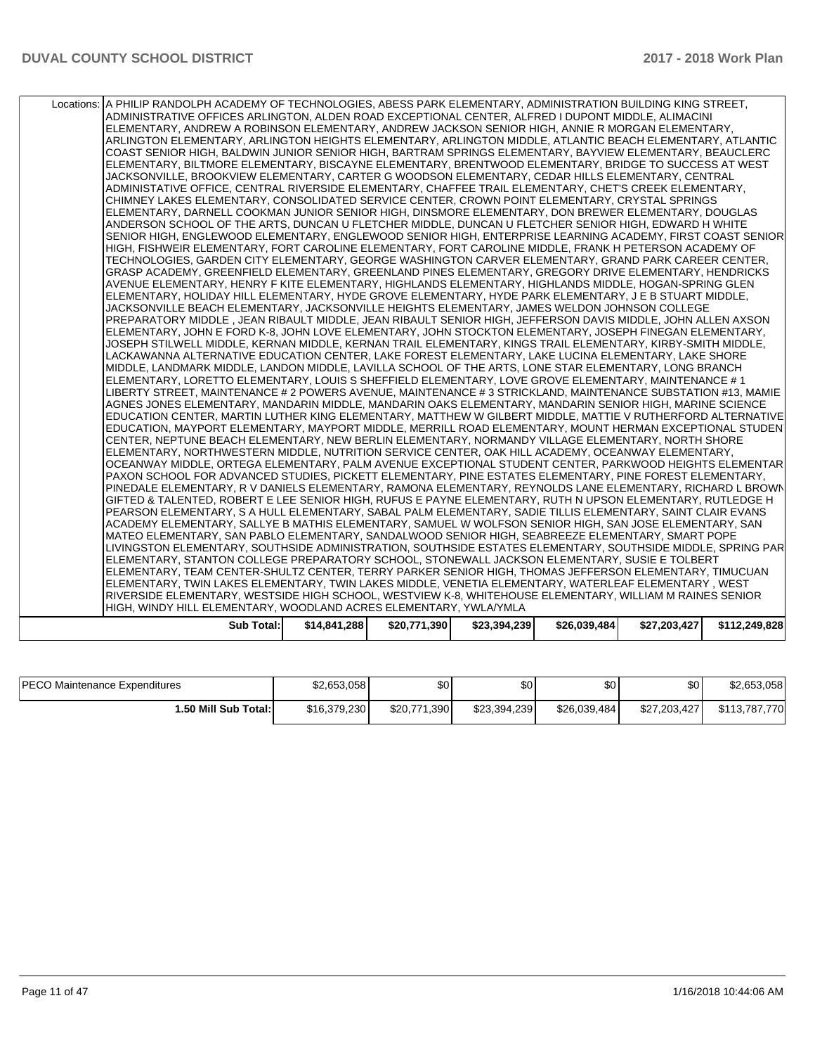| | | | | | | |
|---|---|---|---|---|---|---|
| Locations: | A PHILIP RANDOLPH ACADEMY OF TECHNOLOGIES, ABESS PARK ELEMENTARY, ADMINISTRATION BUILDING KING STREET, ADMINISTRATIVE OFFICES ARLINGTON, ALDEN ROAD EXCEPTIONAL CENTER, ALFRED I DUPONT MIDDLE, ALIMACINI ELEMENTARY, ANDREW A ROBINSON ELEMENTARY, ANDREW JACKSON SENIOR HIGH, ANNIE R MORGAN ELEMENTARY, ARLINGTON ELEMENTARY, ARLINGTON HEIGHTS ELEMENTARY, ARLINGTON MIDDLE, ATLANTIC BEACH ELEMENTARY, ATLANTIC COAST SENIOR HIGH, BALDWIN JUNIOR SENIOR HIGH, BARTRAM SPRINGS ELEMENTARY, BAYVIEW ELEMENTARY, BEAUCLERC ELEMENTARY, BILTMORE ELEMENTARY, BISCAYNE ELEMENTARY, BRENTWOOD ELEMENTARY, BRIDGE TO SUCCESS AT WEST JACKSONVILLE, BROOKVIEW ELEMENTARY, CARTER G WOODSON ELEMENTARY, CEDAR HILLS ELEMENTARY, CENTRAL ADMINISTATIVE OFFICE, CENTRAL RIVERSIDE ELEMENTARY, CHAFFEE TRAIL ELEMENTARY, CHET'S CREEK ELEMENTARY, CHIMNEY LAKES ELEMENTARY, CONSOLIDATED SERVICE CENTER, CROWN POINT ELEMENTARY, CRYSTAL SPRINGS ELEMENTARY, DARNELL COOKMAN JUNIOR SENIOR HIGH, DINSMORE ELEMENTARY, DON BREWER ELEMENTARY, DOUGLAS ANDERSON SCHOOL OF THE ARTS, DUNCAN U FLETCHER MIDDLE, DUNCAN U FLETCHER SENIOR HIGH, EDWARD H WHITE SENIOR HIGH, ENGLEWOOD ELEMENTARY, ENGLEWOOD SENIOR HIGH, ENTERPRISE LEARNING ACADEMY, FIRST COAST SENIOR HIGH, FISHWEIR ELEMENTARY, FORT CAROLINE ELEMENTARY, FORT CAROLINE MIDDLE, FRANK H PETERSON ACADEMY OF TECHNOLOGIES, GARDEN CITY ELEMENTARY, GEORGE WASHINGTON CARVER ELEMENTARY, GRAND PARK CAREER CENTER, GRASP ACADEMY, GREENFIELD ELEMENTARY, GREENLAND PINES ELEMENTARY, GREGORY DRIVE ELEMENTARY, HENDRICKS AVENUE ELEMENTARY, HENRY F KITE ELEMENTARY, HIGHLANDS ELEMENTARY, HIGHLANDS MIDDLE, HOGAN-SPRING GLEN ELEMENTARY, HOLIDAY HILL ELEMENTARY, HYDE GROVE ELEMENTARY, HYDE PARK ELEMENTARY, J E B STUART MIDDLE, JACKSONVILLE BEACH ELEMENTARY, JACKSONVILLE HEIGHTS ELEMENTARY, JAMES WELDON JOHNSON COLLEGE PREPARATORY MIDDLE , JEAN RIBAULT MIDDLE, JEAN RIBAULT SENIOR HIGH, JEFFERSON DAVIS MIDDLE, JOHN ALLEN AXSON ELEMENTARY, JOHN E FORD K-8, JOHN LOVE ELEMENTARY, JOHN STOCKTON ELEMENTARY, JOSEPH FINEGAN ELEMENTARY, JOSEPH STILWELL MIDDLE, KERNAN MIDDLE, KERNAN TRAIL ELEMENTARY, KINGS TRAIL ELEMENTARY, KIRBY-SMITH MIDDLE, LACKAWANNA ALTERNATIVE EDUCATION CENTER, LAKE FOREST ELEMENTARY, LAKE LUCINA ELEMENTARY, LAKE SHORE MIDDLE, LANDMARK MIDDLE, LANDON MIDDLE, LAVILLA SCHOOL OF THE ARTS, LONE STAR ELEMENTARY, LONG BRANCH ELEMENTARY, LORETTO ELEMENTARY, LOUIS S SHEFFIELD ELEMENTARY, LOVE GROVE ELEMENTARY, MAINTENANCE # 1 LIBERTY STREET, MAINTENANCE # 2 POWERS AVENUE, MAINTENANCE # 3 STRICKLAND, MAINTENANCE SUBSTATION #13, MAMIE AGNES JONES ELEMENTARY, MANDARIN MIDDLE, MANDARIN OAKS ELEMENTARY, MANDARIN SENIOR HIGH, MARINE SCIENCE EDUCATION CENTER, MARTIN LUTHER KING ELEMENTARY, MATTHEW W GILBERT MIDDLE, MATTIE V RUTHERFORD ALTERNATIVE EDUCATION, MAYPORT ELEMENTARY, MAYPORT MIDDLE, MERRILL ROAD ELEMENTARY, MOUNT HERMAN EXCEPTIONAL STUDENT CENTER, NEPTUNE BEACH ELEMENTARY, NEW BERLIN ELEMENTARY, NORMANDY VILLAGE ELEMENTARY, NORTH SHORE ELEMENTARY, NORTHWESTERN MIDDLE, NUTRITION SERVICE CENTER, OAK HILL ACADEMY, OCEANWAY ELEMENTARY, OCEANWAY MIDDLE, ORTEGA ELEMENTARY, PALM AVENUE EXCEPTIONAL STUDENT CENTER, PARKWOOD HEIGHTS ELEMENTARY, PAXON SCHOOL FOR ADVANCED STUDIES, PICKETT ELEMENTARY, PINE ESTATES ELEMENTARY, PINE FOREST ELEMENTARY, PINEDALE ELEMENTARY, R V DANIELS ELEMENTARY, RAMONA ELEMENTARY, REYNOLDS LANE ELEMENTARY, RICHARD L BROWN GIFTED & TALENTED, ROBERT E LEE SENIOR HIGH, RUFUS E PAYNE ELEMENTARY, RUTH N UPSON ELEMENTARY, RUTLEDGE H PEARSON ELEMENTARY, S A HULL ELEMENTARY, SABAL PALM ELEMENTARY, SADIE TILLIS ELEMENTARY, SAINT CLAIR EVANS ACADEMY ELEMENTARY, SALLYE B MATHIS ELEMENTARY, SAMUEL W WOLFSON SENIOR HIGH, SAN JOSE ELEMENTARY, SAN MATEO ELEMENTARY, SAN PABLO ELEMENTARY, SANDALWOOD SENIOR HIGH, SEABREEZE ELEMENTARY, SMART POPE LIVINGSTON ELEMENTARY, SOUTHSIDE ADMINISTRATION, SOUTHSIDE ESTATES ELEMENTARY, SOUTHSIDE MIDDLE, SPRING PARK ELEMENTARY, STANTON COLLEGE PREPARATORY SCHOOL, STONEWALL JACKSON ELEMENTARY, SUSIE E TOLBERT ELEMENTARY, TEAM CENTER-SHULTZ CENTER, TERRY PARKER SENIOR HIGH, THOMAS JEFFERSON ELEMENTARY, TIMUCUAN ELEMENTARY, TWIN LAKES ELEMENTARY, TWIN LAKES MIDDLE, VENETIA ELEMENTARY, WATERLEAF ELEMENTARY , WEST RIVERSIDE ELEMENTARY, WESTSIDE HIGH SCHOOL, WESTVIEW K-8, WHITEHOUSE ELEMENTARY, WILLIAM M RAINES SENIOR HIGH, WINDY HILL ELEMENTARY, WOODLAND ACRES ELEMENTARY, YWLA/YMLA | | | | | |
| **Sub Total:** | | **$14,841,288** | **$20,771,390** | **$23,394,239** | **$26,039,484** | **$27,203,427** | **$112,249,828** |

| | | | | | | |
|---|---|---|---|---|---|---|
| PECO Maintenance Expenditures | $2,653,058 | $0 | $0 | $0 | $0 | $2,653,058 |
| **1.50 Mill Sub Total:** | $16,379,230 | $20,771,390 | $23,394,239 | $26,039,484 | $27,203,427 | $113,787,770 |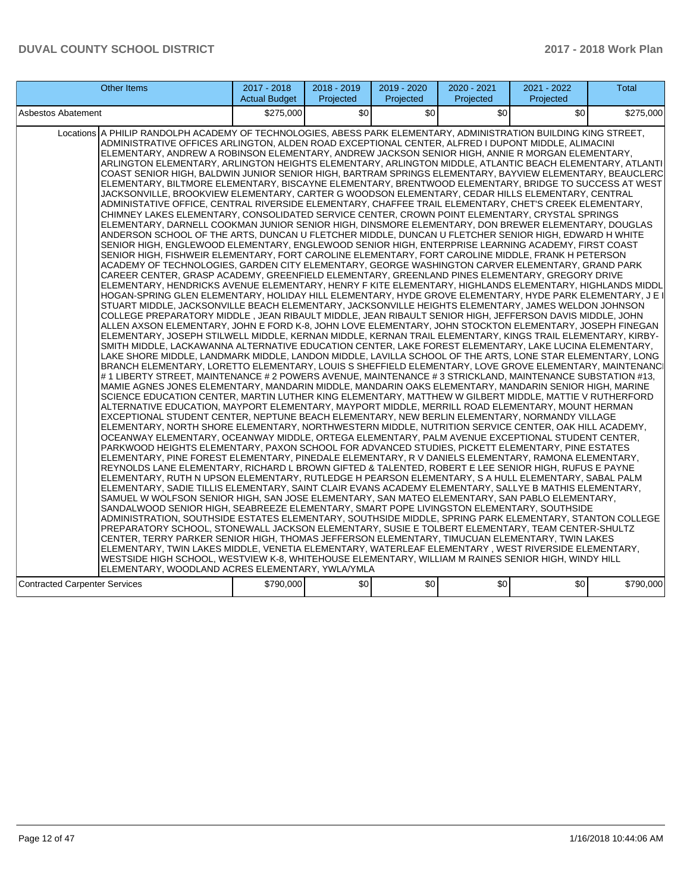| Other Items | 2017 - 2018 Actual Budget | 2018 - 2019 Projected | 2019 - 2020 Projected | 2020 - 2021 Projected | 2021 - 2022 Projected | Total |
|---|---|---|---|---|---|---|
| Asbestos Abatement | $275,000 | $0 | $0 | $0 | $0 | $275,000 |
| Locations | A PHILIP RANDOLPH ACADEMY OF TECHNOLOGIES, ABESS PARK ELEMENTARY, ADMINISTRATION BUILDING KING STREET, ADMINISTRATIVE OFFICES ARLINGTON, ALDEN ROAD EXCEPTIONAL CENTER, ALFRED I DUPONT MIDDLE, ALIMACINI ELEMENTARY, ANDREW A ROBINSON ELEMENTARY, ANDREW JACKSON SENIOR HIGH, ANNIE R MORGAN ELEMENTARY, ARLINGTON ELEMENTARY, ARLINGTON HEIGHTS ELEMENTARY, ARLINGTON MIDDLE, ATLANTIC BEACH ELEMENTARY, ATLANTI COAST SENIOR HIGH, BALDWIN JUNIOR SENIOR HIGH, BARTRAM SPRINGS ELEMENTARY, BAYVIEW ELEMENTARY, BEAUCLERC ELEMENTARY, BILTMORE ELEMENTARY, BISCAYNE ELEMENTARY, BRENTWOOD ELEMENTARY, BRIDGE TO SUCCESS AT WEST JACKSONVILLE, BROOKVIEW ELEMENTARY, CARTER G WOODSON ELEMENTARY, CEDAR HILLS ELEMENTARY, CENTRAL ADMINISTATIVE OFFICE, CENTRAL RIVERSIDE ELEMENTARY, CHAFFEE TRAIL ELEMENTARY, CHET'S CREEK ELEMENTARY, CHIMNEY LAKES ELEMENTARY, CONSOLIDATED SERVICE CENTER, CROWN POINT ELEMENTARY, CRYSTAL SPRINGS ELEMENTARY, DARNELL COOKMAN JUNIOR SENIOR HIGH, DINSMORE ELEMENTARY, DON BREWER ELEMENTARY, DOUGLAS ANDERSON SCHOOL OF THE ARTS, DUNCAN U FLETCHER MIDDLE, DUNCAN U FLETCHER SENIOR HIGH, EDWARD H WHITE SENIOR HIGH, ENGLEWOOD ELEMENTARY, ENGLEWOOD SENIOR HIGH, ENTERPRISE LEARNING ACADEMY, FIRST COAST SENIOR HIGH, FISHWEIR ELEMENTARY, FORT CAROLINE ELEMENTARY, FORT CAROLINE MIDDLE, FRANK H PETERSON ACADEMY OF TECHNOLOGIES, GARDEN CITY ELEMENTARY, GEORGE WASHINGTON CARVER ELEMENTARY, GRAND PARK CAREER CENTER, GRASP ACADEMY, GREENFIELD ELEMENTARY, GREENLAND PINES ELEMENTARY, GREGORY DRIVE ELEMENTARY, HENDRICKS AVENUE ELEMENTARY, HENRY F KITE ELEMENTARY, HIGHLANDS ELEMENTARY, HIGHLANDS MIDDL HOGAN-SPRING GLEN ELEMENTARY, HOLIDAY HILL ELEMENTARY, HYDE GROVE ELEMENTARY, HYDE PARK ELEMENTARY, J E I STUART MIDDLE, JACKSONVILLE BEACH ELEMENTARY, JACKSONVILLE HEIGHTS ELEMENTARY, JAMES WELDON JOHNSON COLLEGE PREPARATORY MIDDLE , JEAN RIBAULT MIDDLE, JEAN RIBAULT SENIOR HIGH, JEFFERSON DAVIS MIDDLE, JOHN ALLEN AXSON ELEMENTARY, JOHN E FORD K-8, JOHN LOVE ELEMENTARY, JOHN STOCKTON ELEMENTARY, JOSEPH FINEGAN ELEMENTARY, JOSEPH STILWELL MIDDLE, KERNAN MIDDLE, KERNAN TRAIL ELEMENTARY, KINGS TRAIL ELEMENTARY, KIRBY-SMITH MIDDLE, LACKAWANNA ALTERNATIVE EDUCATION CENTER, LAKE FOREST ELEMENTARY, LAKE LUCINA ELEMENTARY, LAKE SHORE MIDDLE, LANDMARK MIDDLE, LANDON MIDDLE, LAVILLA SCHOOL OF THE ARTS, LONE STAR ELEMENTARY, LONG BRANCH ELEMENTARY, LORETTO ELEMENTARY, LOUIS S SHEFFIELD ELEMENTARY, LOVE GROVE ELEMENTARY, MAINTENANCI # 1 LIBERTY STREET, MAINTENANCE # 2 POWERS AVENUE, MAINTENANCE # 3 STRICKLAND, MAINTENANCE SUBSTATION #13, MAMIE AGNES JONES ELEMENTARY, MANDARIN MIDDLE, MANDARIN OAKS ELEMENTARY, MANDARIN SENIOR HIGH, MARINE SCIENCE EDUCATION CENTER, MARTIN LUTHER KING ELEMENTARY, MATTHEW W GILBERT MIDDLE, MATTIE V RUTHERFORD ALTERNATIVE EDUCATION, MAYPORT ELEMENTARY, MAYPORT MIDDLE, MERRILL ROAD ELEMENTARY, MOUNT HERMAN EXCEPTIONAL STUDENT CENTER, NEPTUNE BEACH ELEMENTARY, NEW BERLIN ELEMENTARY, NORMANDY VILLAGE ELEMENTARY, NORTH SHORE ELEMENTARY, NORTHWESTERN MIDDLE, NUTRITION SERVICE CENTER, OAK HILL ACADEMY, OCEANWAY ELEMENTARY, OCEANWAY MIDDLE, ORTEGA ELEMENTARY, PALM AVENUE EXCEPTIONAL STUDENT CENTER, PARKWOOD HEIGHTS ELEMENTARY, PAXON SCHOOL FOR ADVANCED STUDIES, PICKETT ELEMENTARY, PINE ESTATES ELEMENTARY, PINE FOREST ELEMENTARY, PINEDALE ELEMENTARY, R V DANIELS ELEMENTARY, RAMONA ELEMENTARY, REYNOLDS LANE ELEMENTARY, RICHARD L BROWN GIFTED & TALENTED, ROBERT E LEE SENIOR HIGH, RUFUS E PAYNE ELEMENTARY, RUTH N UPSON ELEMENTARY, RUTLEDGE H PEARSON ELEMENTARY, S A HULL ELEMENTARY, SABAL PALM ELEMENTARY, SADIE TILLIS ELEMENTARY, SAINT CLAIR EVANS ACADEMY ELEMENTARY, SALLYE B MATHIS ELEMENTARY, SAMUEL W WOLFSON SENIOR HIGH, SAN JOSE ELEMENTARY, SAN MATEO ELEMENTARY, SAN PABLO ELEMENTARY, SANDALWOOD SENIOR HIGH, SEABREEZE ELEMENTARY, SMART POPE LIVINGSTON ELEMENTARY, SOUTHSIDE ADMINISTRATION, SOUTHSIDE ESTATES ELEMENTARY, SOUTHSIDE MIDDLE, SPRING PARK ELEMENTARY, STANTON COLLEGE PREPARATORY SCHOOL, STONEWALL JACKSON ELEMENTARY, SUSIE E TOLBERT ELEMENTARY, TEAM CENTER-SHULTZ CENTER, TERRY PARKER SENIOR HIGH, THOMAS JEFFERSON ELEMENTARY, TIMUCUAN ELEMENTARY, TWIN LAKES ELEMENTARY, TWIN LAKES MIDDLE, VENETIA ELEMENTARY, WATERLEAF ELEMENTARY , WEST RIVERSIDE ELEMENTARY, WESTSIDE HIGH SCHOOL, WESTVIEW K-8, WHITEHOUSE ELEMENTARY, WILLIAM M RAINES SENIOR HIGH, WINDY HILL ELEMENTARY, WOODLAND ACRES ELEMENTARY, YWLA/YMLA | | | | | |
| Contracted Carpenter Services | $790,000 | $0 | $0 | $0 | $0 | $790,000 |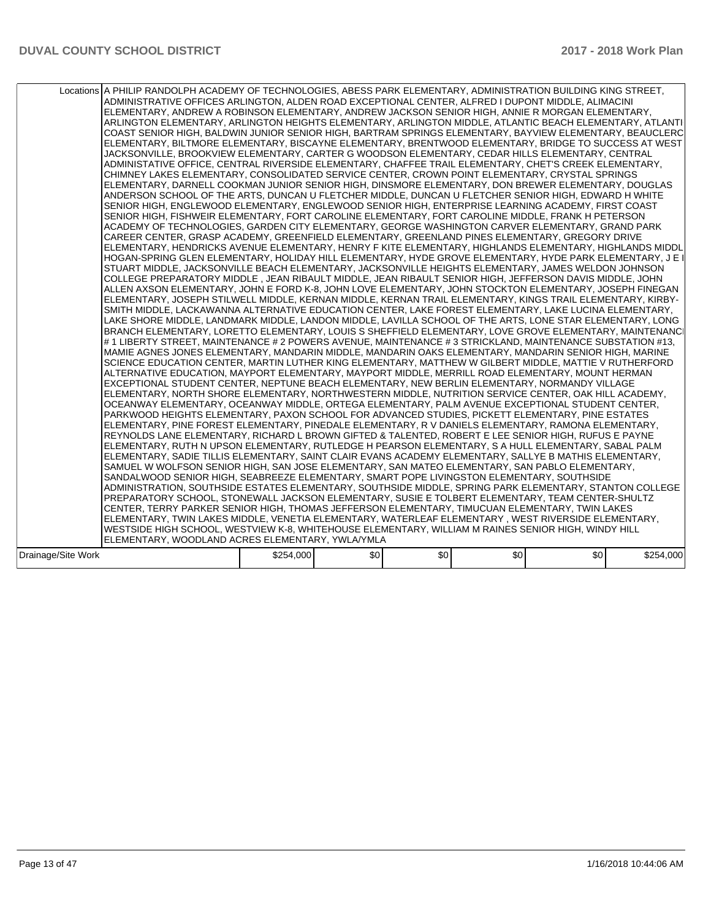| | Locations | A PHILIP RANDOLPH ACADEMY OF TECHNOLOGIES, ABESS PARK ELEMENTARY, ADMINISTRATION BUILDING KING STREET, ADMINISTRATIVE OFFICES ARLINGTON, ALDEN ROAD EXCEPTIONAL CENTER, ALFRED I DUPONT MIDDLE, ALIMACINI ELEMENTARY, ANDREW A ROBINSON ELEMENTARY, ANDREW JACKSON SENIOR HIGH, ANNIE R MORGAN ELEMENTARY, ARLINGTON ELEMENTARY, ARLINGTON HEIGHTS ELEMENTARY, ARLINGTON MIDDLE, ATLANTIC BEACH ELEMENTARY, ATLANTIC COAST SENIOR HIGH, BALDWIN JUNIOR SENIOR HIGH, BARTRAM SPRINGS ELEMENTARY, BAYVIEW ELEMENTARY, BEAUCLERC ELEMENTARY, BILTMORE ELEMENTARY, BISCAYNE ELEMENTARY, BRENTWOOD ELEMENTARY, BRIDGE TO SUCCESS AT WEST JACKSONVILLE, BROOKVIEW ELEMENTARY, CARTER G WOODSON ELEMENTARY, CEDAR HILLS ELEMENTARY, CENTRAL ADMINISTATIVE OFFICE, CENTRAL RIVERSIDE ELEMENTARY, CHAFFEE TRAIL ELEMENTARY, CHET'S CREEK ELEMENTARY, CHIMNEY LAKES ELEMENTARY, CONSOLIDATED SERVICE CENTER, CROWN POINT ELEMENTARY, CRYSTAL SPRINGS ELEMENTARY, DARNELL COOKMAN JUNIOR SENIOR HIGH, DINSMORE ELEMENTARY, DON BREWER ELEMENTARY, DOUGLAS ANDERSON SCHOOL OF THE ARTS, DUNCAN U FLETCHER MIDDLE, DUNCAN U FLETCHER SENIOR HIGH, EDWARD H WHITE SENIOR HIGH, ENGLEWOOD ELEMENTARY, ENGLEWOOD SENIOR HIGH, ENTERPRISE LEARNING ACADEMY, FIRST COAST SENIOR HIGH, FISHWEIR ELEMENTARY, FORT CAROLINE ELEMENTARY, FORT CAROLINE MIDDLE, FRANK H PETERSON ACADEMY OF TECHNOLOGIES, GARDEN CITY ELEMENTARY, GEORGE WASHINGTON CARVER ELEMENTARY, GRAND PARK CAREER CENTER, GRASP ACADEMY, GREENFIELD ELEMENTARY, GREENLAND PINES ELEMENTARY, GREGORY DRIVE ELEMENTARY, HENDRICKS AVENUE ELEMENTARY, HENRY F KITE ELEMENTARY, HIGHLANDS ELEMENTARY, HIGHLANDS MIDDLE, HOGAN-SPRING GLEN ELEMENTARY, HOLIDAY HILL ELEMENTARY, HYDE GROVE ELEMENTARY, HYDE PARK ELEMENTARY, J E B STUART MIDDLE, JACKSONVILLE BEACH ELEMENTARY, JACKSONVILLE HEIGHTS ELEMENTARY, JAMES WELDON JOHNSON COLLEGE PREPARATORY MIDDLE , JEAN RIBAULT MIDDLE, JEAN RIBAULT SENIOR HIGH, JEFFERSON DAVIS MIDDLE, JOHN ALLEN AXSON ELEMENTARY, JOHN E FORD K-8, JOHN LOVE ELEMENTARY, JOHN STOCKTON ELEMENTARY, JOSEPH FINEGAN ELEMENTARY, JOSEPH STILWELL MIDDLE, KERNAN MIDDLE, KERNAN TRAIL ELEMENTARY, KINGS TRAIL ELEMENTARY, KIRBY-SMITH MIDDLE, LACKAWANNA ALTERNATIVE EDUCATION CENTER, LAKE FOREST ELEMENTARY, LAKE LUCINA ELEMENTARY, LAKE SHORE MIDDLE, LANDMARK MIDDLE, LANDON MIDDLE, LAVILLA SCHOOL OF THE ARTS, LONE STAR ELEMENTARY, LONG BRANCH ELEMENTARY, LORETTO ELEMENTARY, LOUIS S SHEFFIELD ELEMENTARY, LOVE GROVE ELEMENTARY, MAINTENANCE # 1 LIBERTY STREET, MAINTENANCE # 2 POWERS AVENUE, MAINTENANCE # 3 STRICKLAND, MAINTENANCE SUBSTATION #13, MAMIE AGNES JONES ELEMENTARY, MANDARIN MIDDLE, MANDARIN OAKS ELEMENTARY, MANDARIN SENIOR HIGH, MARINE SCIENCE EDUCATION CENTER, MARTIN LUTHER KING ELEMENTARY, MATTHEW W GILBERT MIDDLE, MATTIE V RUTHERFORD ALTERNATIVE EDUCATION, MAYPORT ELEMENTARY, MAYPORT MIDDLE, MERRILL ROAD ELEMENTARY, MOUNT HERMAN EXCEPTIONAL STUDENT CENTER, NEPTUNE BEACH ELEMENTARY, NEW BERLIN ELEMENTARY, NORMANDY VILLAGE ELEMENTARY, NORTH SHORE ELEMENTARY, NORTHWESTERN MIDDLE, NUTRITION SERVICE CENTER, OAK HILL ACADEMY, OCEANWAY ELEMENTARY, OCEANWAY MIDDLE, ORTEGA ELEMENTARY, PALM AVENUE EXCEPTIONAL STUDENT CENTER, PARKWOOD HEIGHTS ELEMENTARY, PAXON SCHOOL FOR ADVANCED STUDIES, PICKETT ELEMENTARY, PINE ESTATES ELEMENTARY, PINE FOREST ELEMENTARY, PINEDALE ELEMENTARY, R V DANIELS ELEMENTARY, RAMONA ELEMENTARY, REYNOLDS LANE ELEMENTARY, RICHARD L BROWN GIFTED & TALENTED, ROBERT E LEE SENIOR HIGH, RUFUS E PAYNE ELEMENTARY, RUTH N UPSON ELEMENTARY, RUTLEDGE H PEARSON ELEMENTARY, S A HULL ELEMENTARY, SABAL PALM ELEMENTARY, SADIE TILLIS ELEMENTARY, SAINT CLAIR EVANS ACADEMY ELEMENTARY, SALLYE B MATHIS ELEMENTARY, SAMUEL W WOLFSON SENIOR HIGH, SAN JOSE ELEMENTARY, SAN MATEO ELEMENTARY, SAN PABLO ELEMENTARY, SANDALWOOD SENIOR HIGH, SEABREEZE ELEMENTARY, SMART POPE LIVINGSTON ELEMENTARY, SOUTHSIDE ADMINISTRATION, SOUTHSIDE ESTATES ELEMENTARY, SOUTHSIDE MIDDLE, SPRING PARK ELEMENTARY, STANTON COLLEGE PREPARATORY SCHOOL, STONEWALL JACKSON ELEMENTARY, SUSIE E TOLBERT ELEMENTARY, TEAM CENTER-SHULTZ CENTER, TERRY PARKER SENIOR HIGH, THOMAS JEFFERSON ELEMENTARY, TIMUCUAN ELEMENTARY, TWIN LAKES ELEMENTARY, TWIN LAKES MIDDLE, VENETIA ELEMENTARY, WATERLEAF ELEMENTARY , WEST RIVERSIDE ELEMENTARY, WESTSIDE HIGH SCHOOL, WESTVIEW K-8, WHITEHOUSE ELEMENTARY, WILLIAM M RAINES SENIOR HIGH, WINDY HILL ELEMENTARY, WOODLAND ACRES ELEMENTARY, YWLA/YMLA | | | | | |
|---|---|---|---|---|---|---|---|
| Drainage/Site Work | | $254,000 | $0 | $0 | $0 | $0 | $254,000 |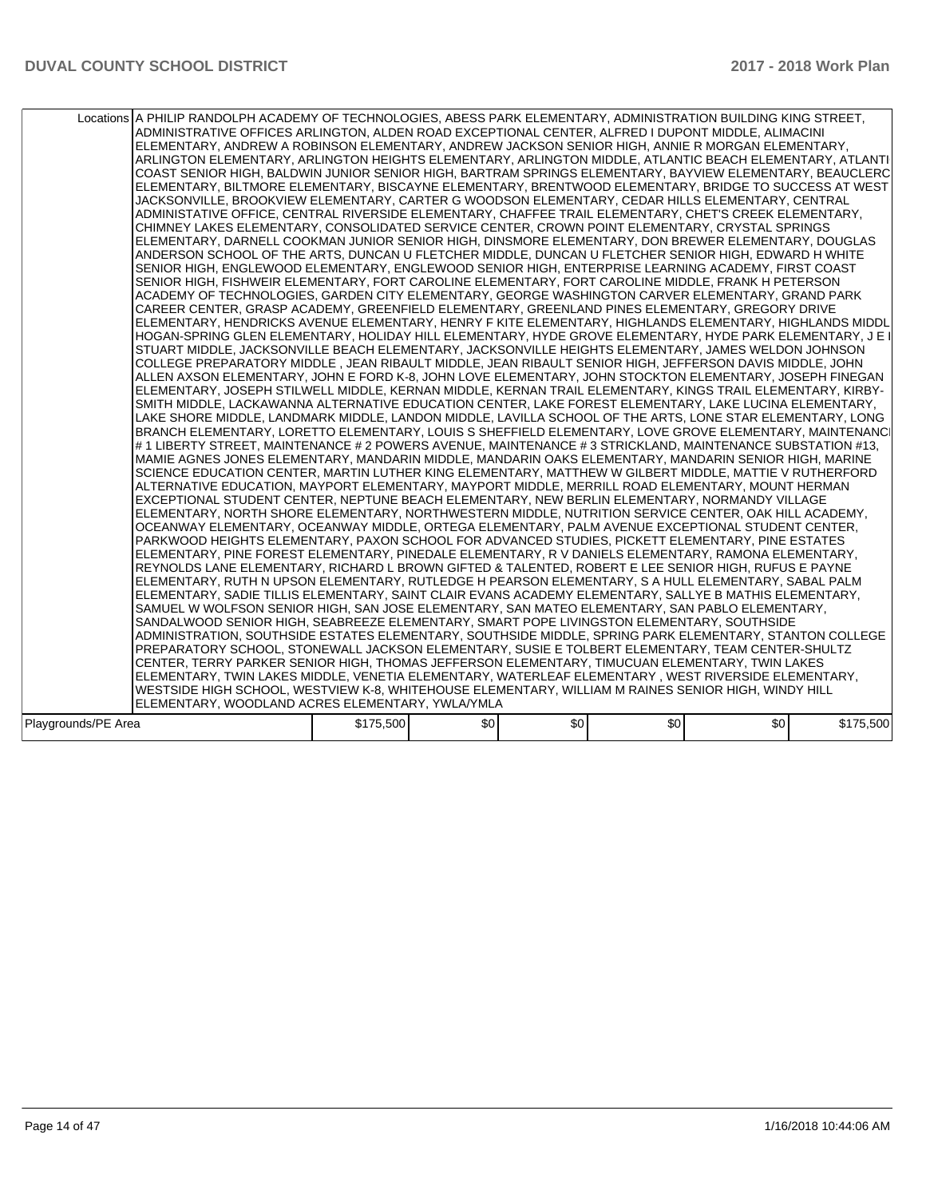| Locations | A PHILIP RANDOLPH ACADEMY OF TECHNOLOGIES, ABESS PARK ELEMENTARY, ADMINISTRATION BUILDING KING STREET, ADMINISTRATIVE OFFICES ARLINGTON, ALDEN ROAD EXCEPTIONAL CENTER, ALFRED I DUPONT MIDDLE, ALIMACINI ELEMENTARY, ANDREW A ROBINSON ELEMENTARY, ANDREW JACKSON SENIOR HIGH, ANNIE R MORGAN ELEMENTARY, ARLINGTON ELEMENTARY, ARLINGTON HEIGHTS ELEMENTARY, ARLINGTON MIDDLE, ATLANTIC BEACH ELEMENTARY, ATLANTI COAST SENIOR HIGH, BALDWIN JUNIOR SENIOR HIGH, BARTRAM SPRINGS ELEMENTARY, BAYVIEW ELEMENTARY, BEAUCLERC ELEMENTARY, BILTMORE ELEMENTARY, BISCAYNE ELEMENTARY, BRENTWOOD ELEMENTARY, BRIDGE TO SUCCESS AT WEST JACKSONVILLE, BROOKVIEW ELEMENTARY, CARTER G WOODSON ELEMENTARY, CEDAR HILLS ELEMENTARY, CENTRAL ADMINISTATIVE OFFICE, CENTRAL RIVERSIDE ELEMENTARY, CHAFFEE TRAIL ELEMENTARY, CHET'S CREEK ELEMENTARY, CHIMNEY LAKES ELEMENTARY, CONSOLIDATED SERVICE CENTER, CROWN POINT ELEMENTARY, CRYSTAL SPRINGS ELEMENTARY, DARNELL COOKMAN JUNIOR SENIOR HIGH, DINSMORE ELEMENTARY, DON BREWER ELEMENTARY, DOUGLAS ANDERSON SCHOOL OF THE ARTS, DUNCAN U FLETCHER MIDDLE, DUNCAN U FLETCHER SENIOR HIGH, EDWARD H WHITE SENIOR HIGH, ENGLEWOOD ELEMENTARY, ENGLEWOOD SENIOR HIGH, ENTERPRISE LEARNING ACADEMY, FIRST COAST SENIOR HIGH, FISHWEIR ELEMENTARY, FORT CAROLINE ELEMENTARY, FORT CAROLINE MIDDLE, FRANK H PETERSON ACADEMY OF TECHNOLOGIES, GARDEN CITY ELEMENTARY, GEORGE WASHINGTON CARVER ELEMENTARY, GRAND PARK CAREER CENTER, GRASP ACADEMY, GREENFIELD ELEMENTARY, GREENLAND PINES ELEMENTARY, GREGORY DRIVE ELEMENTARY, HENDRICKS AVENUE ELEMENTARY, HENRY F KITE ELEMENTARY, HIGHLANDS ELEMENTARY, HIGHLANDS MIDDL HOGAN-SPRING GLEN ELEMENTARY, HOLIDAY HILL ELEMENTARY, HYDE GROVE ELEMENTARY, HYDE PARK ELEMENTARY, J E I STUART MIDDLE, JACKSONVILLE BEACH ELEMENTARY, JACKSONVILLE HEIGHTS ELEMENTARY, JAMES WELDON JOHNSON COLLEGE PREPARATORY MIDDLE , JEAN RIBAULT MIDDLE, JEAN RIBAULT SENIOR HIGH, JEFFERSON DAVIS MIDDLE, JOHN ALLEN AXSON ELEMENTARY, JOHN E FORD K-8, JOHN LOVE ELEMENTARY, JOHN STOCKTON ELEMENTARY, JOSEPH FINEGAN ELEMENTARY, JOSEPH STILWELL MIDDLE, KERNAN MIDDLE, KERNAN TRAIL ELEMENTARY, KINGS TRAIL ELEMENTARY, KIRBY-SMITH MIDDLE, LACKAWANNA ALTERNATIVE EDUCATION CENTER, LAKE FOREST ELEMENTARY, LAKE LUCINA ELEMENTARY, LAKE SHORE MIDDLE, LANDMARK MIDDLE, LANDON MIDDLE, LAVILLA SCHOOL OF THE ARTS, LONE STAR ELEMENTARY, LONG BRANCH ELEMENTARY, LORETTO ELEMENTARY, LOUIS S SHEFFIELD ELEMENTARY, LOVE GROVE ELEMENTARY, MAINTENANCI # 1 LIBERTY STREET, MAINTENANCE # 2 POWERS AVENUE, MAINTENANCE # 3 STRICKLAND, MAINTENANCE SUBSTATION #13, MAMIE AGNES JONES ELEMENTARY, MANDARIN MIDDLE, MANDARIN OAKS ELEMENTARY, MANDARIN SENIOR HIGH, MARINE SCIENCE EDUCATION CENTER, MARTIN LUTHER KING ELEMENTARY, MATTHEW W GILBERT MIDDLE, MATTIE V RUTHERFORD ALTERNATIVE EDUCATION, MAYPORT ELEMENTARY, MAYPORT MIDDLE, MERRILL ROAD ELEMENTARY, MOUNT HERMAN EXCEPTIONAL STUDENT CENTER, NEPTUNE BEACH ELEMENTARY, NEW BERLIN ELEMENTARY, NORMANDY VILLAGE ELEMENTARY, NORTH SHORE ELEMENTARY, NORTHWESTERN MIDDLE, NUTRITION SERVICE CENTER, OAK HILL ACADEMY, OCEANWAY ELEMENTARY, OCEANWAY MIDDLE, ORTEGA ELEMENTARY, PALM AVENUE EXCEPTIONAL STUDENT CENTER, PARKWOOD HEIGHTS ELEMENTARY, PAXON SCHOOL FOR ADVANCED STUDIES, PICKETT ELEMENTARY, PINE ESTATES ELEMENTARY, PINE FOREST ELEMENTARY, PINEDALE ELEMENTARY, R V DANIELS ELEMENTARY, RAMONA ELEMENTARY, REYNOLDS LANE ELEMENTARY, RICHARD L BROWN GIFTED & TALENTED, ROBERT E LEE SENIOR HIGH, RUFUS E PAYNE ELEMENTARY, RUTH N UPSON ELEMENTARY, RUTLEDGE H PEARSON ELEMENTARY, S A HULL ELEMENTARY, SABAL PALM ELEMENTARY, SADIE TILLIS ELEMENTARY, SAINT CLAIR EVANS ACADEMY ELEMENTARY, SALLYE B MATHIS ELEMENTARY, SAMUEL W WOLFSON SENIOR HIGH, SAN JOSE ELEMENTARY, SAN MATEO ELEMENTARY, SAN PABLO ELEMENTARY, SANDALWOOD SENIOR HIGH, SEABREEZE ELEMENTARY, SMART POPE LIVINGSTON ELEMENTARY, SOUTHSIDE ADMINISTRATION, SOUTHSIDE ESTATES ELEMENTARY, SOUTHSIDE MIDDLE, SPRING PARK ELEMENTARY, STANTON COLLEGE PREPARATORY SCHOOL, STONEWALL JACKSON ELEMENTARY, SUSIE E TOLBERT ELEMENTARY, TEAM CENTER-SHULTZ CENTER, TERRY PARKER SENIOR HIGH, THOMAS JEFFERSON ELEMENTARY, TIMUCUAN ELEMENTARY, TWIN LAKES ELEMENTARY, TWIN LAKES MIDDLE, VENETIA ELEMENTARY, WATERLEAF ELEMENTARY , WEST RIVERSIDE ELEMENTARY, WESTSIDE HIGH SCHOOL, WESTVIEW K-8, WHITEHOUSE ELEMENTARY, WILLIAM M RAINES SENIOR HIGH, WINDY HILL ELEMENTARY, WOODLAND ACRES ELEMENTARY, YWLA/YMLA | | | | | |
|---|---|---|---|---|---|---|
| Playgrounds/PE Area | $175,500 | $0 | $0 | $0 | $0 | $175,500 |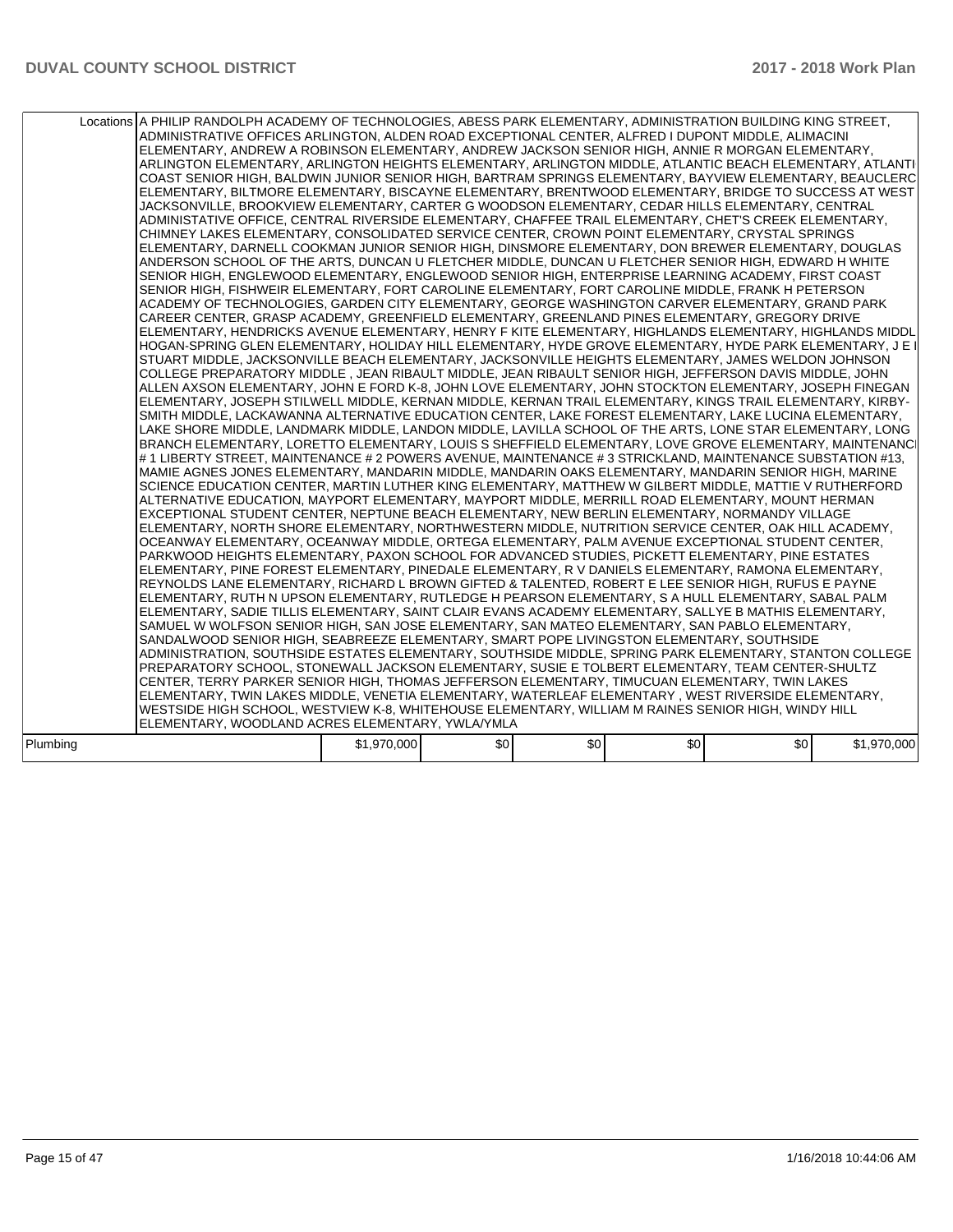| | | | | | | |
|---|---|---|---|---|---|---|
| Locations | A PHILIP RANDOLPH ACADEMY OF TECHNOLOGIES, ABESS PARK ELEMENTARY, ADMINISTRATION BUILDING KING STREET, ADMINISTRATIVE OFFICES ARLINGTON, ALDEN ROAD EXCEPTIONAL CENTER, ALFRED I DUPONT MIDDLE, ALIMACINI ELEMENTARY, ANDREW A ROBINSON ELEMENTARY, ANDREW JACKSON SENIOR HIGH, ANNIE R MORGAN ELEMENTARY, ARLINGTON ELEMENTARY, ARLINGTON HEIGHTS ELEMENTARY, ARLINGTON MIDDLE, ATLANTIC BEACH ELEMENTARY, ATLANTI COAST SENIOR HIGH, BALDWIN JUNIOR SENIOR HIGH, BARTRAM SPRINGS ELEMENTARY, BAYVIEW ELEMENTARY, BEAUCLERC ELEMENTARY, BILTMORE ELEMENTARY, BISCAYNE ELEMENTARY, BRENTWOOD ELEMENTARY, BRIDGE TO SUCCESS AT WEST JACKSONVILLE, BROOKVIEW ELEMENTARY, CARTER G WOODSON ELEMENTARY, CEDAR HILLS ELEMENTARY, CENTRAL ADMINISTATIVE OFFICE, CENTRAL RIVERSIDE ELEMENTARY, CHAFFEE TRAIL ELEMENTARY, CHET'S CREEK ELEMENTARY, CHIMNEY LAKES ELEMENTARY, CONSOLIDATED SERVICE CENTER, CROWN POINT ELEMENTARY, CRYSTAL SPRINGS ELEMENTARY, DARNELL COOKMAN JUNIOR SENIOR HIGH, DINSMORE ELEMENTARY, DON BREWER ELEMENTARY, DOUGLAS ANDERSON SCHOOL OF THE ARTS, DUNCAN U FLETCHER MIDDLE, DUNCAN U FLETCHER SENIOR HIGH, EDWARD H WHITE SENIOR HIGH, ENGLEWOOD ELEMENTARY, ENGLEWOOD SENIOR HIGH, ENTERPRISE LEARNING ACADEMY, FIRST COAST SENIOR HIGH, FISHWEIR ELEMENTARY, FORT CAROLINE ELEMENTARY, FORT CAROLINE MIDDLE, FRANK H PETERSON ACADEMY OF TECHNOLOGIES, GARDEN CITY ELEMENTARY, GEORGE WASHINGTON CARVER ELEMENTARY, GRAND PARK CAREER CENTER, GRASP ACADEMY, GREENFIELD ELEMENTARY, GREENLAND PINES ELEMENTARY, GREGORY DRIVE ELEMENTARY, HENDRICKS AVENUE ELEMENTARY, HENRY F KITE ELEMENTARY, HIGHLANDS ELEMENTARY, HIGHLANDS MIDDL HOGAN-SPRING GLEN ELEMENTARY, HOLIDAY HILL ELEMENTARY, HYDE GROVE ELEMENTARY, HYDE PARK ELEMENTARY, J E I STUART MIDDLE, JACKSONVILLE BEACH ELEMENTARY, JACKSONVILLE HEIGHTS ELEMENTARY, JAMES WELDON JOHNSON COLLEGE PREPARATORY MIDDLE , JEAN RIBAULT MIDDLE, JEAN RIBAULT SENIOR HIGH, JEFFERSON DAVIS MIDDLE, JOHN ALLEN AXSON ELEMENTARY, JOHN E FORD K-8, JOHN LOVE ELEMENTARY, JOHN STOCKTON ELEMENTARY, JOSEPH FINEGAN ELEMENTARY, JOSEPH STILWELL MIDDLE, KERNAN MIDDLE, KERNAN TRAIL ELEMENTARY, KINGS TRAIL ELEMENTARY, KIRBY-SMITH MIDDLE, LACKAWANNA ALTERNATIVE EDUCATION CENTER, LAKE FOREST ELEMENTARY, LAKE LUCINA ELEMENTARY, LAKE SHORE MIDDLE, LANDMARK MIDDLE, LANDON MIDDLE, LAVILLA SCHOOL OF THE ARTS, LONE STAR ELEMENTARY, LONG BRANCH ELEMENTARY, LORETTO ELEMENTARY, LOUIS S SHEFFIELD ELEMENTARY, LOVE GROVE ELEMENTARY, MAINTENANCI # 1 LIBERTY STREET, MAINTENANCE # 2 POWERS AVENUE, MAINTENANCE # 3 STRICKLAND, MAINTENANCE SUBSTATION #13, MAMIE AGNES JONES ELEMENTARY, MANDARIN MIDDLE, MANDARIN OAKS ELEMENTARY, MANDARIN SENIOR HIGH, MARINE SCIENCE EDUCATION CENTER, MARTIN LUTHER KING ELEMENTARY, MATTHEW W GILBERT MIDDLE, MATTIE V RUTHERFORD ALTERNATIVE EDUCATION, MAYPORT ELEMENTARY, MAYPORT MIDDLE, MERRILL ROAD ELEMENTARY, MOUNT HERMAN EXCEPTIONAL STUDENT CENTER, NEPTUNE BEACH ELEMENTARY, NEW BERLIN ELEMENTARY, NORMANDY VILLAGE ELEMENTARY, NORTH SHORE ELEMENTARY, NORTHWESTERN MIDDLE, NUTRITION SERVICE CENTER, OAK HILL ACADEMY, OCEANWAY ELEMENTARY, OCEANWAY MIDDLE, ORTEGA ELEMENTARY, PALM AVENUE EXCEPTIONAL STUDENT CENTER, PARKWOOD HEIGHTS ELEMENTARY, PAXON SCHOOL FOR ADVANCED STUDIES, PICKETT ELEMENTARY, PINE ESTATES ELEMENTARY, PINE FOREST ELEMENTARY, PINEDALE ELEMENTARY, R V DANIELS ELEMENTARY, RAMONA ELEMENTARY, REYNOLDS LANE ELEMENTARY, RICHARD L BROWN GIFTED & TALENTED, ROBERT E LEE SENIOR HIGH, RUFUS E PAYNE ELEMENTARY, RUTH N UPSON ELEMENTARY, RUTLEDGE H PEARSON ELEMENTARY, S A HULL ELEMENTARY, SABAL PALM ELEMENTARY, SADIE TILLIS ELEMENTARY, SAINT CLAIR EVANS ACADEMY ELEMENTARY, SALLYE B MATHIS ELEMENTARY, SAMUEL W WOLFSON SENIOR HIGH, SAN JOSE ELEMENTARY, SAN MATEO ELEMENTARY, SAN PABLO ELEMENTARY, SANDALWOOD SENIOR HIGH, SEABREEZE ELEMENTARY, SMART POPE LIVINGSTON ELEMENTARY, SOUTHSIDE ADMINISTRATION, SOUTHSIDE ESTATES ELEMENTARY, SOUTHSIDE MIDDLE, SPRING PARK ELEMENTARY, STANTON COLLEGE PREPARATORY SCHOOL, STONEWALL JACKSON ELEMENTARY, SUSIE E TOLBERT ELEMENTARY, TEAM CENTER-SHULTZ CENTER, TERRY PARKER SENIOR HIGH, THOMAS JEFFERSON ELEMENTARY, TIMUCUAN ELEMENTARY, TWIN LAKES ELEMENTARY, TWIN LAKES MIDDLE, VENETIA ELEMENTARY, WATERLEAF ELEMENTARY , WEST RIVERSIDE ELEMENTARY, WESTSIDE HIGH SCHOOL, WESTVIEW K-8, WHITEHOUSE ELEMENTARY, WILLIAM M RAINES SENIOR HIGH, WINDY HILL ELEMENTARY, WOODLAND ACRES ELEMENTARY, YWLA/YMLA | | | | | |
| Plumbing | | $1,970,000 | $0 | $0 | $0 | $0 | $1,970,000 |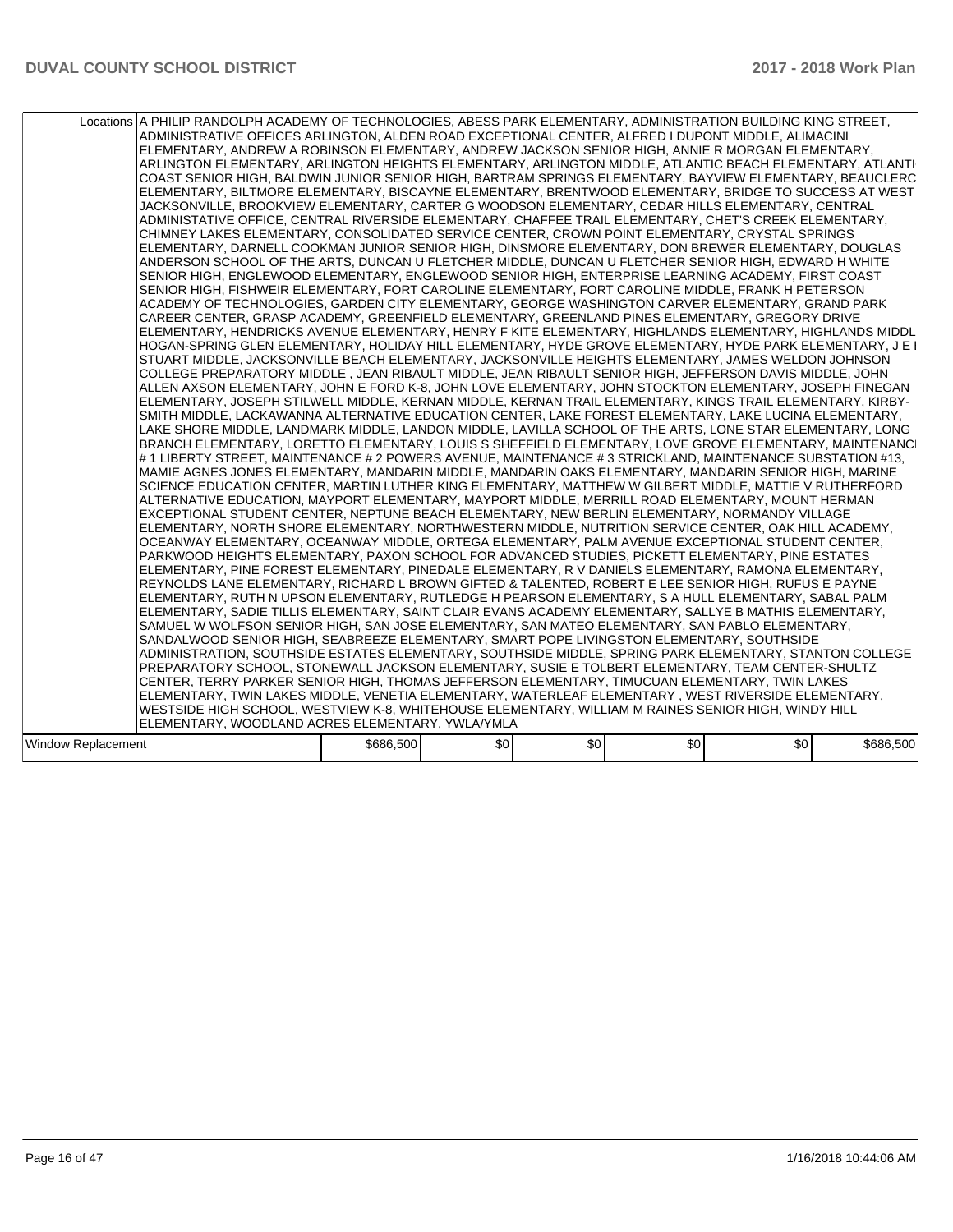| Locations | A PHILIP RANDOLPH ACADEMY OF TECHNOLOGIES, ABESS PARK ELEMENTARY, ADMINISTRATION BUILDING KING STREET, ADMINISTRATIVE OFFICES ARLINGTON, ALDEN ROAD EXCEPTIONAL CENTER, ALFRED I DUPONT MIDDLE, ALIMACINI ELEMENTARY, ANDREW A ROBINSON ELEMENTARY, ANDREW JACKSON SENIOR HIGH, ANNIE R MORGAN ELEMENTARY, ARLINGTON ELEMENTARY, ARLINGTON HEIGHTS ELEMENTARY, ARLINGTON MIDDLE, ATLANTIC BEACH ELEMENTARY, ATLANTI COAST SENIOR HIGH, BALDWIN JUNIOR SENIOR HIGH, BARTRAM SPRINGS ELEMENTARY, BAYVIEW ELEMENTARY, BEAUCLERC ELEMENTARY, BILTMORE ELEMENTARY, BISCAYNE ELEMENTARY, BRENTWOOD ELEMENTARY, BRIDGE TO SUCCESS AT WEST JACKSONVILLE, BROOKVIEW ELEMENTARY, CARTER G WOODSON ELEMENTARY, CEDAR HILLS ELEMENTARY, CENTRAL ADMINISTATIVE OFFICE, CENTRAL RIVERSIDE ELEMENTARY, CHAFFEE TRAIL ELEMENTARY, CHET'S CREEK ELEMENTARY, CHIMNEY LAKES ELEMENTARY, CONSOLIDATED SERVICE CENTER, CROWN POINT ELEMENTARY, CRYSTAL SPRINGS ELEMENTARY, DARNELL COOKMAN JUNIOR SENIOR HIGH, DINSMORE ELEMENTARY, DON BREWER ELEMENTARY, DOUGLAS ANDERSON SCHOOL OF THE ARTS, DUNCAN U FLETCHER MIDDLE, DUNCAN U FLETCHER SENIOR HIGH, EDWARD H WHITE SENIOR HIGH, ENGLEWOOD ELEMENTARY, ENGLEWOOD SENIOR HIGH, ENTERPRISE LEARNING ACADEMY, FIRST COAST SENIOR HIGH, FISHWEIR ELEMENTARY, FORT CAROLINE ELEMENTARY, FORT CAROLINE MIDDLE, FRANK H PETERSON ACADEMY OF TECHNOLOGIES, GARDEN CITY ELEMENTARY, GEORGE WASHINGTON CARVER ELEMENTARY, GRAND PARK CAREER CENTER, GRASP ACADEMY, GREENFIELD ELEMENTARY, GREENLAND PINES ELEMENTARY, GREGORY DRIVE ELEMENTARY, HENDRICKS AVENUE ELEMENTARY, HENRY F KITE ELEMENTARY, HIGHLANDS ELEMENTARY, HIGHLANDS MIDDL HOGAN-SPRING GLEN ELEMENTARY, HOLIDAY HILL ELEMENTARY, HYDE GROVE ELEMENTARY, HYDE PARK ELEMENTARY, J E I STUART MIDDLE, JACKSONVILLE BEACH ELEMENTARY, JACKSONVILLE HEIGHTS ELEMENTARY, JAMES WELDON JOHNSON COLLEGE PREPARATORY MIDDLE , JEAN RIBAULT MIDDLE, JEAN RIBAULT SENIOR HIGH, JEFFERSON DAVIS MIDDLE, JOHN ALLEN AXSON ELEMENTARY, JOHN E FORD K-8, JOHN LOVE ELEMENTARY, JOHN STOCKTON ELEMENTARY, JOSEPH FINEGAN ELEMENTARY, JOSEPH STILWELL MIDDLE, KERNAN MIDDLE, KERNAN TRAIL ELEMENTARY, KINGS TRAIL ELEMENTARY, KIRBY-SMITH MIDDLE, LACKAWANNA ALTERNATIVE EDUCATION CENTER, LAKE FOREST ELEMENTARY, LAKE LUCINA ELEMENTARY, LAKE SHORE MIDDLE, LANDMARK MIDDLE, LANDON MIDDLE, LAVILLA SCHOOL OF THE ARTS, LONE STAR ELEMENTARY, LONG BRANCH ELEMENTARY, LORETTO ELEMENTARY, LOUIS S SHEFFIELD ELEMENTARY, LOVE GROVE ELEMENTARY, MAINTENANCI # 1 LIBERTY STREET, MAINTENANCE # 2 POWERS AVENUE, MAINTENANCE # 3 STRICKLAND, MAINTENANCE SUBSTATION #13, MAMIE AGNES JONES ELEMENTARY, MANDARIN MIDDLE, MANDARIN OAKS ELEMENTARY, MANDARIN SENIOR HIGH, MARINE SCIENCE EDUCATION CENTER, MARTIN LUTHER KING ELEMENTARY, MATTHEW W GILBERT MIDDLE, MATTIE V RUTHERFORD ALTERNATIVE EDUCATION, MAYPORT ELEMENTARY, MAYPORT MIDDLE, MERRILL ROAD ELEMENTARY, MOUNT HERMAN EXCEPTIONAL STUDENT CENTER, NEPTUNE BEACH ELEMENTARY, NEW BERLIN ELEMENTARY, NORMANDY VILLAGE ELEMENTARY, NORTH SHORE ELEMENTARY, NORTHWESTERN MIDDLE, NUTRITION SERVICE CENTER, OAK HILL ACADEMY, OCEANWAY ELEMENTARY, OCEANWAY MIDDLE, ORTEGA ELEMENTARY, PALM AVENUE EXCEPTIONAL STUDENT CENTER, PARKWOOD HEIGHTS ELEMENTARY, PAXON SCHOOL FOR ADVANCED STUDIES, PICKETT ELEMENTARY, PINE ESTATES ELEMENTARY, PINE FOREST ELEMENTARY, PINEDALE ELEMENTARY, R V DANIELS ELEMENTARY, RAMONA ELEMENTARY, REYNOLDS LANE ELEMENTARY, RICHARD L BROWN GIFTED & TALENTED, ROBERT E LEE SENIOR HIGH, RUFUS E PAYNE ELEMENTARY, RUTH N UPSON ELEMENTARY, RUTLEDGE H PEARSON ELEMENTARY, S A HULL ELEMENTARY, SABAL PALM ELEMENTARY, SADIE TILLIS ELEMENTARY, SAINT CLAIR EVANS ACADEMY ELEMENTARY, SALLYE B MATHIS ELEMENTARY, SAMUEL W WOLFSON SENIOR HIGH, SAN JOSE ELEMENTARY, SAN MATEO ELEMENTARY, SAN PABLO ELEMENTARY, SANDALWOOD SENIOR HIGH, SEABREEZE ELEMENTARY, SMART POPE LIVINGSTON ELEMENTARY, SOUTHSIDE ADMINISTRATION, SOUTHSIDE ESTATES ELEMENTARY, SOUTHSIDE MIDDLE, SPRING PARK ELEMENTARY, STANTON COLLEGE PREPARATORY SCHOOL, STONEWALL JACKSON ELEMENTARY, SUSIE E TOLBERT ELEMENTARY, TEAM CENTER-SHULTZ CENTER, TERRY PARKER SENIOR HIGH, THOMAS JEFFERSON ELEMENTARY, TIMUCUAN ELEMENTARY, TWIN LAKES ELEMENTARY, TWIN LAKES MIDDLE, VENETIA ELEMENTARY, WATERLEAF ELEMENTARY , WEST RIVERSIDE ELEMENTARY, WESTSIDE HIGH SCHOOL, WESTVIEW K-8, WHITEHOUSE ELEMENTARY, WILLIAM M RAINES SENIOR HIGH, WINDY HILL ELEMENTARY, WOODLAND ACRES ELEMENTARY, YWLA/YMLA | | | | | |
|---|---|---|---|---|---|---|
| Window Replacement | $686,500 | $0 | $0 | $0 | $0 | $686,500 |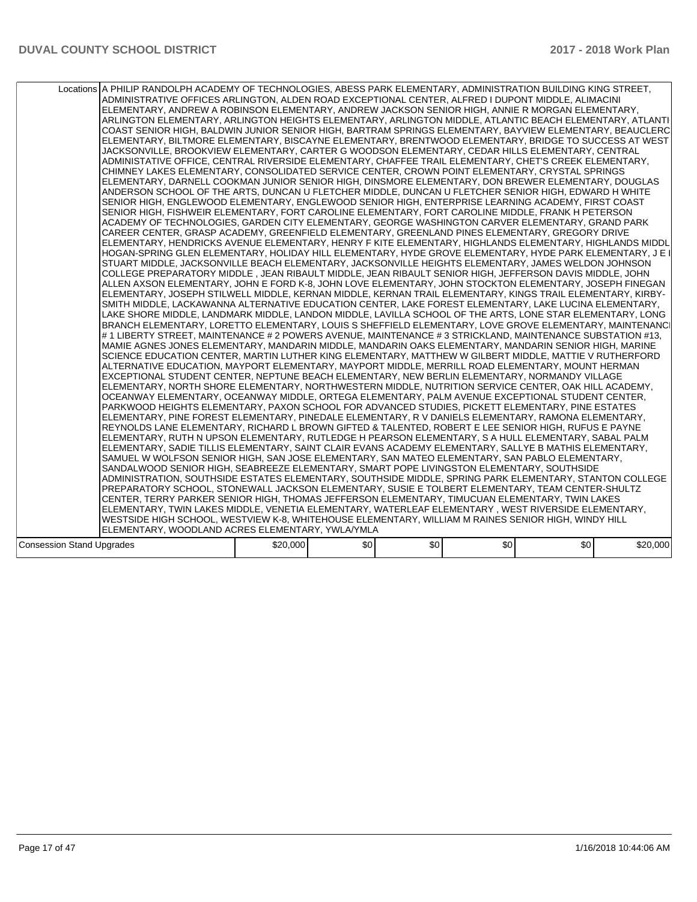| | | | | | | |
|---|---|---|---|---|---|---|
| Locations | A PHILIP RANDOLPH ACADEMY OF TECHNOLOGIES, ABESS PARK ELEMENTARY, ADMINISTRATION BUILDING KING STREET, ADMINISTRATIVE OFFICES ARLINGTON, ALDEN ROAD EXCEPTIONAL CENTER, ALFRED I DUPONT MIDDLE, ALIMACINI ELEMENTARY, ANDREW A ROBINSON ELEMENTARY, ANDREW JACKSON SENIOR HIGH, ANNIE R MORGAN ELEMENTARY, ARLINGTON ELEMENTARY, ARLINGTON HEIGHTS ELEMENTARY, ARLINGTON MIDDLE, ATLANTIC BEACH ELEMENTARY, ATLANTIC COAST SENIOR HIGH, BALDWIN JUNIOR SENIOR HIGH, BARTRAM SPRINGS ELEMENTARY, BAYVIEW ELEMENTARY, BEAUCLERC ELEMENTARY, BILTMORE ELEMENTARY, BISCAYNE ELEMENTARY, BRENTWOOD ELEMENTARY, BRIDGE TO SUCCESS AT WEST JACKSONVILLE, BROOKVIEW ELEMENTARY, CARTER G WOODSON ELEMENTARY, CEDAR HILLS ELEMENTARY, CENTRAL ADMINISTATIVE OFFICE, CENTRAL RIVERSIDE ELEMENTARY, CHAFFEE TRAIL ELEMENTARY, CHET'S CREEK ELEMENTARY, CHIMNEY LAKES ELEMENTARY, CONSOLIDATED SERVICE CENTER, CROWN POINT ELEMENTARY, CRYSTAL SPRINGS ELEMENTARY, DARNELL COOKMAN JUNIOR SENIOR HIGH, DINSMORE ELEMENTARY, DON BREWER ELEMENTARY, DOUGLAS ANDERSON SCHOOL OF THE ARTS, DUNCAN U FLETCHER MIDDLE, DUNCAN U FLETCHER SENIOR HIGH, EDWARD H WHITE SENIOR HIGH, ENGLEWOOD ELEMENTARY, ENGLEWOOD SENIOR HIGH, ENTERPRISE LEARNING ACADEMY, FIRST COAST SENIOR HIGH, FISHWEIR ELEMENTARY, FORT CAROLINE ELEMENTARY, FORT CAROLINE MIDDLE, FRANK H PETERSON ACADEMY OF TECHNOLOGIES, GARDEN CITY ELEMENTARY, GEORGE WASHINGTON CARVER ELEMENTARY, GRAND PARK CAREER CENTER, GRASP ACADEMY, GREENFIELD ELEMENTARY, GREENLAND PINES ELEMENTARY, GREGORY DRIVE ELEMENTARY, HENDRICKS AVENUE ELEMENTARY, HENRY F KITE ELEMENTARY, HIGHLANDS ELEMENTARY, HIGHLANDS MIDDLE, HOGAN-SPRING GLEN ELEMENTARY, HOLIDAY HILL ELEMENTARY, HYDE GROVE ELEMENTARY, HYDE PARK ELEMENTARY, J E B STUART MIDDLE, JACKSONVILLE BEACH ELEMENTARY, JACKSONVILLE HEIGHTS ELEMENTARY, JAMES WELDON JOHNSON COLLEGE PREPARATORY MIDDLE , JEAN RIBAULT MIDDLE, JEAN RIBAULT SENIOR HIGH, JEFFERSON DAVIS MIDDLE, JOHN ALLEN AXSON ELEMENTARY, JOHN E FORD K-8, JOHN LOVE ELEMENTARY, JOHN STOCKTON ELEMENTARY, JOSEPH FINEGAN ELEMENTARY, JOSEPH STILWELL MIDDLE, KERNAN MIDDLE, KERNAN TRAIL ELEMENTARY, KINGS TRAIL ELEMENTARY, KIRBY-SMITH MIDDLE, LACKAWANNA ALTERNATIVE EDUCATION CENTER, LAKE FOREST ELEMENTARY, LAKE LUCINA ELEMENTARY, LAKE SHORE MIDDLE, LANDMARK MIDDLE, LANDON MIDDLE, LAVILLA SCHOOL OF THE ARTS, LONE STAR ELEMENTARY, LONG BRANCH ELEMENTARY, LORETTO ELEMENTARY, LOUIS S SHEFFIELD ELEMENTARY, LOVE GROVE ELEMENTARY, MAINTENANCE # 1 LIBERTY STREET, MAINTENANCE # 2 POWERS AVENUE, MAINTENANCE # 3 STRICKLAND, MAINTENANCE SUBSTATION #13, MAMIE AGNES JONES ELEMENTARY, MANDARIN MIDDLE, MANDARIN OAKS ELEMENTARY, MANDARIN SENIOR HIGH, MARINE SCIENCE EDUCATION CENTER, MARTIN LUTHER KING ELEMENTARY, MATTHEW W GILBERT MIDDLE, MATTIE V RUTHERFORD ALTERNATIVE EDUCATION, MAYPORT ELEMENTARY, MAYPORT MIDDLE, MERRILL ROAD ELEMENTARY, MOUNT HERMAN EXCEPTIONAL STUDENT CENTER, NEPTUNE BEACH ELEMENTARY, NEW BERLIN ELEMENTARY, NORMANDY VILLAGE ELEMENTARY, NORTH SHORE ELEMENTARY, NORTHWESTERN MIDDLE, NUTRITION SERVICE CENTER, OAK HILL ACADEMY, OCEANWAY ELEMENTARY, OCEANWAY MIDDLE, ORTEGA ELEMENTARY, PALM AVENUE EXCEPTIONAL STUDENT CENTER, PARKWOOD HEIGHTS ELEMENTARY, PAXON SCHOOL FOR ADVANCED STUDIES, PICKETT ELEMENTARY, PINE ESTATES ELEMENTARY, PINE FOREST ELEMENTARY, PINEDALE ELEMENTARY, R V DANIELS ELEMENTARY, RAMONA ELEMENTARY, REYNOLDS LANE ELEMENTARY, RICHARD L BROWN GIFTED & TALENTED, ROBERT E LEE SENIOR HIGH, RUFUS E PAYNE ELEMENTARY, RUTH N UPSON ELEMENTARY, RUTLEDGE H PEARSON ELEMENTARY, S A HULL ELEMENTARY, SABAL PALM ELEMENTARY, SADIE TILLIS ELEMENTARY, SAINT CLAIR EVANS ACADEMY ELEMENTARY, SALLYE B MATHIS ELEMENTARY, SAMUEL W WOLFSON SENIOR HIGH, SAN JOSE ELEMENTARY, SAN MATEO ELEMENTARY, SAN PABLO ELEMENTARY, SANDALWOOD SENIOR HIGH, SEABREEZE ELEMENTARY, SMART POPE LIVINGSTON ELEMENTARY, SOUTHSIDE ADMINISTRATION, SOUTHSIDE ESTATES ELEMENTARY, SOUTHSIDE MIDDLE, SPRING PARK ELEMENTARY, STANTON COLLEGE PREPARATORY SCHOOL, STONEWALL JACKSON ELEMENTARY, SUSIE E TOLBERT ELEMENTARY, TEAM CENTER-SHULTZ CENTER, TERRY PARKER SENIOR HIGH, THOMAS JEFFERSON ELEMENTARY, TIMUCUAN ELEMENTARY, TWIN LAKES ELEMENTARY, TWIN LAKES MIDDLE, VENETIA ELEMENTARY, WATERLEAF ELEMENTARY , WEST RIVERSIDE ELEMENTARY, WESTSIDE HIGH SCHOOL, WESTVIEW K-8, WHITEHOUSE ELEMENTARY, WILLIAM M RAINES SENIOR HIGH, WINDY HILL ELEMENTARY, WOODLAND ACRES ELEMENTARY, YWLA/YMLA | | | | | |
| Consession Stand Upgrades | $20,000 | $0 | $0 | $0 | $0 | $20,000 |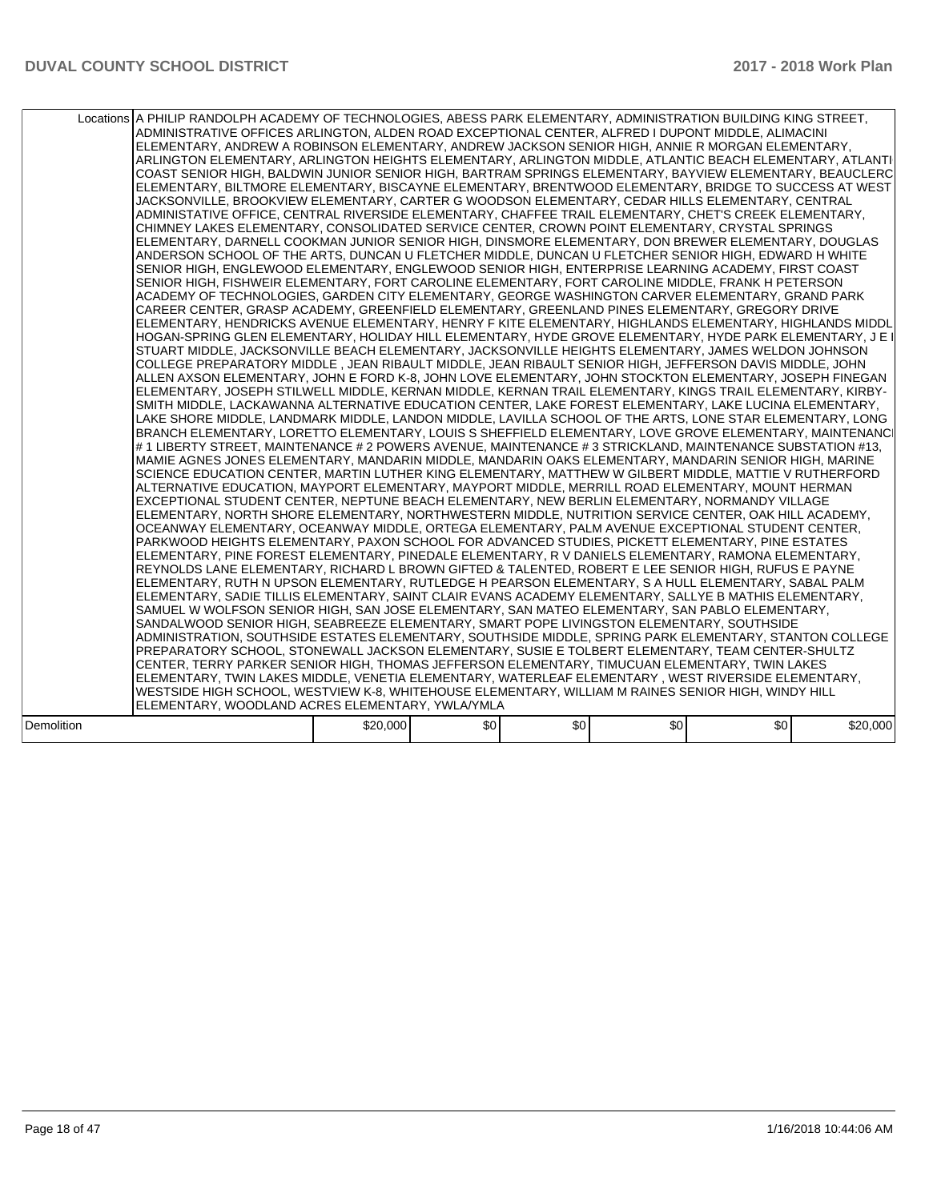| | Locations | | | | | | |
|---|---|---|---|---|---|---|---|
| | Locations | A PHILIP RANDOLPH ACADEMY OF TECHNOLOGIES, ABESS PARK ELEMENTARY, ADMINISTRATION BUILDING KING STREET, ADMINISTRATIVE OFFICES ARLINGTON, ALDEN ROAD EXCEPTIONAL CENTER, ALFRED I DUPONT MIDDLE, ALIMACINI ELEMENTARY, ANDREW A ROBINSON ELEMENTARY, ANDREW JACKSON SENIOR HIGH, ANNIE R MORGAN ELEMENTARY, ARLINGTON ELEMENTARY, ARLINGTON HEIGHTS ELEMENTARY, ARLINGTON MIDDLE, ATLANTIC BEACH ELEMENTARY, ATLANTIC COAST SENIOR HIGH, BALDWIN JUNIOR SENIOR HIGH, BARTRAM SPRINGS ELEMENTARY, BAYVIEW ELEMENTARY, BEAUCLERC ELEMENTARY, BILTMORE ELEMENTARY, BISCAYNE ELEMENTARY, BRENTWOOD ELEMENTARY, BRIDGE TO SUCCESS AT WEST JACKSONVILLE, BROOKVIEW ELEMENTARY, CARTER G WOODSON ELEMENTARY, CEDAR HILLS ELEMENTARY, CENTRAL ADMINISTATIVE OFFICE, CENTRAL RIVERSIDE ELEMENTARY, CHAFFEE TRAIL ELEMENTARY, CHET'S CREEK ELEMENTARY, CHIMNEY LAKES ELEMENTARY, CONSOLIDATED SERVICE CENTER, CROWN POINT ELEMENTARY, CRYSTAL SPRINGS ELEMENTARY, DARNELL COOKMAN JUNIOR SENIOR HIGH, DINSMORE ELEMENTARY, DON BREWER ELEMENTARY, DOUGLAS ANDERSON SCHOOL OF THE ARTS, DUNCAN U FLETCHER MIDDLE, DUNCAN U FLETCHER SENIOR HIGH, EDWARD H WHITE SENIOR HIGH, ENGLEWOOD ELEMENTARY, ENGLEWOOD SENIOR HIGH, ENTERPRISE LEARNING ACADEMY, FIRST COAST SENIOR HIGH, FISHWEIR ELEMENTARY, FORT CAROLINE ELEMENTARY, FORT CAROLINE MIDDLE, FRANK H PETERSON ACADEMY OF TECHNOLOGIES, GARDEN CITY ELEMENTARY, GEORGE WASHINGTON CARVER ELEMENTARY, GRAND PARK CAREER CENTER, GRASP ACADEMY, GREENFIELD ELEMENTARY, GREENLAND PINES ELEMENTARY, GREGORY DRIVE ELEMENTARY, HENDRICKS AVENUE ELEMENTARY, HENRY F KITE ELEMENTARY, HIGHLANDS ELEMENTARY, HIGHLANDS MIDDLE, HOGAN-SPRING GLEN ELEMENTARY, HOLIDAY HILL ELEMENTARY, HYDE GROVE ELEMENTARY, HYDE PARK ELEMENTARY, J E B STUART MIDDLE, JACKSONVILLE BEACH ELEMENTARY, JACKSONVILLE HEIGHTS ELEMENTARY, JAMES WELDON JOHNSON COLLEGE PREPARATORY MIDDLE , JEAN RIBAULT MIDDLE, JEAN RIBAULT SENIOR HIGH, JEFFERSON DAVIS MIDDLE, JOHN ALLEN AXSON ELEMENTARY, JOHN E FORD K-8, JOHN LOVE ELEMENTARY, JOHN STOCKTON ELEMENTARY, JOSEPH FINEGAN ELEMENTARY, JOSEPH STILWELL MIDDLE, KERNAN MIDDLE, KERNAN TRAIL ELEMENTARY, KINGS TRAIL ELEMENTARY, KIRBY-SMITH MIDDLE, LACKAWANNA ALTERNATIVE EDUCATION CENTER, LAKE FOREST ELEMENTARY, LAKE LUCINA ELEMENTARY, LAKE SHORE MIDDLE, LANDMARK MIDDLE, LANDON MIDDLE, LAVILLA SCHOOL OF THE ARTS, LONE STAR ELEMENTARY, LONG BRANCH ELEMENTARY, LORETTO ELEMENTARY, LOUIS S SHEFFIELD ELEMENTARY, LOVE GROVE ELEMENTARY, MAINTENANCE # 1 LIBERTY STREET, MAINTENANCE # 2 POWERS AVENUE, MAINTENANCE # 3 STRICKLAND, MAINTENANCE SUBSTATION #13, MAMIE AGNES JONES ELEMENTARY, MANDARIN MIDDLE, MANDARIN OAKS ELEMENTARY, MANDARIN SENIOR HIGH, MARINE SCIENCE EDUCATION CENTER, MARTIN LUTHER KING ELEMENTARY, MATTHEW W GILBERT MIDDLE, MATTIE V RUTHERFORD ALTERNATIVE EDUCATION, MAYPORT ELEMENTARY, MAYPORT MIDDLE, MERRILL ROAD ELEMENTARY, MOUNT HERMAN EXCEPTIONAL STUDENT CENTER, NEPTUNE BEACH ELEMENTARY, NEW BERLIN ELEMENTARY, NORMANDY VILLAGE ELEMENTARY, NORTH SHORE ELEMENTARY, NORTHWESTERN MIDDLE, NUTRITION SERVICE CENTER, OAK HILL ACADEMY, OCEANWAY ELEMENTARY, OCEANWAY MIDDLE, ORTEGA ELEMENTARY, PALM AVENUE EXCEPTIONAL STUDENT CENTER, PARKWOOD HEIGHTS ELEMENTARY, PAXON SCHOOL FOR ADVANCED STUDIES, PICKETT ELEMENTARY, PINE ESTATES ELEMENTARY, PINE FOREST ELEMENTARY, PINEDALE ELEMENTARY, R V DANIELS ELEMENTARY, RAMONA ELEMENTARY, REYNOLDS LANE ELEMENTARY, RICHARD L BROWN GIFTED & TALENTED, ROBERT E LEE SENIOR HIGH, RUFUS E PAYNE ELEMENTARY, RUTH N UPSON ELEMENTARY, RUTLEDGE H PEARSON ELEMENTARY, S A HULL ELEMENTARY, SABAL PALM ELEMENTARY, SADIE TILLIS ELEMENTARY, SAINT CLAIR EVANS ACADEMY ELEMENTARY, SALLYE B MATHIS ELEMENTARY, SAMUEL W WOLFSON SENIOR HIGH, SAN JOSE ELEMENTARY, SAN MATEO ELEMENTARY, SAN PABLO ELEMENTARY, SANDALWOOD SENIOR HIGH, SEABREEZE ELEMENTARY, SMART POPE LIVINGSTON ELEMENTARY, SOUTHSIDE ADMINISTRATION, SOUTHSIDE ESTATES ELEMENTARY, SOUTHSIDE MIDDLE, SPRING PARK ELEMENTARY, STANTON COLLEGE PREPARATORY SCHOOL, STONEWALL JACKSON ELEMENTARY, SUSIE E TOLBERT ELEMENTARY, TEAM CENTER-SHULTZ CENTER, TERRY PARKER SENIOR HIGH, THOMAS JEFFERSON ELEMENTARY, TIMUCUAN ELEMENTARY, TWIN LAKES ELEMENTARY, TWIN LAKES MIDDLE, VENETIA ELEMENTARY, WATERLEAF ELEMENTARY , WEST RIVERSIDE ELEMENTARY, WESTSIDE HIGH SCHOOL, WESTVIEW K-8, WHITEHOUSE ELEMENTARY, WILLIAM M RAINES SENIOR HIGH, WINDY HILL ELEMENTARY, WOODLAND ACRES ELEMENTARY, YWLA/YMLA | | | | | |
| Demolition | | $20,000 | $0 | $0 | $0 | $0 | $20,000 |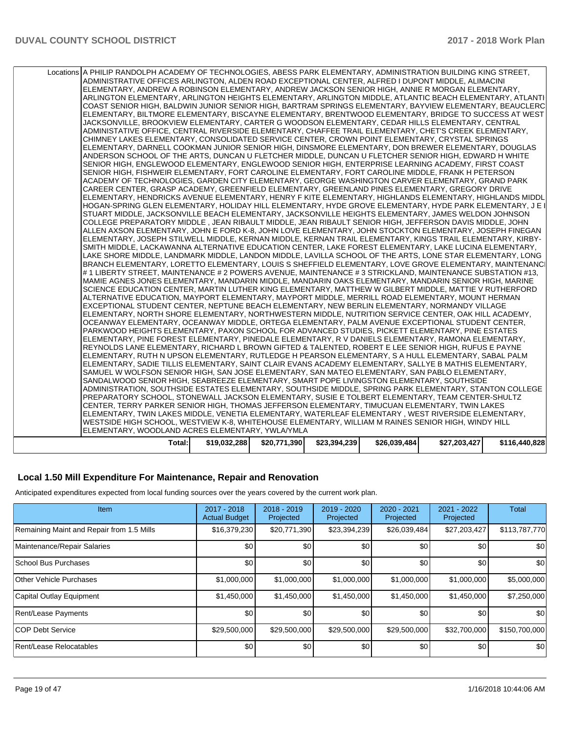| | | | | | | |
|---|---|---|---|---|---|---|
| Locations | A PHILIP RANDOLPH ACADEMY OF TECHNOLOGIES, ABESS PARK ELEMENTARY, ADMINISTRATION BUILDING KING STREET, ADMINISTRATIVE OFFICES ARLINGTON, ALDEN ROAD EXCEPTIONAL CENTER, ALFRED I DUPONT MIDDLE, ALIMACINI ELEMENTARY, ANDREW A ROBINSON ELEMENTARY, ANDREW JACKSON SENIOR HIGH, ANNIE R MORGAN ELEMENTARY, ARLINGTON ELEMENTARY, ARLINGTON HEIGHTS ELEMENTARY, ARLINGTON MIDDLE, ATLANTIC BEACH ELEMENTARY, ATLANTI COAST SENIOR HIGH, BALDWIN JUNIOR SENIOR HIGH, BARTRAM SPRINGS ELEMENTARY, BAYVIEW ELEMENTARY, BEAUCLERC ELEMENTARY, BILTMORE ELEMENTARY, BISCAYNE ELEMENTARY, BRENTWOOD ELEMENTARY, BRIDGE TO SUCCESS AT WEST JACKSONVILLE, BROOKVIEW ELEMENTARY, CARTER G WOODSON ELEMENTARY, CEDAR HILLS ELEMENTARY, CENTRAL ADMINISTATIVE OFFICE, CENTRAL RIVERSIDE ELEMENTARY, CHAFFEE TRAIL ELEMENTARY, CHET'S CREEK ELEMENTARY, CHIMNEY LAKES ELEMENTARY, CONSOLIDATED SERVICE CENTER, CROWN POINT ELEMENTARY, CRYSTAL SPRINGS ELEMENTARY, DARNELL COOKMAN JUNIOR SENIOR HIGH, DINSMORE ELEMENTARY, DON BREWER ELEMENTARY, DOUGLAS ANDERSON SCHOOL OF THE ARTS, DUNCAN U FLETCHER MIDDLE, DUNCAN U FLETCHER SENIOR HIGH, EDWARD H WHITE SENIOR HIGH, ENGLEWOOD ELEMENTARY, ENGLEWOOD SENIOR HIGH, ENTERPRISE LEARNING ACADEMY, FIRST COAST SENIOR HIGH, FISHWEIR ELEMENTARY, FORT CAROLINE ELEMENTARY, FORT CAROLINE MIDDLE, FRANK H PETERSON ACADEMY OF TECHNOLOGIES, GARDEN CITY ELEMENTARY, GEORGE WASHINGTON CARVER ELEMENTARY, GRAND PARK CAREER CENTER, GRASP ACADEMY, GREENFIELD ELEMENTARY, GREENLAND PINES ELEMENTARY, GREGORY DRIVE ELEMENTARY, HENDRICKS AVENUE ELEMENTARY, HENRY F KITE ELEMENTARY, HIGHLANDS ELEMENTARY, HIGHLANDS MIDDL HOGAN-SPRING GLEN ELEMENTARY, HOLIDAY HILL ELEMENTARY, HYDE GROVE ELEMENTARY, HYDE PARK ELEMENTARY, J E I STUART MIDDLE, JACKSONVILLE BEACH ELEMENTARY, JACKSONVILLE HEIGHTS ELEMENTARY, JAMES WELDON JOHNSON COLLEGE PREPARATORY MIDDLE , JEAN RIBAULT MIDDLE, JEAN RIBAULT SENIOR HIGH, JEFFERSON DAVIS MIDDLE, JOHN ALLEN AXSON ELEMENTARY, JOHN E FORD K-8, JOHN LOVE ELEMENTARY, JOHN STOCKTON ELEMENTARY, JOSEPH FINEGAN ELEMENTARY, JOSEPH STILWELL MIDDLE, KERNAN MIDDLE, KERNAN TRAIL ELEMENTARY, KINGS TRAIL ELEMENTARY, KIRBY-SMITH MIDDLE, LACKAWANNA ALTERNATIVE EDUCATION CENTER, LAKE FOREST ELEMENTARY, LAKE LUCINA ELEMENTARY, LAKE SHORE MIDDLE, LANDMARK MIDDLE, LANDON MIDDLE, LAVILLA SCHOOL OF THE ARTS, LONE STAR ELEMENTARY, LONG BRANCH ELEMENTARY, LORETTO ELEMENTARY, LOUIS S SHEFFIELD ELEMENTARY, LOVE GROVE ELEMENTARY, MAINTENANCI # 1 LIBERTY STREET, MAINTENANCE # 2 POWERS AVENUE, MAINTENANCE # 3 STRICKLAND, MAINTENANCE SUBSTATION #13, MAMIE AGNES JONES ELEMENTARY, MANDARIN MIDDLE, MANDARIN OAKS ELEMENTARY, MANDARIN SENIOR HIGH, MARINE SCIENCE EDUCATION CENTER, MARTIN LUTHER KING ELEMENTARY, MATTHEW W GILBERT MIDDLE, MATTIE V RUTHERFORD ALTERNATIVE EDUCATION, MAYPORT ELEMENTARY, MAYPORT MIDDLE, MERRILL ROAD ELEMENTARY, MOUNT HERMAN EXCEPTIONAL STUDENT CENTER, NEPTUNE BEACH ELEMENTARY, NEW BERLIN ELEMENTARY, NORMANDY VILLAGE ELEMENTARY, NORTH SHORE ELEMENTARY, NORTHWESTERN MIDDLE, NUTRITION SERVICE CENTER, OAK HILL ACADEMY, OCEANWAY ELEMENTARY, OCEANWAY MIDDLE, ORTEGA ELEMENTARY, PALM AVENUE EXCEPTIONAL STUDENT CENTER, PARKWOOD HEIGHTS ELEMENTARY, PAXON SCHOOL FOR ADVANCED STUDIES, PICKETT ELEMENTARY, PINE ESTATES ELEMENTARY, PINE FOREST ELEMENTARY, PINEDALE ELEMENTARY, R V DANIELS ELEMENTARY, RAMONA ELEMENTARY, REYNOLDS LANE ELEMENTARY, RICHARD L BROWN GIFTED & TALENTED, ROBERT E LEE SENIOR HIGH, RUFUS E PAYNE ELEMENTARY, RUTH N UPSON ELEMENTARY, RUTLEDGE H PEARSON ELEMENTARY, S A HULL ELEMENTARY, SABAL PALM ELEMENTARY, SADIE TILLIS ELEMENTARY, SAINT CLAIR EVANS ACADEMY ELEMENTARY, SALLYE B MATHIS ELEMENTARY, SAMUEL W WOLFSON SENIOR HIGH, SAN JOSE ELEMENTARY, SAN MATEO ELEMENTARY, SAN PABLO ELEMENTARY, SANDALWOOD SENIOR HIGH, SEABREEZE ELEMENTARY, SMART POPE LIVINGSTON ELEMENTARY, SOUTHSIDE ADMINISTRATION, SOUTHSIDE ESTATES ELEMENTARY, SOUTHSIDE MIDDLE, SPRING PARK ELEMENTARY, STANTON COLLEGE PREPARATORY SCHOOL, STONEWALL JACKSON ELEMENTARY, SUSIE E TOLBERT ELEMENTARY, TEAM CENTER-SHULTZ CENTER, TERRY PARKER SENIOR HIGH, THOMAS JEFFERSON ELEMENTARY, TIMUCUAN ELEMENTARY, TWIN LAKES ELEMENTARY, TWIN LAKES MIDDLE, VENETIA ELEMENTARY, WATERLEAF ELEMENTARY , WEST RIVERSIDE ELEMENTARY, WESTSIDE HIGH SCHOOL, WESTVIEW K-8, WHITEHOUSE ELEMENTARY, WILLIAM M RAINES SENIOR HIGH, WINDY HILL ELEMENTARY, WOODLAND ACRES ELEMENTARY, YWLA/YMLA | | | | | |
| Total: | $19,032,288 | $20,771,390 | $23,394,239 | $26,039,484 | $27,203,427 | $116,440,828 |

## Local 1.50 Mill Expenditure For Maintenance, Repair and Renovation

Anticipated expenditures expected from local funding sources over the years covered by the current work plan.

| Item | 2017 - 2018 Actual Budget | 2018 - 2019 Projected | 2019 - 2020 Projected | 2020 - 2021 Projected | 2021 - 2022 Projected | Total |
|---|---|---|---|---|---|---|
| Remaining Maint and Repair from 1.5 Mills | $16,379,230 | $20,771,390 | $23,394,239 | $26,039,484 | $27,203,427 | $113,787,770 |
| Maintenance/Repair Salaries | $0 | $0 | $0 | $0 | $0 | $0 |
| School Bus Purchases | $0 | $0 | $0 | $0 | $0 | $0 |
| Other Vehicle Purchases | $1,000,000 | $1,000,000 | $1,000,000 | $1,000,000 | $1,000,000 | $5,000,000 |
| Capital Outlay Equipment | $1,450,000 | $1,450,000 | $1,450,000 | $1,450,000 | $1,450,000 | $7,250,000 |
| Rent/Lease Payments | $0 | $0 | $0 | $0 | $0 | $0 |
| COP Debt Service | $29,500,000 | $29,500,000 | $29,500,000 | $29,500,000 | $32,700,000 | $150,700,000 |
| Rent/Lease Relocatables | $0 | $0 | $0 | $0 | $0 | $0 |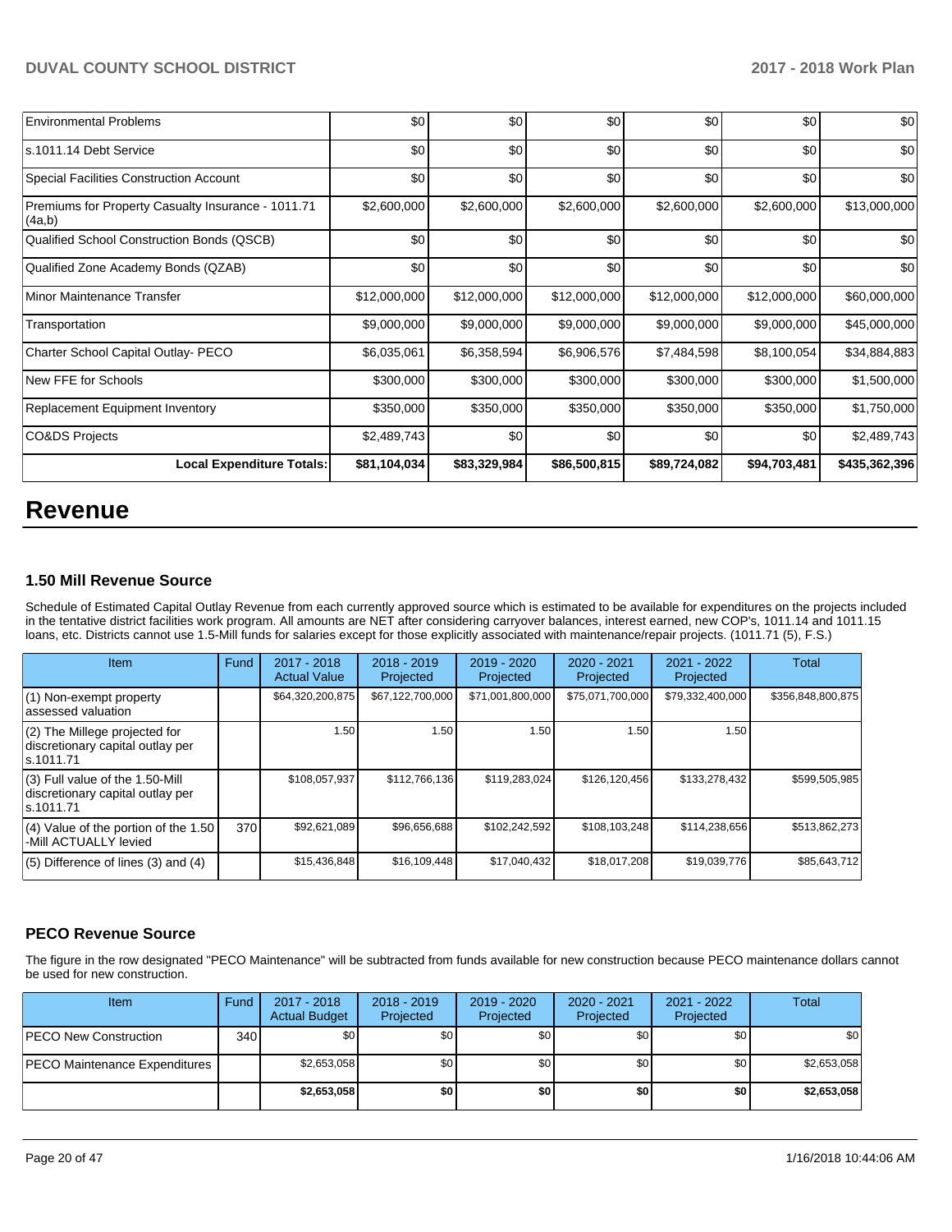| Environmental Problems | $0 | $0 | $0 | $0 | $0 | $0 |
|---|---|---|---|---|---|---|
| s.1011.14 Debt Service | $0 | $0 | $0 | $0 | $0 | $0 |
| Special Facilities Construction Account | $0 | $0 | $0 | $0 | $0 | $0 |
| Premiums for Property Casualty Insurance - 1011.71 (4a,b) | $2,600,000 | $2,600,000 | $2,600,000 | $2,600,000 | $2,600,000 | $13,000,000 |
| Qualified School Construction Bonds (QSCB) | $0 | $0 | $0 | $0 | $0 | $0 |
| Qualified Zone Academy Bonds (QZAB) | $0 | $0 | $0 | $0 | $0 | $0 |
| Minor Maintenance Transfer | $12,000,000 | $12,000,000 | $12,000,000 | $12,000,000 | $12,000,000 | $60,000,000 |
| Transportation | $9,000,000 | $9,000,000 | $9,000,000 | $9,000,000 | $9,000,000 | $45,000,000 |
| Charter School Capital Outlay- PECO | $6,035,061 | $6,358,594 | $6,906,576 | $7,484,598 | $8,100,054 | $34,884,883 |
| New FFE for Schools | $300,000 | $300,000 | $300,000 | $300,000 | $300,000 | $1,500,000 |
| Replacement Equipment Inventory | $350,000 | $350,000 | $350,000 | $350,000 | $350,000 | $1,750,000 |
| CO&DS Projects | $2,489,743 | $0 | $0 | $0 | $0 | $2,489,743 |
| **Local Expenditure Totals:** | **$81,104,034** | **$83,329,984** | **$86,500,815** | **$89,724,082** | **$94,703,481** | **$435,362,396** |

# Revenue

### 1.50 Mill Revenue Source

Schedule of Estimated Capital Outlay Revenue from each currently approved source which is estimated to be available for expenditures on the projects included in the tentative district facilities work program. All amounts are NET after considering carryover balances, interest earned, new COP's, 1011.14 and 1011.15 loans, etc. Districts cannot use 1.5-Mill funds for salaries except for those explicitly associated with maintenance/repair projects. (1011.71 (5), F.S.)

| Item | Fund | 2017 - 2018 Actual Value | 2018 - 2019 Projected | 2019 - 2020 Projected | 2020 - 2021 Projected | 2021 - 2022 Projected | Total |
|---|---|---|---|---|---|---|---|
| (1) Non-exempt property assessed valuation | | $64,320,200,875 | $67,122,700,000 | $71,001,800,000 | $75,071,700,000 | $79,332,400,000 | $356,848,800,875 |
| (2) The Millege projected for discretionary capital outlay per s.1011.71 | | 1.50 | 1.50 | 1.50 | 1.50 | 1.50 | |
| (3) Full value of the 1.50-Mill discretionary capital outlay per s.1011.71 | | $108,057,937 | $112,766,136 | $119,283,024 | $126,120,456 | $133,278,432 | $599,505,985 |
| (4) Value of the portion of the 1.50 -Mill ACTUALLY levied | 370 | $92,621,089 | $96,656,688 | $102,242,592 | $108,103,248 | $114,238,656 | $513,862,273 |
| (5) Difference of lines (3) and (4) | | $15,436,848 | $16,109,448 | $17,040,432 | $18,017,208 | $19,039,776 | $85,643,712 |

### PECO Revenue Source

The figure in the row designated "PECO Maintenance" will be subtracted from funds available for new construction because PECO maintenance dollars cannot be used for new construction.

| Item | Fund | 2017 - 2018 Actual Budget | 2018 - 2019 Projected | 2019 - 2020 Projected | 2020 - 2021 Projected | 2021 - 2022 Projected | Total |
|---|---|---|---|---|---|---|---|
| PECO New Construction | 340 | $0 | $0 | $0 | $0 | $0 | $0 |
| PECO Maintenance Expenditures | | $2,653,058 | $0 | $0 | $0 | $0 | $2,653,058 |
| | | **$2,653,058** | **$0** | **$0** | **$0** | **$0** | **$2,653,058** |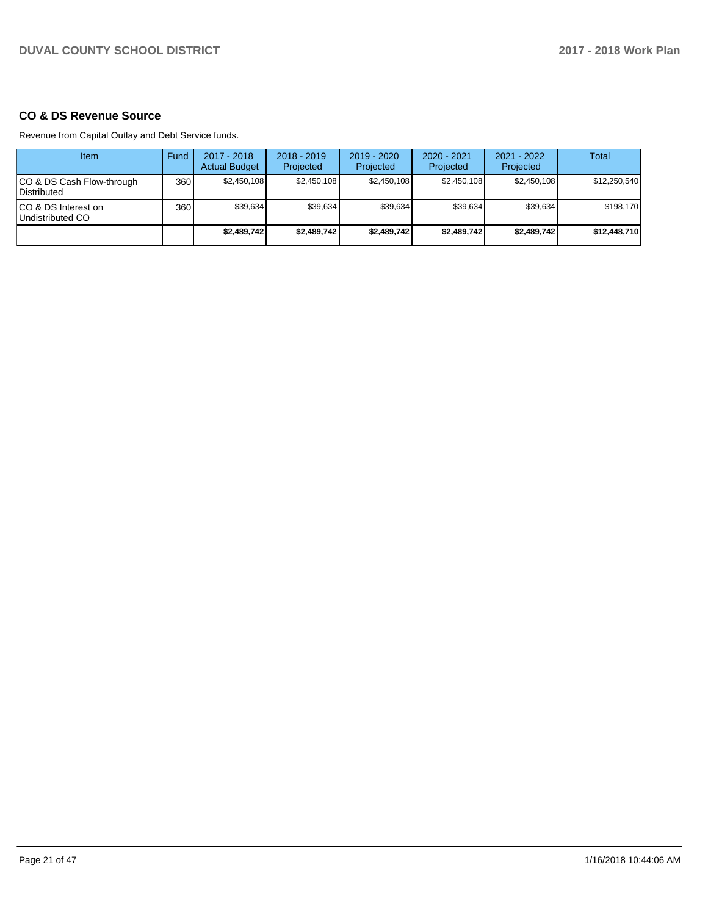## CO & DS Revenue Source

Revenue from Capital Outlay and Debt Service funds.

| Item | Fund | 2017 - 2018 Actual Budget | 2018 - 2019 Projected | 2019 - 2020 Projected | 2020 - 2021 Projected | 2021 - 2022 Projected | Total |
|---|---|---|---|---|---|---|---|
| CO & DS Cash Flow-through Distributed | 360 | $2,450,108 | $2,450,108 | $2,450,108 | $2,450,108 | $2,450,108 | $12,250,540 |
| CO & DS Interest on Undistributed CO | 360 | $39,634 | $39,634 | $39,634 | $39,634 | $39,634 | $198,170 |
| | | **$2,489,742** | **$2,489,742** | **$2,489,742** | **$2,489,742** | **$2,489,742** | **$12,448,710** |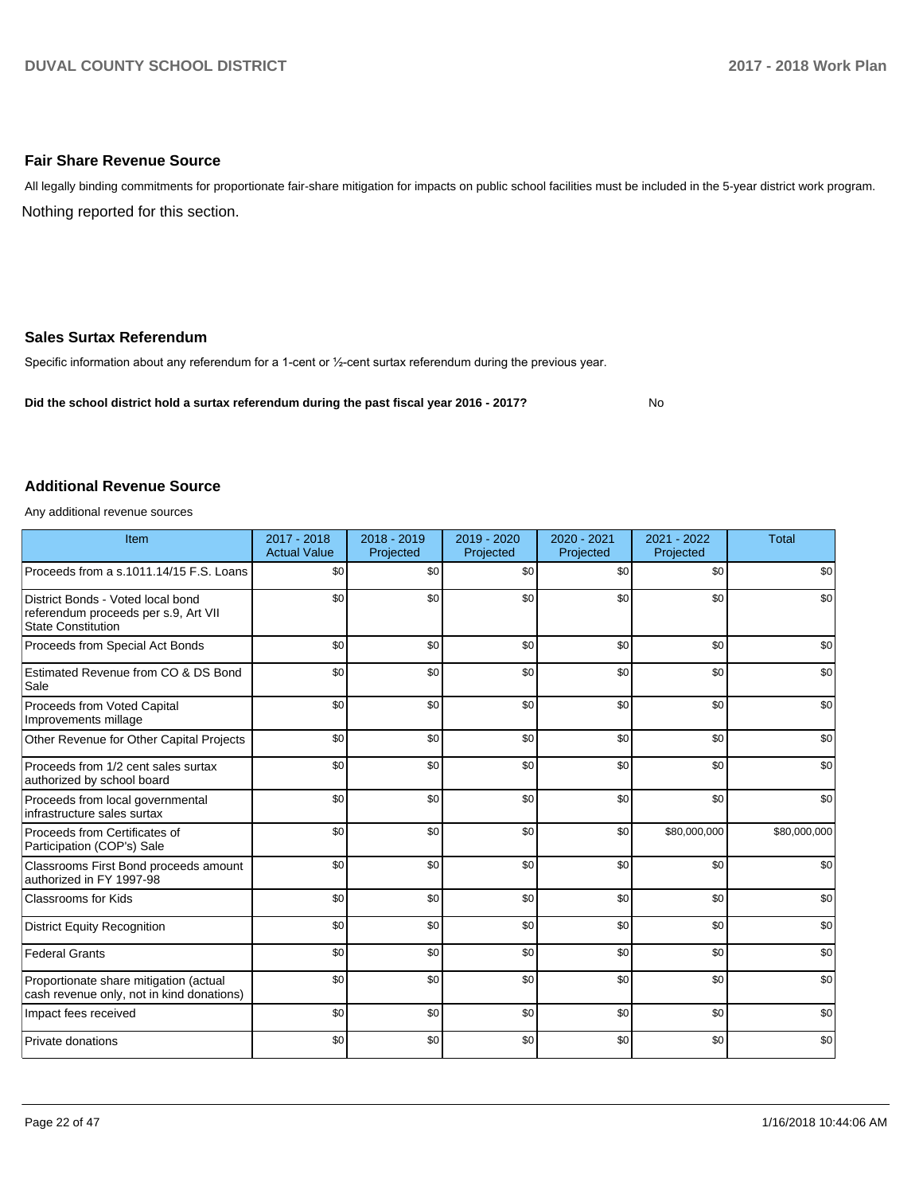## Fair Share Revenue Source

All legally binding commitments for proportionate fair-share mitigation for impacts on public school facilities must be included in the 5-year district work program.

Nothing reported for this section.

## Sales Surtax Referendum

Specific information about any referendum for a 1-cent or ½-cent surtax referendum during the previous year.

**Did the school district hold a surtax referendum during the past fiscal year 2016 - 2017?** No

## Additional Revenue Source

Any additional revenue sources

| Item | 2017 - 2018 Actual Value | 2018 - 2019 Projected | 2019 - 2020 Projected | 2020 - 2021 Projected | 2021 - 2022 Projected | Total |
|---|---|---|---|---|---|---|
| Proceeds from a s.1011.14/15 F.S. Loans | $0 | $0 | $0 | $0 | $0 | $0 |
| District Bonds - Voted local bond referendum proceeds per s.9, Art VII State Constitution | $0 | $0 | $0 | $0 | $0 | $0 |
| Proceeds from Special Act Bonds | $0 | $0 | $0 | $0 | $0 | $0 |
| Estimated Revenue from CO & DS Bond Sale | $0 | $0 | $0 | $0 | $0 | $0 |
| Proceeds from Voted Capital Improvements millage | $0 | $0 | $0 | $0 | $0 | $0 |
| Other Revenue for Other Capital Projects | $0 | $0 | $0 | $0 | $0 | $0 |
| Proceeds from 1/2 cent sales surtax authorized by school board | $0 | $0 | $0 | $0 | $0 | $0 |
| Proceeds from local governmental infrastructure sales surtax | $0 | $0 | $0 | $0 | $0 | $0 |
| Proceeds from Certificates of Participation (COP's) Sale | $0 | $0 | $0 | $0 | $80,000,000 | $80,000,000 |
| Classrooms First Bond proceeds amount authorized in FY 1997-98 | $0 | $0 | $0 | $0 | $0 | $0 |
| Classrooms for Kids | $0 | $0 | $0 | $0 | $0 | $0 |
| District Equity Recognition | $0 | $0 | $0 | $0 | $0 | $0 |
| Federal Grants | $0 | $0 | $0 | $0 | $0 | $0 |
| Proportionate share mitigation (actual cash revenue only, not in kind donations) | $0 | $0 | $0 | $0 | $0 | $0 |
| Impact fees received | $0 | $0 | $0 | $0 | $0 | $0 |
| Private donations | $0 | $0 | $0 | $0 | $0 | $0 |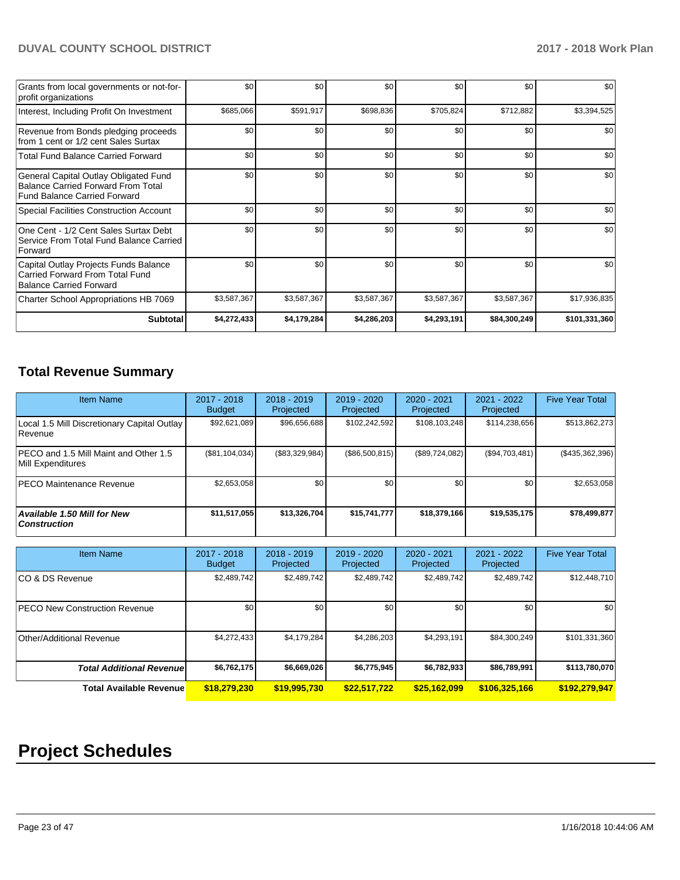| | | | | | | |
|---|---|---|---|---|---|---|
| Grants from local governments or not-for-profit organizations | $0 | $0 | $0 | $0 | $0 | $0 |
| Interest, Including Profit On Investment | $685,066 | $591,917 | $698,836 | $705,824 | $712,882 | $3,394,525 |
| Revenue from Bonds pledging proceeds from 1 cent or 1/2 cent Sales Surtax | $0 | $0 | $0 | $0 | $0 | $0 |
| Total Fund Balance Carried Forward | $0 | $0 | $0 | $0 | $0 | $0 |
| General Capital Outlay Obligated Fund Balance Carried Forward From Total Fund Balance Carried Forward | $0 | $0 | $0 | $0 | $0 | $0 |
| Special Facilities Construction Account | $0 | $0 | $0 | $0 | $0 | $0 |
| One Cent - 1/2 Cent Sales Surtax Debt Service From Total Fund Balance Carried Forward | $0 | $0 | $0 | $0 | $0 | $0 |
| Capital Outlay Projects Funds Balance Carried Forward From Total Fund Balance Carried Forward | $0 | $0 | $0 | $0 | $0 | $0 |
| Charter School Appropriations HB 7069 | $3,587,367 | $3,587,367 | $3,587,367 | $3,587,367 | $3,587,367 | $17,936,835 |
| **Subtotal** | **$4,272,433** | **$4,179,284** | **$4,286,203** | **$4,293,191** | **$84,300,249** | **$101,331,360** |

## Total Revenue Summary

| Item Name | 2017 - 2018 Budget | 2018 - 2019 Projected | 2019 - 2020 Projected | 2020 - 2021 Projected | 2021 - 2022 Projected | Five Year Total |
|---|---|---|---|---|---|---|
| Local 1.5 Mill Discretionary Capital Outlay Revenue | $92,621,089 | $96,656,688 | $102,242,592 | $108,103,248 | $114,238,656 | $513,862,273 |
| PECO and 1.5 Mill Maint and Other 1.5 Mill Expenditures | ($81,104,034) | ($83,329,984) | ($86,500,815) | ($89,724,082) | ($94,703,481) | ($435,362,396) |
| PECO Maintenance Revenue | $2,653,058 | $0 | $0 | $0 | $0 | $2,653,058 |
| ***Available 1.50 Mill for New Construction*** | **$11,517,055** | **$13,326,704** | **$15,741,777** | **$18,379,166** | **$19,535,175** | **$78,499,877** |

| Item Name | 2017 - 2018 Budget | 2018 - 2019 Projected | 2019 - 2020 Projected | 2020 - 2021 Projected | 2021 - 2022 Projected | Five Year Total |
|---|---|---|---|---|---|---|
| CO & DS Revenue | $2,489,742 | $2,489,742 | $2,489,742 | $2,489,742 | $2,489,742 | $12,448,710 |
| PECO New Construction Revenue | $0 | $0 | $0 | $0 | $0 | $0 |
| Other/Additional Revenue | $4,272,433 | $4,179,284 | $4,286,203 | $4,293,191 | $84,300,249 | $101,331,360 |
| ***Total Additional Revenue*** | **$6,762,175** | **$6,669,026** | **$6,775,945** | **$6,782,933** | **$86,789,991** | **$113,780,070** |
| **Total Available Revenue** | **$18,279,230** | **$19,995,730** | **$22,517,722** | **$25,162,099** | **$106,325,166** | **$192,279,947** |

# Project Schedules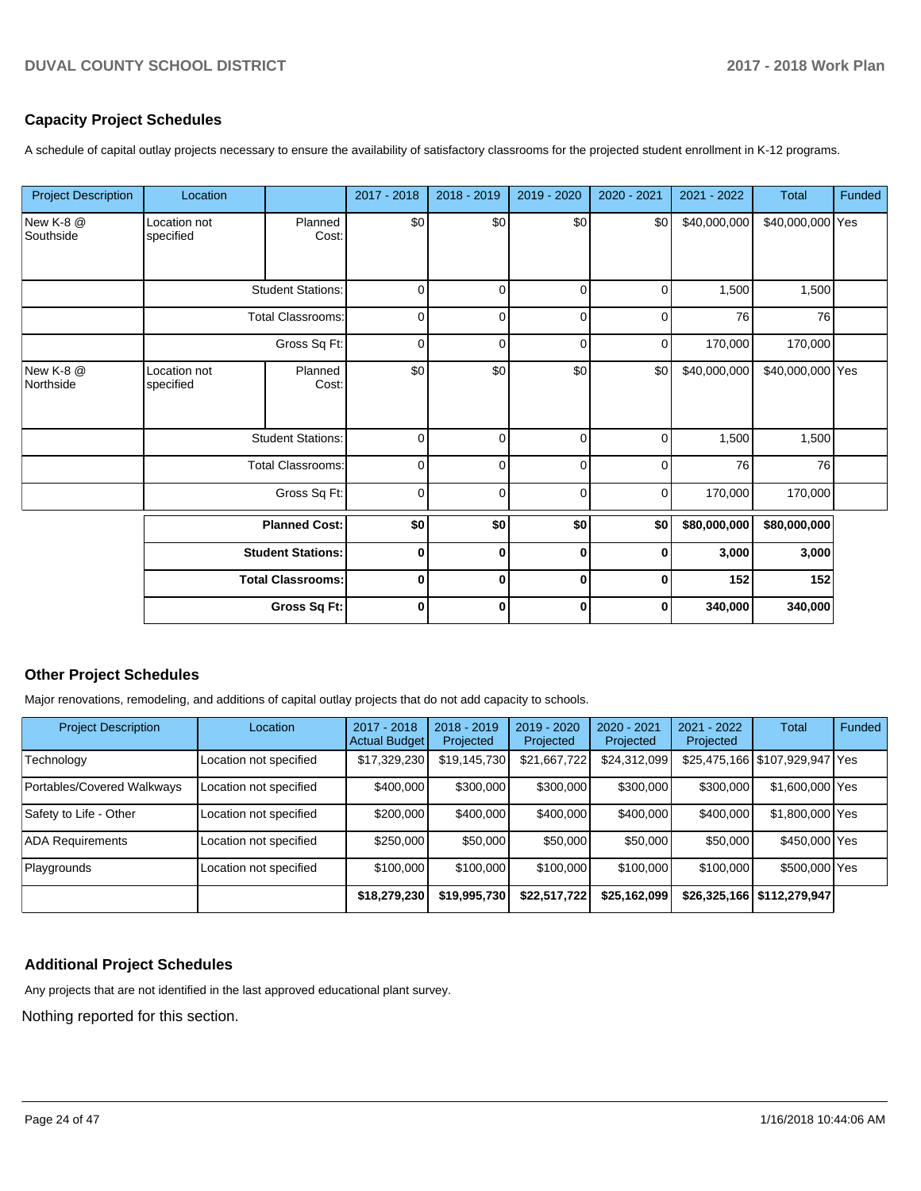## Capacity Project Schedules

A schedule of capital outlay projects necessary to ensure the availability of satisfactory classrooms for the projected student enrollment in K-12 programs.

| Project Description | Location | | 2017 - 2018 | 2018 - 2019 | 2019 - 2020 | 2020 - 2021 | 2021 - 2022 | Total | Funded |
|---|---|---|---|---|---|---|---|---|---|
| New K-8 @ Southside | Location not specified | Planned Cost: | $0 | $0 | $0 | $0 | $40,000,000 | $40,000,000 | Yes |
| | | Student Stations: | 0 | 0 | 0 | 0 | 1,500 | 1,500 | |
| | | Total Classrooms: | 0 | 0 | 0 | 0 | 76 | 76 | |
| | | Gross Sq Ft: | 0 | 0 | 0 | 0 | 170,000 | 170,000 | |
| New K-8 @ Northside | Location not specified | Planned Cost: | $0 | $0 | $0 | $0 | $40,000,000 | $40,000,000 | Yes |
| | | Student Stations: | 0 | 0 | 0 | 0 | 1,500 | 1,500 | |
| | | Total Classrooms: | 0 | 0 | 0 | 0 | 76 | 76 | |
| | | Gross Sq Ft: | 0 | 0 | 0 | 0 | 170,000 | 170,000 | |
| | | **Planned Cost:** | **$0** | **$0** | **$0** | **$0** | **$80,000,000** | **$80,000,000** | |
| | | **Student Stations:** | **0** | **0** | **0** | **0** | **3,000** | **3,000** | |
| | | **Total Classrooms:** | **0** | **0** | **0** | **0** | **152** | **152** | |
| | | **Gross Sq Ft:** | **0** | **0** | **0** | **0** | **340,000** | **340,000** | |

## Other Project Schedules

Major renovations, remodeling, and additions of capital outlay projects that do not add capacity to schools.

| Project Description | Location | 2017 - 2018 Actual Budget | 2018 - 2019 Projected | 2019 - 2020 Projected | 2020 - 2021 Projected | 2021 - 2022 Projected | Total | Funded |
|---|---|---|---|---|---|---|---|---|
| Technology | Location not specified | $17,329,230 | $19,145,730 | $21,667,722 | $24,312,099 | $25,475,166 | $107,929,947 | Yes |
| Portables/Covered Walkways | Location not specified | $400,000 | $300,000 | $300,000 | $300,000 | $300,000 | $1,600,000 | Yes |
| Safety to Life - Other | Location not specified | $200,000 | $400,000 | $400,000 | $400,000 | $400,000 | $1,800,000 | Yes |
| ADA Requirements | Location not specified | $250,000 | $50,000 | $50,000 | $50,000 | $50,000 | $450,000 | Yes |
| Playgrounds | Location not specified | $100,000 | $100,000 | $100,000 | $100,000 | $100,000 | $500,000 | Yes |
| | | **$18,279,230** | **$19,995,730** | **$22,517,722** | **$25,162,099** | **$26,325,166** | **$112,279,947** | |

## Additional Project Schedules

Any projects that are not identified in the last approved educational plant survey.

Nothing reported for this section.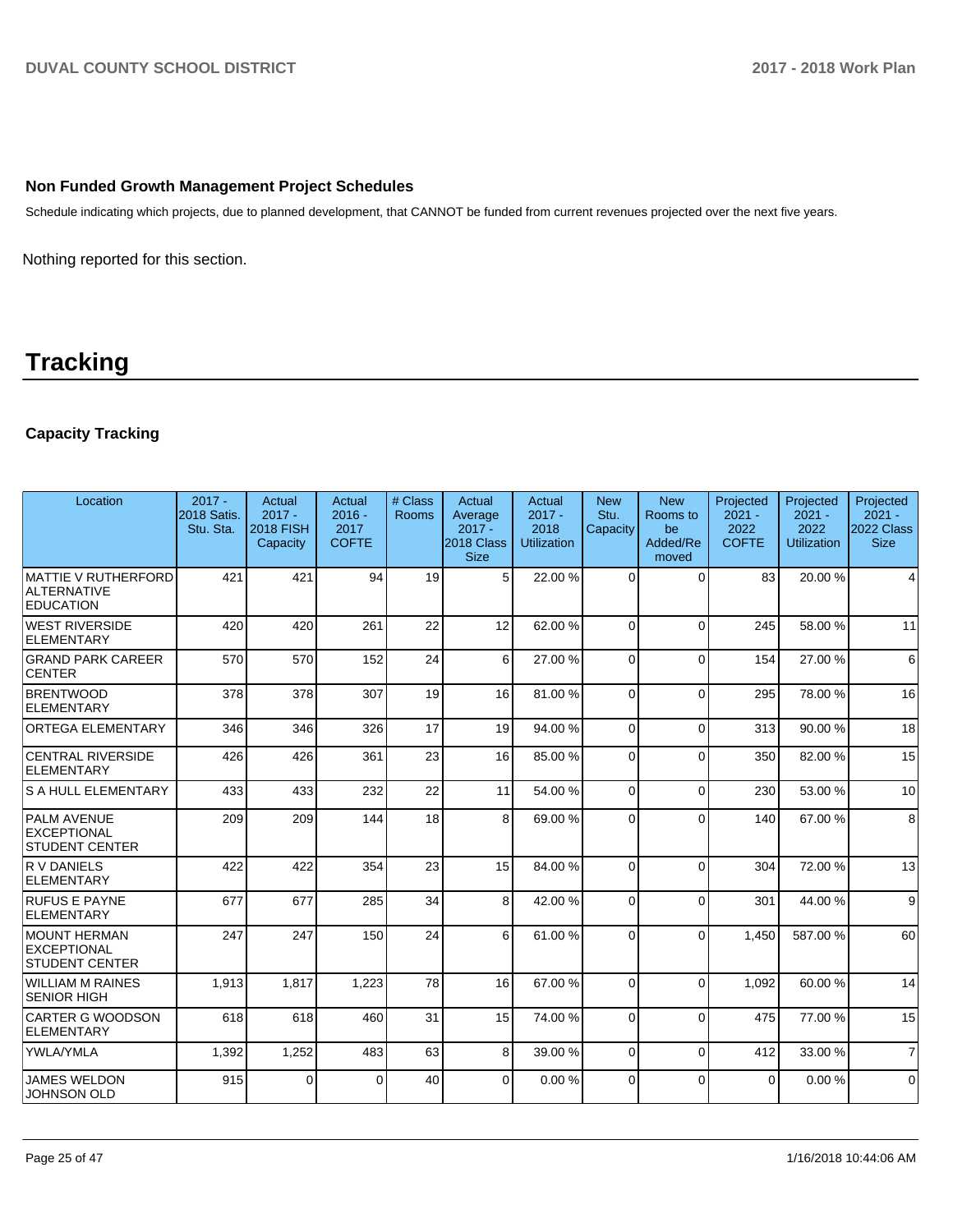## Non Funded Growth Management Project Schedules

Schedule indicating which projects, due to planned development, that CANNOT be funded from current revenues projected over the next five years.

Nothing reported for this section.

# Tracking

### Capacity Tracking

| Location | 2017 - 2018 Satis. Stu. Sta. | Actual 2017 - 2018 FISH Capacity | Actual 2016 - 2017 COFTE | # Class Rooms | Actual Average 2017 - 2018 Class Size | Actual 2017 - 2018 Utilization | New Stu. Capacity | New Rooms to be Added/Removed | Projected 2021 - 2022 COFTE | Projected 2021 - 2022 Utilization | Projected 2021 - 2022 Class Size |
|---|---|---|---|---|---|---|---|---|---|---|---|
| MATTIE V RUTHERFORD ALTERNATIVE EDUCATION | 421 | 421 | 94 | 19 | 5 | 22.00 % | 0 | 0 | 83 | 20.00 % | 4 |
| WEST RIVERSIDE ELEMENTARY | 420 | 420 | 261 | 22 | 12 | 62.00 % | 0 | 0 | 245 | 58.00 % | 11 |
| GRAND PARK CAREER CENTER | 570 | 570 | 152 | 24 | 6 | 27.00 % | 0 | 0 | 154 | 27.00 % | 6 |
| BRENTWOOD ELEMENTARY | 378 | 378 | 307 | 19 | 16 | 81.00 % | 0 | 0 | 295 | 78.00 % | 16 |
| ORTEGA ELEMENTARY | 346 | 346 | 326 | 17 | 19 | 94.00 % | 0 | 0 | 313 | 90.00 % | 18 |
| CENTRAL RIVERSIDE ELEMENTARY | 426 | 426 | 361 | 23 | 16 | 85.00 % | 0 | 0 | 350 | 82.00 % | 15 |
| S A HULL ELEMENTARY | 433 | 433 | 232 | 22 | 11 | 54.00 % | 0 | 0 | 230 | 53.00 % | 10 |
| PALM AVENUE EXCEPTIONAL STUDENT CENTER | 209 | 209 | 144 | 18 | 8 | 69.00 % | 0 | 0 | 140 | 67.00 % | 8 |
| R V DANIELS ELEMENTARY | 422 | 422 | 354 | 23 | 15 | 84.00 % | 0 | 0 | 304 | 72.00 % | 13 |
| RUFUS E PAYNE ELEMENTARY | 677 | 677 | 285 | 34 | 8 | 42.00 % | 0 | 0 | 301 | 44.00 % | 9 |
| MOUNT HERMAN EXCEPTIONAL STUDENT CENTER | 247 | 247 | 150 | 24 | 6 | 61.00 % | 0 | 0 | 1,450 | 587.00 % | 60 |
| WILLIAM M RAINES SENIOR HIGH | 1,913 | 1,817 | 1,223 | 78 | 16 | 67.00 % | 0 | 0 | 1,092 | 60.00 % | 14 |
| CARTER G WOODSON ELEMENTARY | 618 | 618 | 460 | 31 | 15 | 74.00 % | 0 | 0 | 475 | 77.00 % | 15 |
| YWLA/YMLA | 1,392 | 1,252 | 483 | 63 | 8 | 39.00 % | 0 | 0 | 412 | 33.00 % | 7 |
| JAMES WELDON JOHNSON OLD | 915 | 0 | 0 | 40 | 0 | 0.00 % | 0 | 0 | 0 | 0.00 % | 0 |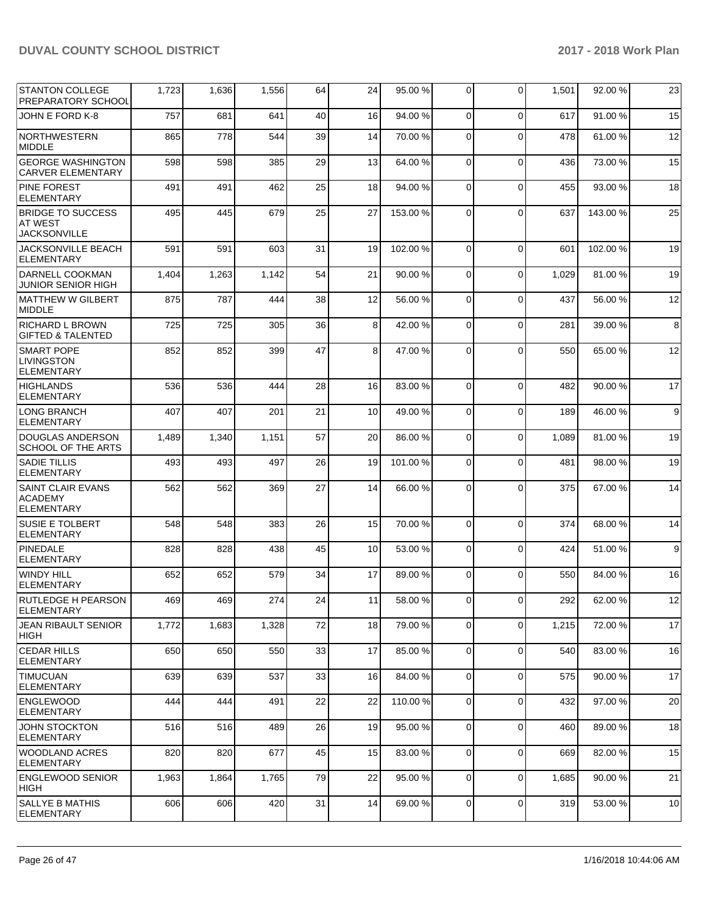| | | | | | | | | | | |
|---|---|---|---|---|---|---|---|---|---|---|
| STANTON COLLEGE PREPARATORY SCHOOL | 1,723 | 1,636 | 1,556 | 64 | 24 | 95.00 % | 0 | 0 | 1,501 | 92.00 % | 23 |
| JOHN E FORD K-8 | 757 | 681 | 641 | 40 | 16 | 94.00 % | 0 | 0 | 617 | 91.00 % | 15 |
| NORTHWESTERN MIDDLE | 865 | 778 | 544 | 39 | 14 | 70.00 % | 0 | 0 | 478 | 61.00 % | 12 |
| GEORGE WASHINGTON CARVER ELEMENTARY | 598 | 598 | 385 | 29 | 13 | 64.00 % | 0 | 0 | 436 | 73.00 % | 15 |
| PINE FOREST ELEMENTARY | 491 | 491 | 462 | 25 | 18 | 94.00 % | 0 | 0 | 455 | 93.00 % | 18 |
| BRIDGE TO SUCCESS AT WEST JACKSONVILLE | 495 | 445 | 679 | 25 | 27 | 153.00 % | 0 | 0 | 637 | 143.00 % | 25 |
| JACKSONVILLE BEACH ELEMENTARY | 591 | 591 | 603 | 31 | 19 | 102.00 % | 0 | 0 | 601 | 102.00 % | 19 |
| DARNELL COOKMAN JUNIOR SENIOR HIGH | 1,404 | 1,263 | 1,142 | 54 | 21 | 90.00 % | 0 | 0 | 1,029 | 81.00 % | 19 |
| MATTHEW W GILBERT MIDDLE | 875 | 787 | 444 | 38 | 12 | 56.00 % | 0 | 0 | 437 | 56.00 % | 12 |
| RICHARD L BROWN GIFTED & TALENTED | 725 | 725 | 305 | 36 | 8 | 42.00 % | 0 | 0 | 281 | 39.00 % | 8 |
| SMART POPE LIVINGSTON ELEMENTARY | 852 | 852 | 399 | 47 | 8 | 47.00 % | 0 | 0 | 550 | 65.00 % | 12 |
| HIGHLANDS ELEMENTARY | 536 | 536 | 444 | 28 | 16 | 83.00 % | 0 | 0 | 482 | 90.00 % | 17 |
| LONG BRANCH ELEMENTARY | 407 | 407 | 201 | 21 | 10 | 49.00 % | 0 | 0 | 189 | 46.00 % | 9 |
| DOUGLAS ANDERSON SCHOOL OF THE ARTS | 1,489 | 1,340 | 1,151 | 57 | 20 | 86.00 % | 0 | 0 | 1,089 | 81.00 % | 19 |
| SADIE TILLIS ELEMENTARY | 493 | 493 | 497 | 26 | 19 | 101.00 % | 0 | 0 | 481 | 98.00 % | 19 |
| SAINT CLAIR EVANS ACADEMY ELEMENTARY | 562 | 562 | 369 | 27 | 14 | 66.00 % | 0 | 0 | 375 | 67.00 % | 14 |
| SUSIE E TOLBERT ELEMENTARY | 548 | 548 | 383 | 26 | 15 | 70.00 % | 0 | 0 | 374 | 68.00 % | 14 |
| PINEDALE ELEMENTARY | 828 | 828 | 438 | 45 | 10 | 53.00 % | 0 | 0 | 424 | 51.00 % | 9 |
| WINDY HILL ELEMENTARY | 652 | 652 | 579 | 34 | 17 | 89.00 % | 0 | 0 | 550 | 84.00 % | 16 |
| RUTLEDGE H PEARSON ELEMENTARY | 469 | 469 | 274 | 24 | 11 | 58.00 % | 0 | 0 | 292 | 62.00 % | 12 |
| JEAN RIBAULT SENIOR HIGH | 1,772 | 1,683 | 1,328 | 72 | 18 | 79.00 % | 0 | 0 | 1,215 | 72.00 % | 17 |
| CEDAR HILLS ELEMENTARY | 650 | 650 | 550 | 33 | 17 | 85.00 % | 0 | 0 | 540 | 83.00 % | 16 |
| TIMUCUAN ELEMENTARY | 639 | 639 | 537 | 33 | 16 | 84.00 % | 0 | 0 | 575 | 90.00 % | 17 |
| ENGLEWOOD ELEMENTARY | 444 | 444 | 491 | 22 | 22 | 110.00 % | 0 | 0 | 432 | 97.00 % | 20 |
| JOHN STOCKTON ELEMENTARY | 516 | 516 | 489 | 26 | 19 | 95.00 % | 0 | 0 | 460 | 89.00 % | 18 |
| WOODLAND ACRES ELEMENTARY | 820 | 820 | 677 | 45 | 15 | 83.00 % | 0 | 0 | 669 | 82.00 % | 15 |
| ENGLEWOOD SENIOR HIGH | 1,963 | 1,864 | 1,765 | 79 | 22 | 95.00 % | 0 | 0 | 1,685 | 90.00 % | 21 |
| SALLYE B MATHIS ELEMENTARY | 606 | 606 | 420 | 31 | 14 | 69.00 % | 0 | 0 | 319 | 53.00 % | 10 |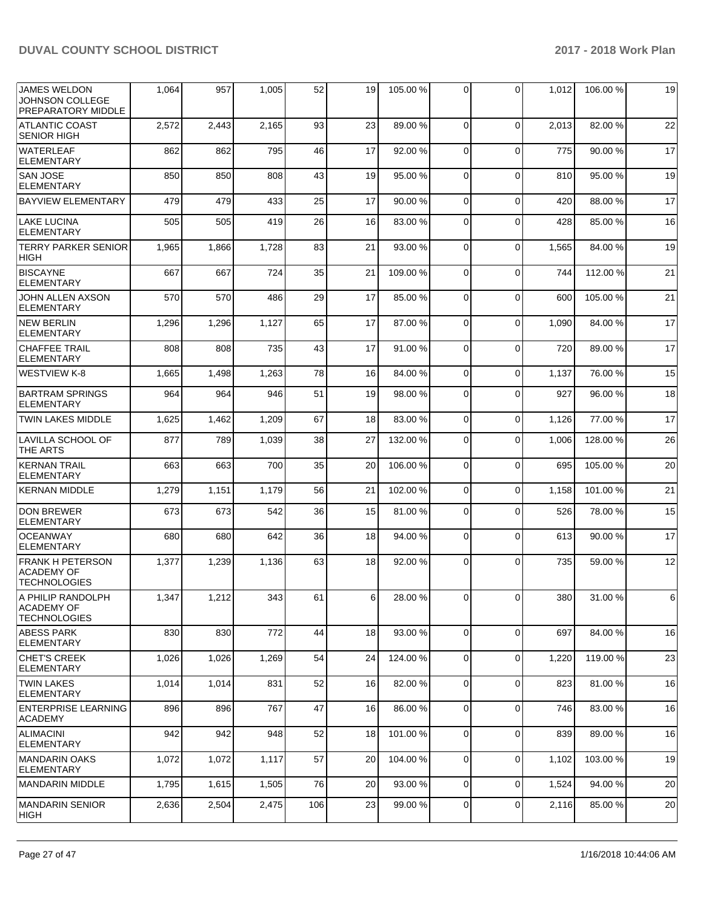| | | | | | | | | | | |
|---|---|---|---|---|---|---|---|---|---|---|
| JAMES WELDON JOHNSON COLLEGE PREPARATORY MIDDLE | 1,064 | 957 | 1,005 | 52 | 19 | 105.00 % | 0 | 0 | 1,012 | 106.00 % | 19 |
| ATLANTIC COAST SENIOR HIGH | 2,572 | 2,443 | 2,165 | 93 | 23 | 89.00 % | 0 | 0 | 2,013 | 82.00 % | 22 |
| WATERLEAF ELEMENTARY | 862 | 862 | 795 | 46 | 17 | 92.00 % | 0 | 0 | 775 | 90.00 % | 17 |
| SAN JOSE ELEMENTARY | 850 | 850 | 808 | 43 | 19 | 95.00 % | 0 | 0 | 810 | 95.00 % | 19 |
| BAYVIEW ELEMENTARY | 479 | 479 | 433 | 25 | 17 | 90.00 % | 0 | 0 | 420 | 88.00 % | 17 |
| LAKE LUCINA ELEMENTARY | 505 | 505 | 419 | 26 | 16 | 83.00 % | 0 | 0 | 428 | 85.00 % | 16 |
| TERRY PARKER SENIOR HIGH | 1,965 | 1,866 | 1,728 | 83 | 21 | 93.00 % | 0 | 0 | 1,565 | 84.00 % | 19 |
| BISCAYNE ELEMENTARY | 667 | 667 | 724 | 35 | 21 | 109.00 % | 0 | 0 | 744 | 112.00 % | 21 |
| JOHN ALLEN AXSON ELEMENTARY | 570 | 570 | 486 | 29 | 17 | 85.00 % | 0 | 0 | 600 | 105.00 % | 21 |
| NEW BERLIN ELEMENTARY | 1,296 | 1,296 | 1,127 | 65 | 17 | 87.00 % | 0 | 0 | 1,090 | 84.00 % | 17 |
| CHAFFEE TRAIL ELEMENTARY | 808 | 808 | 735 | 43 | 17 | 91.00 % | 0 | 0 | 720 | 89.00 % | 17 |
| WESTVIEW K-8 | 1,665 | 1,498 | 1,263 | 78 | 16 | 84.00 % | 0 | 0 | 1,137 | 76.00 % | 15 |
| BARTRAM SPRINGS ELEMENTARY | 964 | 964 | 946 | 51 | 19 | 98.00 % | 0 | 0 | 927 | 96.00 % | 18 |
| TWIN LAKES MIDDLE | 1,625 | 1,462 | 1,209 | 67 | 18 | 83.00 % | 0 | 0 | 1,126 | 77.00 % | 17 |
| LAVILLA SCHOOL OF THE ARTS | 877 | 789 | 1,039 | 38 | 27 | 132.00 % | 0 | 0 | 1,006 | 128.00 % | 26 |
| KERNAN TRAIL ELEMENTARY | 663 | 663 | 700 | 35 | 20 | 106.00 % | 0 | 0 | 695 | 105.00 % | 20 |
| KERNAN MIDDLE | 1,279 | 1,151 | 1,179 | 56 | 21 | 102.00 % | 0 | 0 | 1,158 | 101.00 % | 21 |
| DON BREWER ELEMENTARY | 673 | 673 | 542 | 36 | 15 | 81.00 % | 0 | 0 | 526 | 78.00 % | 15 |
| OCEANWAY ELEMENTARY | 680 | 680 | 642 | 36 | 18 | 94.00 % | 0 | 0 | 613 | 90.00 % | 17 |
| FRANK H PETERSON ACADEMY OF TECHNOLOGIES | 1,377 | 1,239 | 1,136 | 63 | 18 | 92.00 % | 0 | 0 | 735 | 59.00 % | 12 |
| A PHILIP RANDOLPH ACADEMY OF TECHNOLOGIES | 1,347 | 1,212 | 343 | 61 | 6 | 28.00 % | 0 | 0 | 380 | 31.00 % | 6 |
| ABESS PARK ELEMENTARY | 830 | 830 | 772 | 44 | 18 | 93.00 % | 0 | 0 | 697 | 84.00 % | 16 |
| CHET'S CREEK ELEMENTARY | 1,026 | 1,026 | 1,269 | 54 | 24 | 124.00 % | 0 | 0 | 1,220 | 119.00 % | 23 |
| TWIN LAKES ELEMENTARY | 1,014 | 1,014 | 831 | 52 | 16 | 82.00 % | 0 | 0 | 823 | 81.00 % | 16 |
| ENTERPRISE LEARNING ACADEMY | 896 | 896 | 767 | 47 | 16 | 86.00 % | 0 | 0 | 746 | 83.00 % | 16 |
| ALIMACINI ELEMENTARY | 942 | 942 | 948 | 52 | 18 | 101.00 % | 0 | 0 | 839 | 89.00 % | 16 |
| MANDARIN OAKS ELEMENTARY | 1,072 | 1,072 | 1,117 | 57 | 20 | 104.00 % | 0 | 0 | 1,102 | 103.00 % | 19 |
| MANDARIN MIDDLE | 1,795 | 1,615 | 1,505 | 76 | 20 | 93.00 % | 0 | 0 | 1,524 | 94.00 % | 20 |
| MANDARIN SENIOR HIGH | 2,636 | 2,504 | 2,475 | 106 | 23 | 99.00 % | 0 | 0 | 2,116 | 85.00 % | 20 |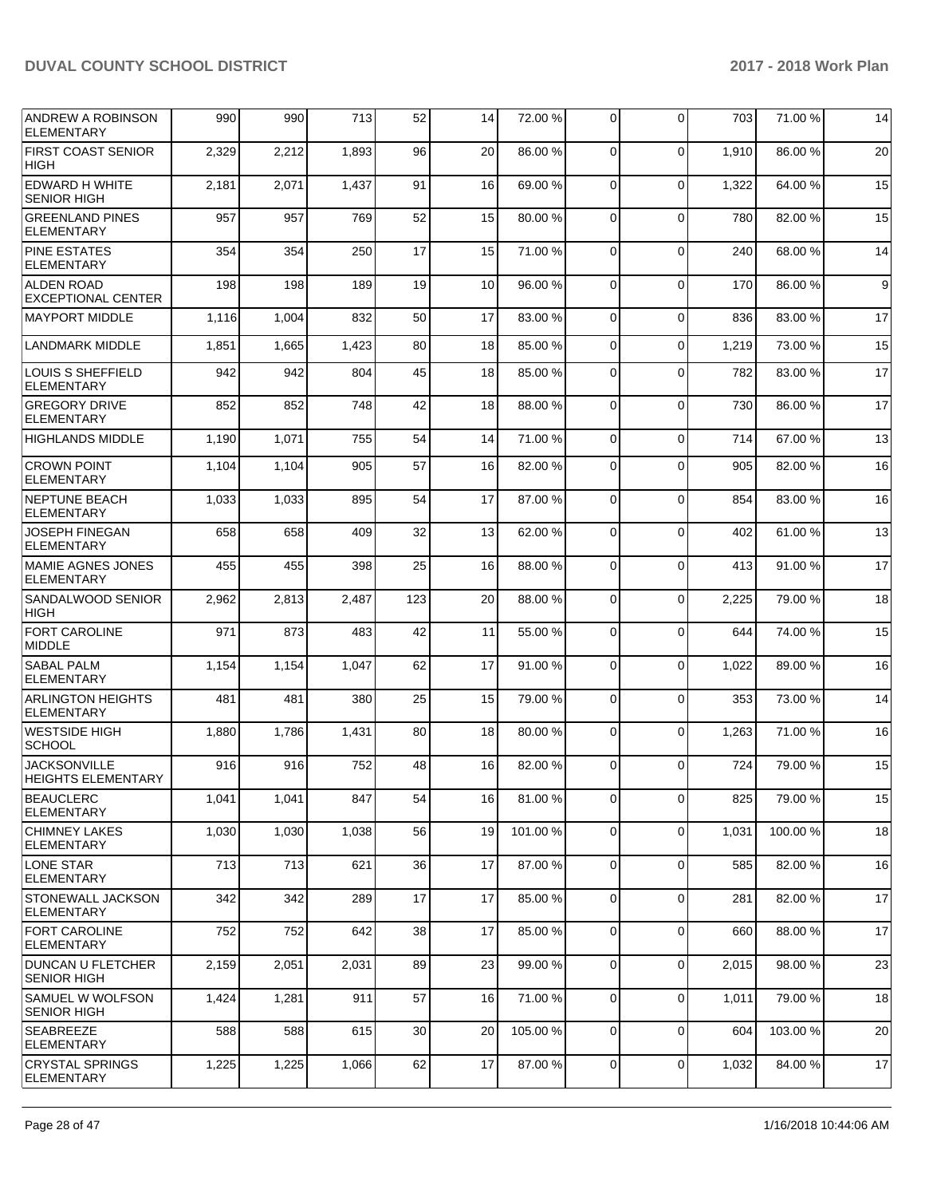| | | | | | | | | | | |
|---|---|---|---|---|---|---|---|---|---|---|
| ANDREW A ROBINSON ELEMENTARY | 990 | 990 | 713 | 52 | 14 | 72.00 % | 0 | 0 | 703 | 71.00 % | 14 |
| FIRST COAST SENIOR HIGH | 2,329 | 2,212 | 1,893 | 96 | 20 | 86.00 % | 0 | 0 | 1,910 | 86.00 % | 20 |
| EDWARD H WHITE SENIOR HIGH | 2,181 | 2,071 | 1,437 | 91 | 16 | 69.00 % | 0 | 0 | 1,322 | 64.00 % | 15 |
| GREENLAND PINES ELEMENTARY | 957 | 957 | 769 | 52 | 15 | 80.00 % | 0 | 0 | 780 | 82.00 % | 15 |
| PINE ESTATES ELEMENTARY | 354 | 354 | 250 | 17 | 15 | 71.00 % | 0 | 0 | 240 | 68.00 % | 14 |
| ALDEN ROAD EXCEPTIONAL CENTER | 198 | 198 | 189 | 19 | 10 | 96.00 % | 0 | 0 | 170 | 86.00 % | 9 |
| MAYPORT MIDDLE | 1,116 | 1,004 | 832 | 50 | 17 | 83.00 % | 0 | 0 | 836 | 83.00 % | 17 |
| LANDMARK MIDDLE | 1,851 | 1,665 | 1,423 | 80 | 18 | 85.00 % | 0 | 0 | 1,219 | 73.00 % | 15 |
| LOUIS S SHEFFIELD ELEMENTARY | 942 | 942 | 804 | 45 | 18 | 85.00 % | 0 | 0 | 782 | 83.00 % | 17 |
| GREGORY DRIVE ELEMENTARY | 852 | 852 | 748 | 42 | 18 | 88.00 % | 0 | 0 | 730 | 86.00 % | 17 |
| HIGHLANDS MIDDLE | 1,190 | 1,071 | 755 | 54 | 14 | 71.00 % | 0 | 0 | 714 | 67.00 % | 13 |
| CROWN POINT ELEMENTARY | 1,104 | 1,104 | 905 | 57 | 16 | 82.00 % | 0 | 0 | 905 | 82.00 % | 16 |
| NEPTUNE BEACH ELEMENTARY | 1,033 | 1,033 | 895 | 54 | 17 | 87.00 % | 0 | 0 | 854 | 83.00 % | 16 |
| JOSEPH FINEGAN ELEMENTARY | 658 | 658 | 409 | 32 | 13 | 62.00 % | 0 | 0 | 402 | 61.00 % | 13 |
| MAMIE AGNES JONES ELEMENTARY | 455 | 455 | 398 | 25 | 16 | 88.00 % | 0 | 0 | 413 | 91.00 % | 17 |
| SANDALWOOD SENIOR HIGH | 2,962 | 2,813 | 2,487 | 123 | 20 | 88.00 % | 0 | 0 | 2,225 | 79.00 % | 18 |
| FORT CAROLINE MIDDLE | 971 | 873 | 483 | 42 | 11 | 55.00 % | 0 | 0 | 644 | 74.00 % | 15 |
| SABAL PALM ELEMENTARY | 1,154 | 1,154 | 1,047 | 62 | 17 | 91.00 % | 0 | 0 | 1,022 | 89.00 % | 16 |
| ARLINGTON HEIGHTS ELEMENTARY | 481 | 481 | 380 | 25 | 15 | 79.00 % | 0 | 0 | 353 | 73.00 % | 14 |
| WESTSIDE HIGH SCHOOL | 1,880 | 1,786 | 1,431 | 80 | 18 | 80.00 % | 0 | 0 | 1,263 | 71.00 % | 16 |
| JACKSONVILLE HEIGHTS ELEMENTARY | 916 | 916 | 752 | 48 | 16 | 82.00 % | 0 | 0 | 724 | 79.00 % | 15 |
| BEAUCLERC ELEMENTARY | 1,041 | 1,041 | 847 | 54 | 16 | 81.00 % | 0 | 0 | 825 | 79.00 % | 15 |
| CHIMNEY LAKES ELEMENTARY | 1,030 | 1,030 | 1,038 | 56 | 19 | 101.00 % | 0 | 0 | 1,031 | 100.00 % | 18 |
| LONE STAR ELEMENTARY | 713 | 713 | 621 | 36 | 17 | 87.00 % | 0 | 0 | 585 | 82.00 % | 16 |
| STONEWALL JACKSON ELEMENTARY | 342 | 342 | 289 | 17 | 17 | 85.00 % | 0 | 0 | 281 | 82.00 % | 17 |
| FORT CAROLINE ELEMENTARY | 752 | 752 | 642 | 38 | 17 | 85.00 % | 0 | 0 | 660 | 88.00 % | 17 |
| DUNCAN U FLETCHER SENIOR HIGH | 2,159 | 2,051 | 2,031 | 89 | 23 | 99.00 % | 0 | 0 | 2,015 | 98.00 % | 23 |
| SAMUEL W WOLFSON SENIOR HIGH | 1,424 | 1,281 | 911 | 57 | 16 | 71.00 % | 0 | 0 | 1,011 | 79.00 % | 18 |
| SEABREEZE ELEMENTARY | 588 | 588 | 615 | 30 | 20 | 105.00 % | 0 | 0 | 604 | 103.00 % | 20 |
| CRYSTAL SPRINGS ELEMENTARY | 1,225 | 1,225 | 1,066 | 62 | 17 | 87.00 % | 0 | 0 | 1,032 | 84.00 % | 17 |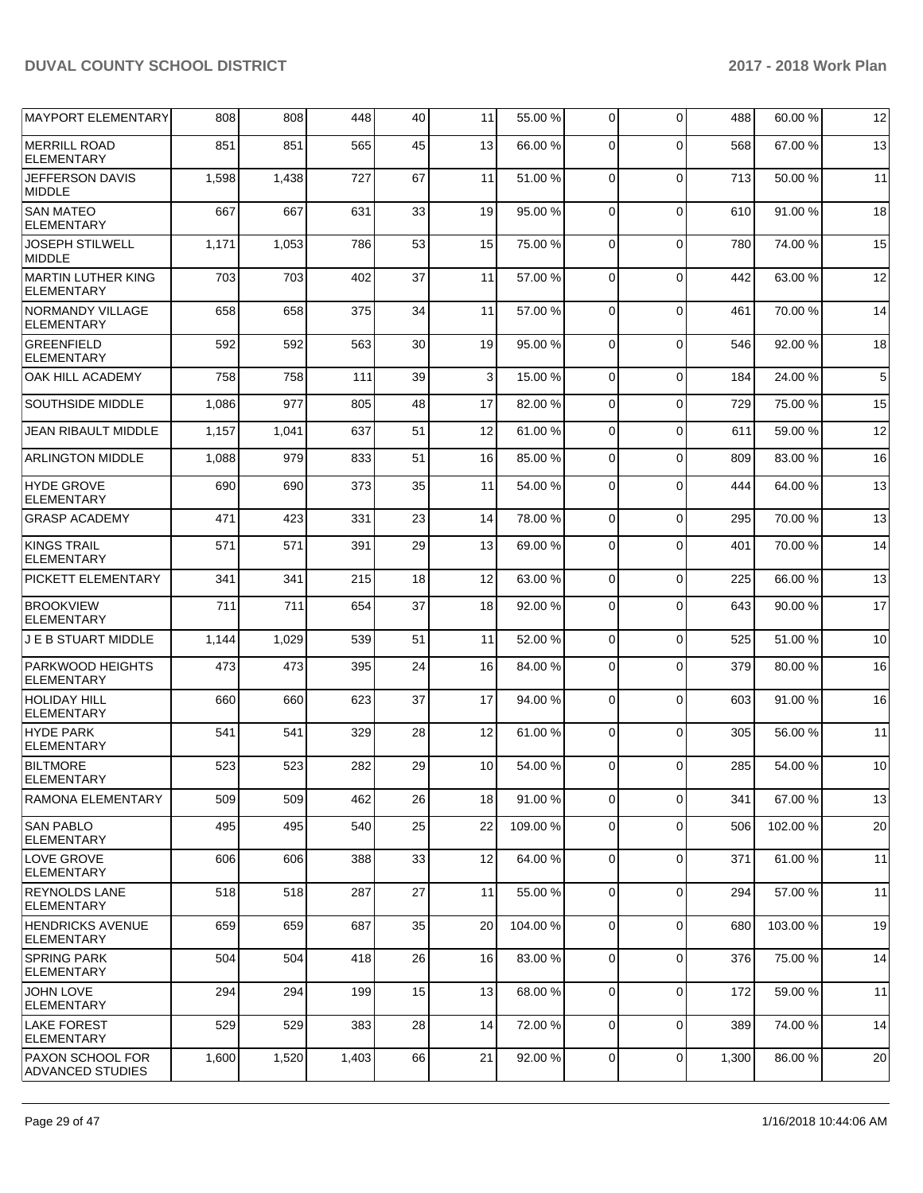| MAYPORT ELEMENTARY | 808 | 808 | 448 | 40 | 11 | 55.00 % | 0 | 0 | 488 | 60.00 % | 12 |
|---|---|---|---|---|---|---|---|---|---|---|---|
| MERRILL ROAD ELEMENTARY | 851 | 851 | 565 | 45 | 13 | 66.00 % | 0 | 0 | 568 | 67.00 % | 13 |
| JEFFERSON DAVIS MIDDLE | 1,598 | 1,438 | 727 | 67 | 11 | 51.00 % | 0 | 0 | 713 | 50.00 % | 11 |
| SAN MATEO ELEMENTARY | 667 | 667 | 631 | 33 | 19 | 95.00 % | 0 | 0 | 610 | 91.00 % | 18 |
| JOSEPH STILWELL MIDDLE | 1,171 | 1,053 | 786 | 53 | 15 | 75.00 % | 0 | 0 | 780 | 74.00 % | 15 |
| MARTIN LUTHER KING ELEMENTARY | 703 | 703 | 402 | 37 | 11 | 57.00 % | 0 | 0 | 442 | 63.00 % | 12 |
| NORMANDY VILLAGE ELEMENTARY | 658 | 658 | 375 | 34 | 11 | 57.00 % | 0 | 0 | 461 | 70.00 % | 14 |
| GREENFIELD ELEMENTARY | 592 | 592 | 563 | 30 | 19 | 95.00 % | 0 | 0 | 546 | 92.00 % | 18 |
| OAK HILL ACADEMY | 758 | 758 | 111 | 39 | 3 | 15.00 % | 0 | 0 | 184 | 24.00 % | 5 |
| SOUTHSIDE MIDDLE | 1,086 | 977 | 805 | 48 | 17 | 82.00 % | 0 | 0 | 729 | 75.00 % | 15 |
| JEAN RIBAULT MIDDLE | 1,157 | 1,041 | 637 | 51 | 12 | 61.00 % | 0 | 0 | 611 | 59.00 % | 12 |
| ARLINGTON MIDDLE | 1,088 | 979 | 833 | 51 | 16 | 85.00 % | 0 | 0 | 809 | 83.00 % | 16 |
| HYDE GROVE ELEMENTARY | 690 | 690 | 373 | 35 | 11 | 54.00 % | 0 | 0 | 444 | 64.00 % | 13 |
| GRASP ACADEMY | 471 | 423 | 331 | 23 | 14 | 78.00 % | 0 | 0 | 295 | 70.00 % | 13 |
| KINGS TRAIL ELEMENTARY | 571 | 571 | 391 | 29 | 13 | 69.00 % | 0 | 0 | 401 | 70.00 % | 14 |
| PICKETT ELEMENTARY | 341 | 341 | 215 | 18 | 12 | 63.00 % | 0 | 0 | 225 | 66.00 % | 13 |
| BROOKVIEW ELEMENTARY | 711 | 711 | 654 | 37 | 18 | 92.00 % | 0 | 0 | 643 | 90.00 % | 17 |
| J E B STUART MIDDLE | 1,144 | 1,029 | 539 | 51 | 11 | 52.00 % | 0 | 0 | 525 | 51.00 % | 10 |
| PARKWOOD HEIGHTS ELEMENTARY | 473 | 473 | 395 | 24 | 16 | 84.00 % | 0 | 0 | 379 | 80.00 % | 16 |
| HOLIDAY HILL ELEMENTARY | 660 | 660 | 623 | 37 | 17 | 94.00 % | 0 | 0 | 603 | 91.00 % | 16 |
| HYDE PARK ELEMENTARY | 541 | 541 | 329 | 28 | 12 | 61.00 % | 0 | 0 | 305 | 56.00 % | 11 |
| BILTMORE ELEMENTARY | 523 | 523 | 282 | 29 | 10 | 54.00 % | 0 | 0 | 285 | 54.00 % | 10 |
| RAMONA ELEMENTARY | 509 | 509 | 462 | 26 | 18 | 91.00 % | 0 | 0 | 341 | 67.00 % | 13 |
| SAN PABLO ELEMENTARY | 495 | 495 | 540 | 25 | 22 | 109.00 % | 0 | 0 | 506 | 102.00 % | 20 |
| LOVE GROVE ELEMENTARY | 606 | 606 | 388 | 33 | 12 | 64.00 % | 0 | 0 | 371 | 61.00 % | 11 |
| REYNOLDS LANE ELEMENTARY | 518 | 518 | 287 | 27 | 11 | 55.00 % | 0 | 0 | 294 | 57.00 % | 11 |
| HENDRICKS AVENUE ELEMENTARY | 659 | 659 | 687 | 35 | 20 | 104.00 % | 0 | 0 | 680 | 103.00 % | 19 |
| SPRING PARK ELEMENTARY | 504 | 504 | 418 | 26 | 16 | 83.00 % | 0 | 0 | 376 | 75.00 % | 14 |
| JOHN LOVE ELEMENTARY | 294 | 294 | 199 | 15 | 13 | 68.00 % | 0 | 0 | 172 | 59.00 % | 11 |
| LAKE FOREST ELEMENTARY | 529 | 529 | 383 | 28 | 14 | 72.00 % | 0 | 0 | 389 | 74.00 % | 14 |
| PAXON SCHOOL FOR ADVANCED STUDIES | 1,600 | 1,520 | 1,403 | 66 | 21 | 92.00 % | 0 | 0 | 1,300 | 86.00 % | 20 |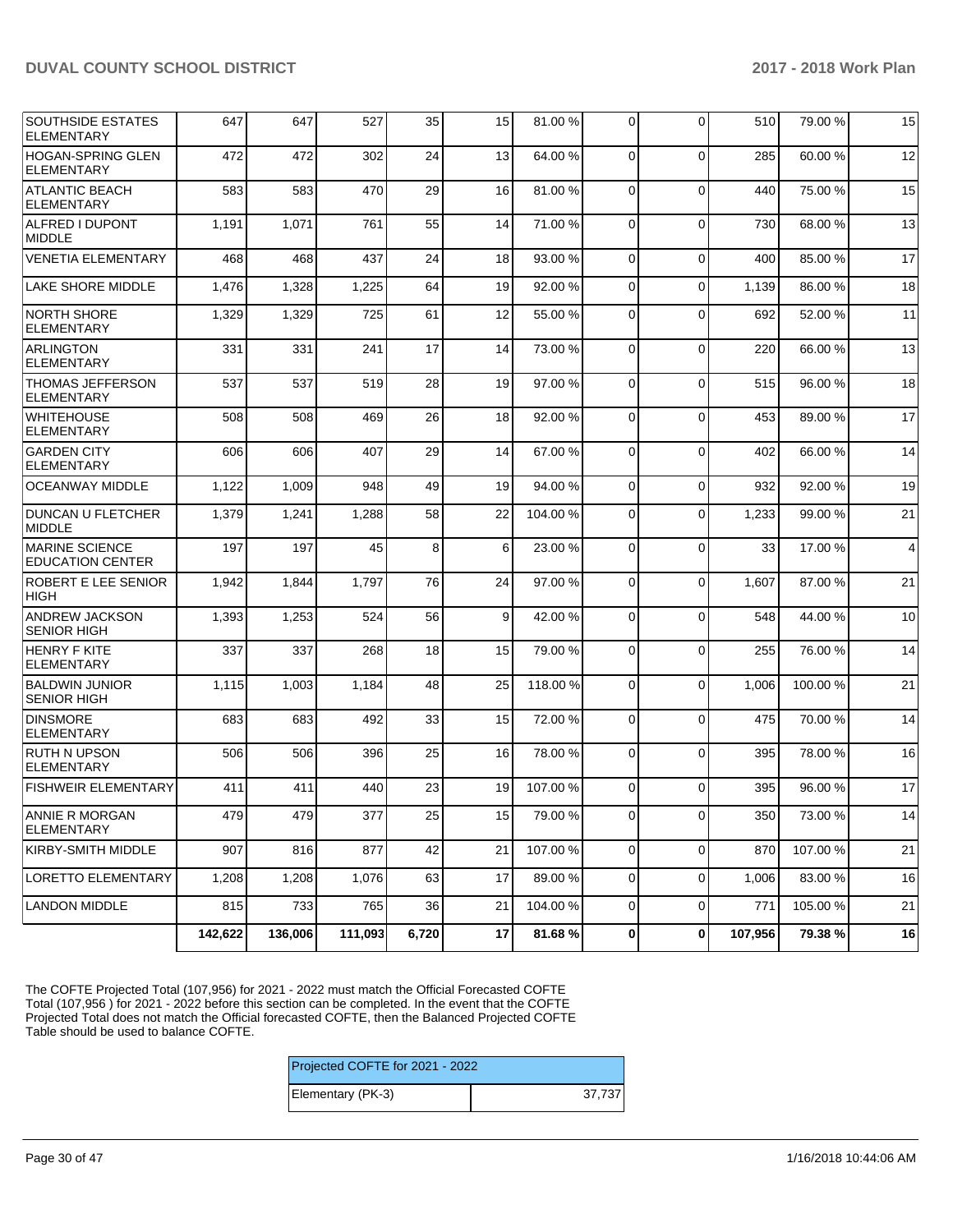| | | | | | | | | | | | |
|---|---|---|---|---|---|---|---|---|---|---|---|
| SOUTHSIDE ESTATES ELEMENTARY | 647 | 647 | 527 | 35 | 15 | 81.00 % | 0 | 0 | 510 | 79.00 % | 15 |
| HOGAN-SPRING GLEN ELEMENTARY | 472 | 472 | 302 | 24 | 13 | 64.00 % | 0 | 0 | 285 | 60.00 % | 12 |
| ATLANTIC BEACH ELEMENTARY | 583 | 583 | 470 | 29 | 16 | 81.00 % | 0 | 0 | 440 | 75.00 % | 15 |
| ALFRED I DUPONT MIDDLE | 1,191 | 1,071 | 761 | 55 | 14 | 71.00 % | 0 | 0 | 730 | 68.00 % | 13 |
| VENETIA ELEMENTARY | 468 | 468 | 437 | 24 | 18 | 93.00 % | 0 | 0 | 400 | 85.00 % | 17 |
| LAKE SHORE MIDDLE | 1,476 | 1,328 | 1,225 | 64 | 19 | 92.00 % | 0 | 0 | 1,139 | 86.00 % | 18 |
| NORTH SHORE ELEMENTARY | 1,329 | 1,329 | 725 | 61 | 12 | 55.00 % | 0 | 0 | 692 | 52.00 % | 11 |
| ARLINGTON ELEMENTARY | 331 | 331 | 241 | 17 | 14 | 73.00 % | 0 | 0 | 220 | 66.00 % | 13 |
| THOMAS JEFFERSON ELEMENTARY | 537 | 537 | 519 | 28 | 19 | 97.00 % | 0 | 0 | 515 | 96.00 % | 18 |
| WHITEHOUSE ELEMENTARY | 508 | 508 | 469 | 26 | 18 | 92.00 % | 0 | 0 | 453 | 89.00 % | 17 |
| GARDEN CITY ELEMENTARY | 606 | 606 | 407 | 29 | 14 | 67.00 % | 0 | 0 | 402 | 66.00 % | 14 |
| OCEANWAY MIDDLE | 1,122 | 1,009 | 948 | 49 | 19 | 94.00 % | 0 | 0 | 932 | 92.00 % | 19 |
| DUNCAN U FLETCHER MIDDLE | 1,379 | 1,241 | 1,288 | 58 | 22 | 104.00 % | 0 | 0 | 1,233 | 99.00 % | 21 |
| MARINE SCIENCE EDUCATION CENTER | 197 | 197 | 45 | 8 | 6 | 23.00 % | 0 | 0 | 33 | 17.00 % | 4 |
| ROBERT E LEE SENIOR HIGH | 1,942 | 1,844 | 1,797 | 76 | 24 | 97.00 % | 0 | 0 | 1,607 | 87.00 % | 21 |
| ANDREW JACKSON SENIOR HIGH | 1,393 | 1,253 | 524 | 56 | 9 | 42.00 % | 0 | 0 | 548 | 44.00 % | 10 |
| HENRY F KITE ELEMENTARY | 337 | 337 | 268 | 18 | 15 | 79.00 % | 0 | 0 | 255 | 76.00 % | 14 |
| BALDWIN JUNIOR SENIOR HIGH | 1,115 | 1,003 | 1,184 | 48 | 25 | 118.00 % | 0 | 0 | 1,006 | 100.00 % | 21 |
| DINSMORE ELEMENTARY | 683 | 683 | 492 | 33 | 15 | 72.00 % | 0 | 0 | 475 | 70.00 % | 14 |
| RUTH N UPSON ELEMENTARY | 506 | 506 | 396 | 25 | 16 | 78.00 % | 0 | 0 | 395 | 78.00 % | 16 |
| FISHWEIR ELEMENTARY | 411 | 411 | 440 | 23 | 19 | 107.00 % | 0 | 0 | 395 | 96.00 % | 17 |
| ANNIE R MORGAN ELEMENTARY | 479 | 479 | 377 | 25 | 15 | 79.00 % | 0 | 0 | 350 | 73.00 % | 14 |
| KIRBY-SMITH MIDDLE | 907 | 816 | 877 | 42 | 21 | 107.00 % | 0 | 0 | 870 | 107.00 % | 21 |
| LORETTO ELEMENTARY | 1,208 | 1,208 | 1,076 | 63 | 17 | 89.00 % | 0 | 0 | 1,006 | 83.00 % | 16 |
| LANDON MIDDLE | 815 | 733 | 765 | 36 | 21 | 104.00 % | 0 | 0 | 771 | 105.00 % | 21 |
| | **142,622** | **136,006** | **111,093** | **6,720** | **17** | **81.68 %** | **0** | **0** | **107,956** | **79.38 %** | **16** |

The COFTE Projected Total (107,956) for 2021 - 2022 must match the Official Forecasted COFTE Total (107,956 ) for 2021 - 2022 before this section can be completed. In the event that the COFTE Projected Total does not match the Official forecasted COFTE, then the Balanced Projected COFTE Table should be used to balance COFTE.

| Projected COFTE for 2021 - 2022 | |
|---|---|
| Elementary (PK-3) | 37,737 |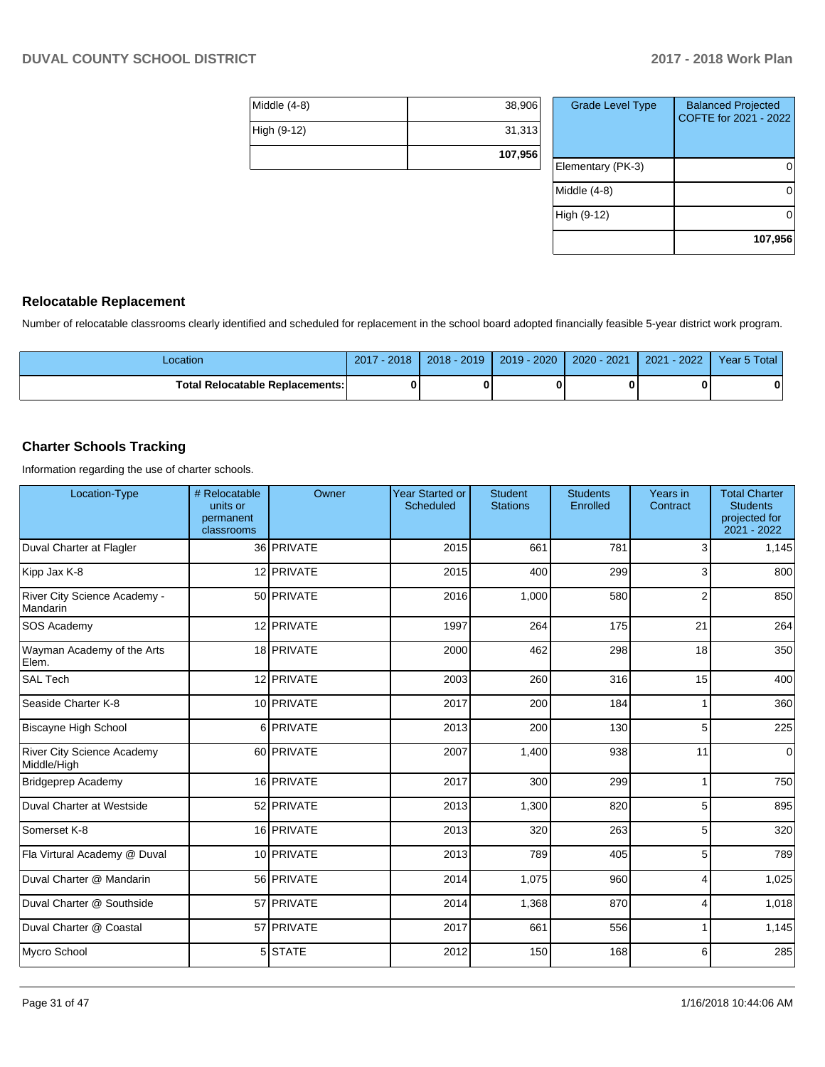| | |
|---|---|
| Middle (4-8) | 38,906 |
| High (9-12) | 31,313 |
| | **107,956** |

| Grade Level Type | Balanced Projected COFTE for 2021 - 2022 |
|---|---|
| Elementary (PK-3) | 0 |
| Middle (4-8) | 0 |
| High (9-12) | 0 |
| | **107,956** |

## Relocatable Replacement

Number of relocatable classrooms clearly identified and scheduled for replacement in the school board adopted financially feasible 5-year district work program.

| Location | 2017 - 2018 | 2018 - 2019 | 2019 - 2020 | 2020 - 2021 | 2021 - 2022 | Year 5 Total |
|---|---|---|---|---|---|---|
| **Total Relocatable Replacements:** | **0** | **0** | **0** | **0** | **0** | **0** |

## Charter Schools Tracking

Information regarding the use of charter schools.

| Location-Type | # Relocatable units or permanent classrooms | Owner | Year Started or Scheduled | Student Stations | Students Enrolled | Years in Contract | Total Charter Students projected for 2021 - 2022 |
|---|---|---|---|---|---|---|---|
| Duval Charter at Flagler | 36 | PRIVATE | 2015 | 661 | 781 | 3 | 1,145 |
| Kipp Jax K-8 | 12 | PRIVATE | 2015 | 400 | 299 | 3 | 800 |
| River City Science Academy - Mandarin | 50 | PRIVATE | 2016 | 1,000 | 580 | 2 | 850 |
| SOS Academy | 12 | PRIVATE | 1997 | 264 | 175 | 21 | 264 |
| Wayman Academy of the Arts Elem. | 18 | PRIVATE | 2000 | 462 | 298 | 18 | 350 |
| SAL Tech | 12 | PRIVATE | 2003 | 260 | 316 | 15 | 400 |
| Seaside Charter K-8 | 10 | PRIVATE | 2017 | 200 | 184 | 1 | 360 |
| Biscayne High School | 6 | PRIVATE | 2013 | 200 | 130 | 5 | 225 |
| River City Science Academy Middle/High | 60 | PRIVATE | 2007 | 1,400 | 938 | 11 | 0 |
| Bridgeprep Academy | 16 | PRIVATE | 2017 | 300 | 299 | 1 | 750 |
| Duval Charter at Westside | 52 | PRIVATE | 2013 | 1,300 | 820 | 5 | 895 |
| Somerset K-8 | 16 | PRIVATE | 2013 | 320 | 263 | 5 | 320 |
| Fla Virtural Academy @ Duval | 10 | PRIVATE | 2013 | 789 | 405 | 5 | 789 |
| Duval Charter @ Mandarin | 56 | PRIVATE | 2014 | 1,075 | 960 | 4 | 1,025 |
| Duval Charter @ Southside | 57 | PRIVATE | 2014 | 1,368 | 870 | 4 | 1,018 |
| Duval Charter @ Coastal | 57 | PRIVATE | 2017 | 661 | 556 | 1 | 1,145 |
| Mycro School | 5 | STATE | 2012 | 150 | 168 | 6 | 285 |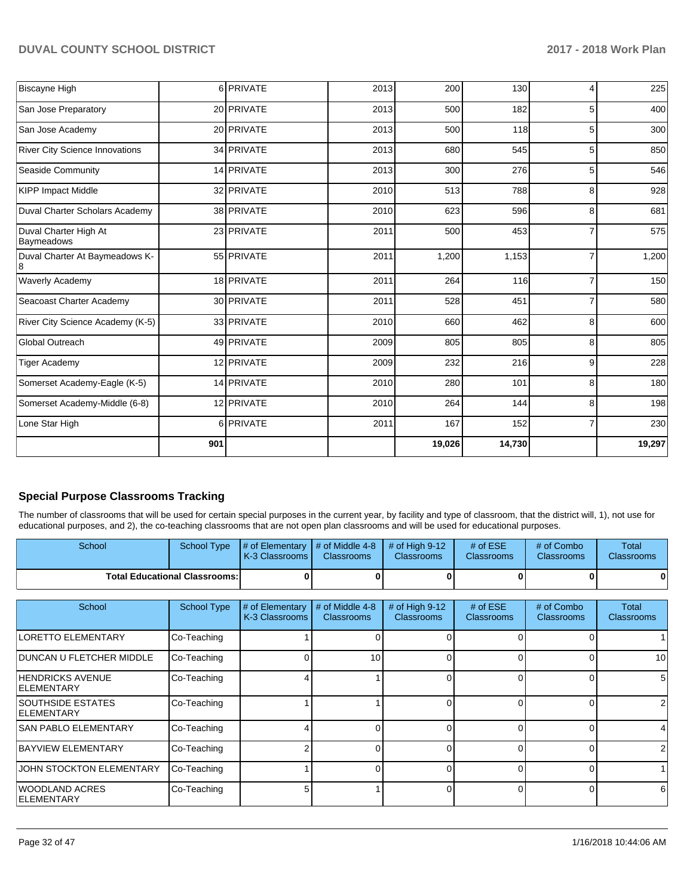| | | | | | | | |
|---|---|---|---|---|---|---|---|
| Biscayne High | 6 | PRIVATE | 2013 | 200 | 130 | 4 | 225 |
| San Jose Preparatory | 20 | PRIVATE | 2013 | 500 | 182 | 5 | 400 |
| San Jose Academy | 20 | PRIVATE | 2013 | 500 | 118 | 5 | 300 |
| River City Science Innovations | 34 | PRIVATE | 2013 | 680 | 545 | 5 | 850 |
| Seaside Community | 14 | PRIVATE | 2013 | 300 | 276 | 5 | 546 |
| KIPP Impact Middle | 32 | PRIVATE | 2010 | 513 | 788 | 8 | 928 |
| Duval Charter Scholars Academy | 38 | PRIVATE | 2010 | 623 | 596 | 8 | 681 |
| Duval Charter High At Baymeadows | 23 | PRIVATE | 2011 | 500 | 453 | 7 | 575 |
| Duval Charter At Baymeadows K-8 | 55 | PRIVATE | 2011 | 1,200 | 1,153 | 7 | 1,200 |
| Waverly Academy | 18 | PRIVATE | 2011 | 264 | 116 | 7 | 150 |
| Seacoast Charter Academy | 30 | PRIVATE | 2011 | 528 | 451 | 7 | 580 |
| River City Science Academy (K-5) | 33 | PRIVATE | 2010 | 660 | 462 | 8 | 600 |
| Global Outreach | 49 | PRIVATE | 2009 | 805 | 805 | 8 | 805 |
| Tiger Academy | 12 | PRIVATE | 2009 | 232 | 216 | 9 | 228 |
| Somerset Academy-Eagle (K-5) | 14 | PRIVATE | 2010 | 280 | 101 | 8 | 180 |
| Somerset Academy-Middle (6-8) | 12 | PRIVATE | 2010 | 264 | 144 | 8 | 198 |
| Lone Star High | 6 | PRIVATE | 2011 | 167 | 152 | 7 | 230 |
| | **901** | | | **19,026** | **14,730** | | **19,297** |

## Special Purpose Classrooms Tracking

The number of classrooms that will be used for certain special purposes in the current year, by facility and type of classroom, that the district will, 1), not use for educational purposes, and 2), the co-teaching classrooms that are not open plan classrooms and will be used for educational purposes.

| School | School Type | # of Elementary K-3 Classrooms | # of Middle 4-8 Classrooms | # of High 9-12 Classrooms | # of ESE Classrooms | # of Combo Classrooms | Total Classrooms |
|---|---|---|---|---|---|---|---|
| **Total Educational Classrooms:** | | **0** | **0** | **0** | **0** | **0** | **0** |

| School | School Type | # of Elementary K-3 Classrooms | # of Middle 4-8 Classrooms | # of High 9-12 Classrooms | # of ESE Classrooms | # of Combo Classrooms | Total Classrooms |
|---|---|---|---|---|---|---|---|
| LORETTO ELEMENTARY | Co-Teaching | 1 | 0 | 0 | 0 | 0 | 1 |
| DUNCAN U FLETCHER MIDDLE | Co-Teaching | 0 | 10 | 0 | 0 | 0 | 10 |
| HENDRICKS AVENUE ELEMENTARY | Co-Teaching | 4 | 1 | 0 | 0 | 0 | 5 |
| SOUTHSIDE ESTATES ELEMENTARY | Co-Teaching | 1 | 1 | 0 | 0 | 0 | 2 |
| SAN PABLO ELEMENTARY | Co-Teaching | 4 | 0 | 0 | 0 | 0 | 4 |
| BAYVIEW ELEMENTARY | Co-Teaching | 2 | 0 | 0 | 0 | 0 | 2 |
| JOHN STOCKTON ELEMENTARY | Co-Teaching | 1 | 0 | 0 | 0 | 0 | 1 |
| WOODLAND ACRES ELEMENTARY | Co-Teaching | 5 | 1 | 0 | 0 | 0 | 6 |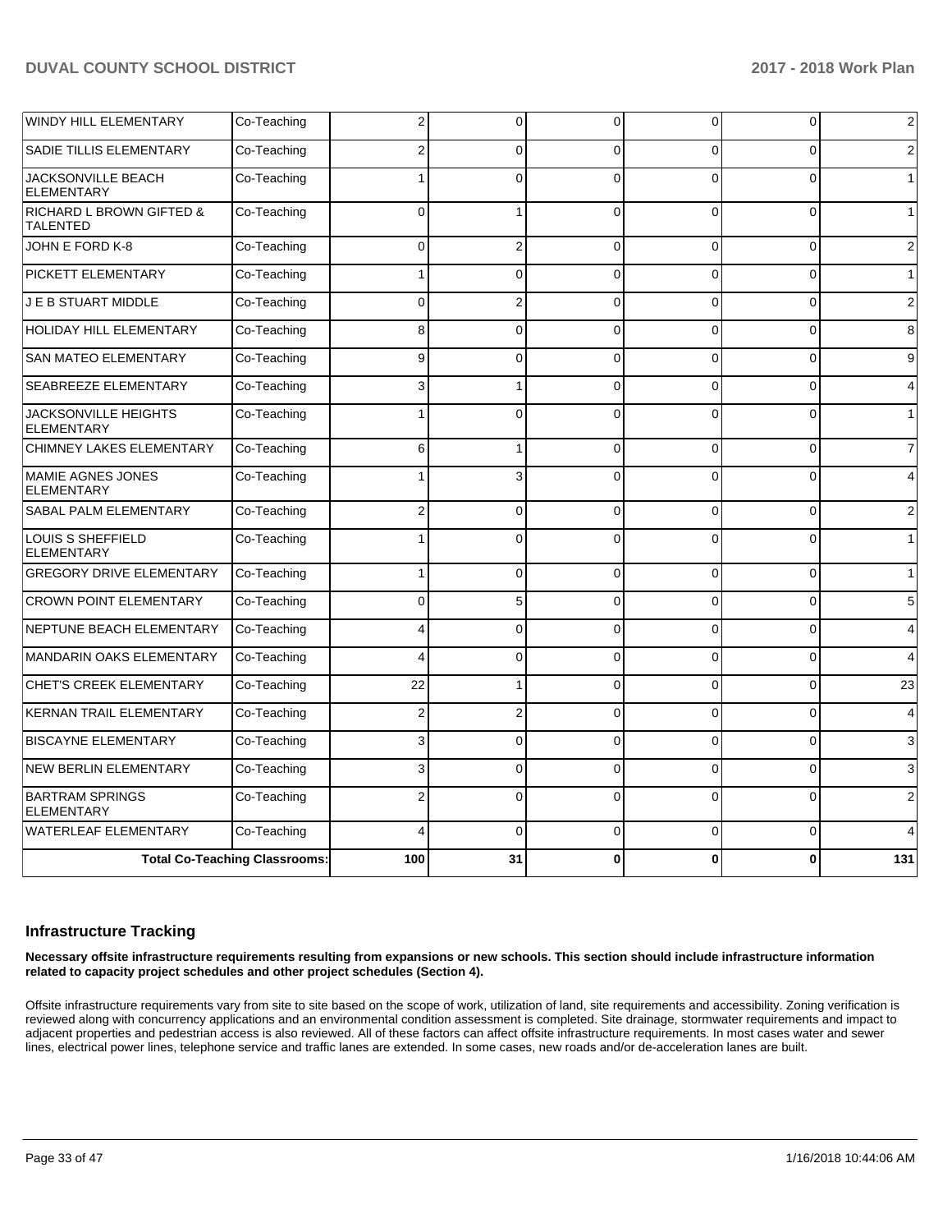| | | | | | | | |
|---|---|---|---|---|---|---|---|
| WINDY HILL ELEMENTARY | Co-Teaching | 2 | 0 | 0 | 0 | 0 | 2 |
| SADIE TILLIS ELEMENTARY | Co-Teaching | 2 | 0 | 0 | 0 | 0 | 2 |
| JACKSONVILLE BEACH ELEMENTARY | Co-Teaching | 1 | 0 | 0 | 0 | 0 | 1 |
| RICHARD L BROWN GIFTED & TALENTED | Co-Teaching | 0 | 1 | 0 | 0 | 0 | 1 |
| JOHN E FORD K-8 | Co-Teaching | 0 | 2 | 0 | 0 | 0 | 2 |
| PICKETT ELEMENTARY | Co-Teaching | 1 | 0 | 0 | 0 | 0 | 1 |
| J E B STUART MIDDLE | Co-Teaching | 0 | 2 | 0 | 0 | 0 | 2 |
| HOLIDAY HILL ELEMENTARY | Co-Teaching | 8 | 0 | 0 | 0 | 0 | 8 |
| SAN MATEO ELEMENTARY | Co-Teaching | 9 | 0 | 0 | 0 | 0 | 9 |
| SEABREEZE ELEMENTARY | Co-Teaching | 3 | 1 | 0 | 0 | 0 | 4 |
| JACKSONVILLE HEIGHTS ELEMENTARY | Co-Teaching | 1 | 0 | 0 | 0 | 0 | 1 |
| CHIMNEY LAKES ELEMENTARY | Co-Teaching | 6 | 1 | 0 | 0 | 0 | 7 |
| MAMIE AGNES JONES ELEMENTARY | Co-Teaching | 1 | 3 | 0 | 0 | 0 | 4 |
| SABAL PALM ELEMENTARY | Co-Teaching | 2 | 0 | 0 | 0 | 0 | 2 |
| LOUIS S SHEFFIELD ELEMENTARY | Co-Teaching | 1 | 0 | 0 | 0 | 0 | 1 |
| GREGORY DRIVE ELEMENTARY | Co-Teaching | 1 | 0 | 0 | 0 | 0 | 1 |
| CROWN POINT ELEMENTARY | Co-Teaching | 0 | 5 | 0 | 0 | 0 | 5 |
| NEPTUNE BEACH ELEMENTARY | Co-Teaching | 4 | 0 | 0 | 0 | 0 | 4 |
| MANDARIN OAKS ELEMENTARY | Co-Teaching | 4 | 0 | 0 | 0 | 0 | 4 |
| CHET'S CREEK ELEMENTARY | Co-Teaching | 22 | 1 | 0 | 0 | 0 | 23 |
| KERNAN TRAIL ELEMENTARY | Co-Teaching | 2 | 2 | 0 | 0 | 0 | 4 |
| BISCAYNE ELEMENTARY | Co-Teaching | 3 | 0 | 0 | 0 | 0 | 3 |
| NEW BERLIN ELEMENTARY | Co-Teaching | 3 | 0 | 0 | 0 | 0 | 3 |
| BARTRAM SPRINGS ELEMENTARY | Co-Teaching | 2 | 0 | 0 | 0 | 0 | 2 |
| WATERLEAF ELEMENTARY | Co-Teaching | 4 | 0 | 0 | 0 | 0 | 4 |
| **Total Co-Teaching Classrooms:** | | **100** | **31** | **0** | **0** | **0** | **131** |

## Infrastructure Tracking

**Necessary offsite infrastructure requirements resulting from expansions or new schools. This section should include infrastructure information related to capacity project schedules and other project schedules (Section 4).**

Offsite infrastructure requirements vary from site to site based on the scope of work, utilization of land, site requirements and accessibility. Zoning verification is reviewed along with concurrency applications and an environmental condition assessment is completed. Site drainage, stormwater requirements and impact to adjacent properties and pedestrian access is also reviewed. All of these factors can affect offsite infrastructure requirements. In most cases water and sewer lines, electrical power lines, telephone service and traffic lanes are extended. In some cases, new roads and/or de-acceleration lanes are built.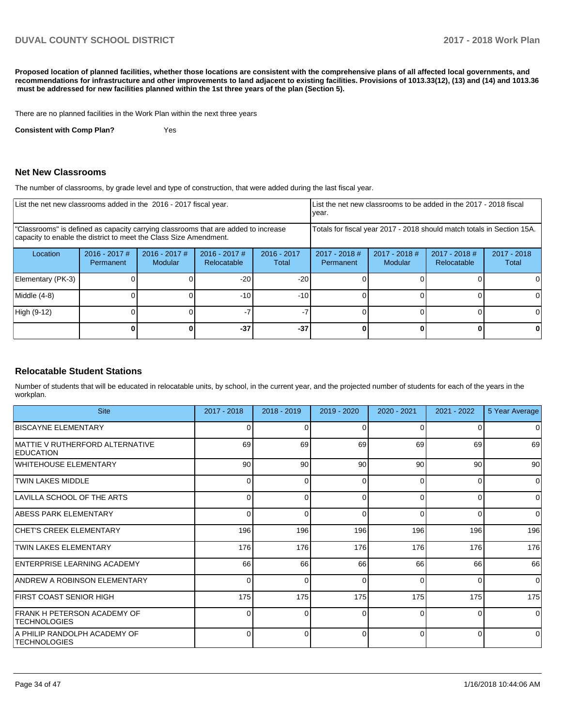**Proposed location of planned facilities, whether those locations are consistent with the comprehensive plans of all affected local governments, and recommendations for infrastructure and other improvements to land adjacent to existing facilities. Provisions of 1013.33(12), (13) and (14) and 1013.36 must be addressed for new facilities planned within the 1st three years of the plan (Section 5).**

There are no planned facilities in the Work Plan within the next three years

**Consistent with Comp Plan?** Yes

## Net New Classrooms

The number of classrooms, by grade level and type of construction, that were added during the last fiscal year.

| List the net new classrooms added in the 2016 - 2017 fiscal year. | | | | | List the net new classrooms to be added in the 2017 - 2018 fiscal year. | | | |
|---|---|---|---|---|---|---|---|---|
| "Classrooms" is defined as capacity carrying classrooms that are added to increase capacity to enable the district to meet the Class Size Amendment. | | | | | Totals for fiscal year 2017 - 2018 should match totals in Section 15A. | | | |
| Location | 2016 - 2017 # Permanent | 2016 - 2017 # Modular | 2016 - 2017 # Relocatable | 2016 - 2017 Total | 2017 - 2018 # Permanent | 2017 - 2018 # Modular | 2017 - 2018 # Relocatable | 2017 - 2018 Total |
| Elementary (PK-3) | 0 | 0 | -20 | -20 | 0 | 0 | 0 | 0 |
| Middle (4-8) | 0 | 0 | -10 | -10 | 0 | 0 | 0 | 0 |
| High (9-12) | 0 | 0 | -7 | -7 | 0 | 0 | 0 | 0 |
| | **0** | **0** | **-37** | **-37** | **0** | **0** | **0** | **0** |

## Relocatable Student Stations

Number of students that will be educated in relocatable units, by school, in the current year, and the projected number of students for each of the years in the workplan.

| Site | 2017 - 2018 | 2018 - 2019 | 2019 - 2020 | 2020 - 2021 | 2021 - 2022 | 5 Year Average |
|---|---|---|---|---|---|---|
| BISCAYNE ELEMENTARY | 0 | 0 | 0 | 0 | 0 | 0 |
| MATTIE V RUTHERFORD ALTERNATIVE EDUCATION | 69 | 69 | 69 | 69 | 69 | 69 |
| WHITEHOUSE ELEMENTARY | 90 | 90 | 90 | 90 | 90 | 90 |
| TWIN LAKES MIDDLE | 0 | 0 | 0 | 0 | 0 | 0 |
| LAVILLA SCHOOL OF THE ARTS | 0 | 0 | 0 | 0 | 0 | 0 |
| ABESS PARK ELEMENTARY | 0 | 0 | 0 | 0 | 0 | 0 |
| CHET'S CREEK ELEMENTARY | 196 | 196 | 196 | 196 | 196 | 196 |
| TWIN LAKES ELEMENTARY | 176 | 176 | 176 | 176 | 176 | 176 |
| ENTERPRISE LEARNING ACADEMY | 66 | 66 | 66 | 66 | 66 | 66 |
| ANDREW A ROBINSON ELEMENTARY | 0 | 0 | 0 | 0 | 0 | 0 |
| FIRST COAST SENIOR HIGH | 175 | 175 | 175 | 175 | 175 | 175 |
| FRANK H PETERSON ACADEMY OF TECHNOLOGIES | 0 | 0 | 0 | 0 | 0 | 0 |
| A PHILIP RANDOLPH ACADEMY OF TECHNOLOGIES | 0 | 0 | 0 | 0 | 0 | 0 |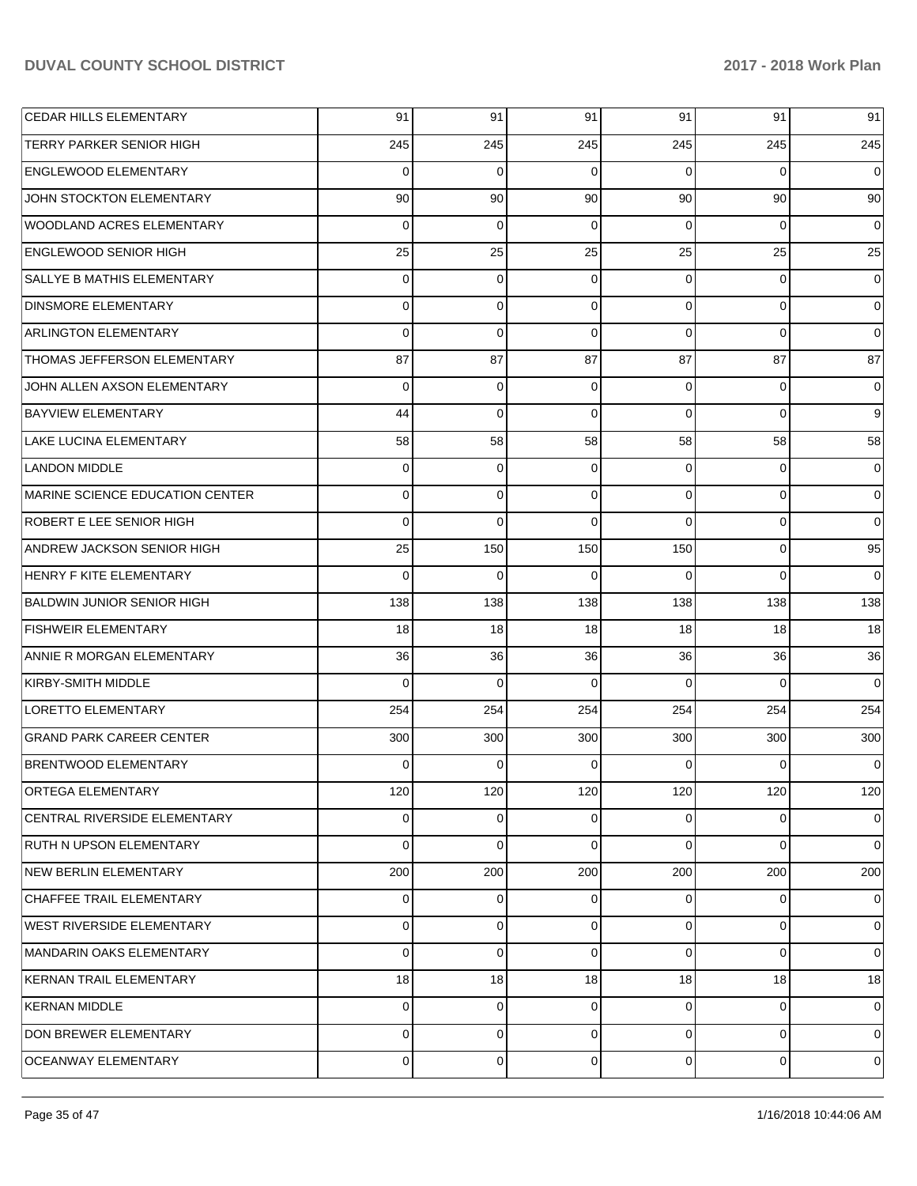| | | | | | | |
|---|---|---|---|---|---|---|
| CEDAR HILLS ELEMENTARY | 91 | 91 | 91 | 91 | 91 | 91 |
| TERRY PARKER SENIOR HIGH | 245 | 245 | 245 | 245 | 245 | 245 |
| ENGLEWOOD ELEMENTARY | 0 | 0 | 0 | 0 | 0 | 0 |
| JOHN STOCKTON ELEMENTARY | 90 | 90 | 90 | 90 | 90 | 90 |
| WOODLAND ACRES ELEMENTARY | 0 | 0 | 0 | 0 | 0 | 0 |
| ENGLEWOOD SENIOR HIGH | 25 | 25 | 25 | 25 | 25 | 25 |
| SALLYE B MATHIS ELEMENTARY | 0 | 0 | 0 | 0 | 0 | 0 |
| DINSMORE ELEMENTARY | 0 | 0 | 0 | 0 | 0 | 0 |
| ARLINGTON ELEMENTARY | 0 | 0 | 0 | 0 | 0 | 0 |
| THOMAS JEFFERSON ELEMENTARY | 87 | 87 | 87 | 87 | 87 | 87 |
| JOHN ALLEN AXSON ELEMENTARY | 0 | 0 | 0 | 0 | 0 | 0 |
| BAYVIEW ELEMENTARY | 44 | 0 | 0 | 0 | 0 | 9 |
| LAKE LUCINA ELEMENTARY | 58 | 58 | 58 | 58 | 58 | 58 |
| LANDON MIDDLE | 0 | 0 | 0 | 0 | 0 | 0 |
| MARINE SCIENCE EDUCATION CENTER | 0 | 0 | 0 | 0 | 0 | 0 |
| ROBERT E LEE SENIOR HIGH | 0 | 0 | 0 | 0 | 0 | 0 |
| ANDREW JACKSON SENIOR HIGH | 25 | 150 | 150 | 150 | 0 | 95 |
| HENRY F KITE ELEMENTARY | 0 | 0 | 0 | 0 | 0 | 0 |
| BALDWIN JUNIOR SENIOR HIGH | 138 | 138 | 138 | 138 | 138 | 138 |
| FISHWEIR ELEMENTARY | 18 | 18 | 18 | 18 | 18 | 18 |
| ANNIE R MORGAN ELEMENTARY | 36 | 36 | 36 | 36 | 36 | 36 |
| KIRBY-SMITH MIDDLE | 0 | 0 | 0 | 0 | 0 | 0 |
| LORETTO ELEMENTARY | 254 | 254 | 254 | 254 | 254 | 254 |
| GRAND PARK CAREER CENTER | 300 | 300 | 300 | 300 | 300 | 300 |
| BRENTWOOD ELEMENTARY | 0 | 0 | 0 | 0 | 0 | 0 |
| ORTEGA ELEMENTARY | 120 | 120 | 120 | 120 | 120 | 120 |
| CENTRAL RIVERSIDE ELEMENTARY | 0 | 0 | 0 | 0 | 0 | 0 |
| RUTH N UPSON ELEMENTARY | 0 | 0 | 0 | 0 | 0 | 0 |
| NEW BERLIN ELEMENTARY | 200 | 200 | 200 | 200 | 200 | 200 |
| CHAFFEE TRAIL ELEMENTARY | 0 | 0 | 0 | 0 | 0 | 0 |
| WEST RIVERSIDE ELEMENTARY | 0 | 0 | 0 | 0 | 0 | 0 |
| MANDARIN OAKS ELEMENTARY | 0 | 0 | 0 | 0 | 0 | 0 |
| KERNAN TRAIL ELEMENTARY | 18 | 18 | 18 | 18 | 18 | 18 |
| KERNAN MIDDLE | 0 | 0 | 0 | 0 | 0 | 0 |
| DON BREWER ELEMENTARY | 0 | 0 | 0 | 0 | 0 | 0 |
| OCEANWAY ELEMENTARY | 0 | 0 | 0 | 0 | 0 | 0 |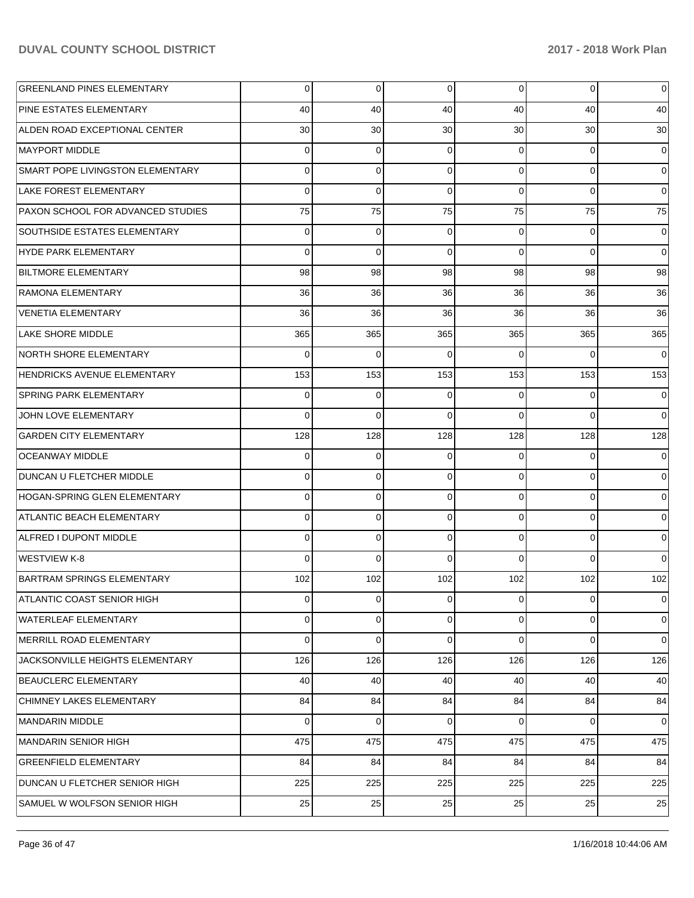| | | | | | | |
|---|---|---|---|---|---|---|
| GREENLAND PINES ELEMENTARY | 0 | 0 | 0 | 0 | 0 | 0 |
| PINE ESTATES ELEMENTARY | 40 | 40 | 40 | 40 | 40 | 40 |
| ALDEN ROAD EXCEPTIONAL CENTER | 30 | 30 | 30 | 30 | 30 | 30 |
| MAYPORT MIDDLE | 0 | 0 | 0 | 0 | 0 | 0 |
| SMART POPE LIVINGSTON ELEMENTARY | 0 | 0 | 0 | 0 | 0 | 0 |
| LAKE FOREST ELEMENTARY | 0 | 0 | 0 | 0 | 0 | 0 |
| PAXON SCHOOL FOR ADVANCED STUDIES | 75 | 75 | 75 | 75 | 75 | 75 |
| SOUTHSIDE ESTATES ELEMENTARY | 0 | 0 | 0 | 0 | 0 | 0 |
| HYDE PARK ELEMENTARY | 0 | 0 | 0 | 0 | 0 | 0 |
| BILTMORE ELEMENTARY | 98 | 98 | 98 | 98 | 98 | 98 |
| RAMONA ELEMENTARY | 36 | 36 | 36 | 36 | 36 | 36 |
| VENETIA ELEMENTARY | 36 | 36 | 36 | 36 | 36 | 36 |
| LAKE SHORE MIDDLE | 365 | 365 | 365 | 365 | 365 | 365 |
| NORTH SHORE ELEMENTARY | 0 | 0 | 0 | 0 | 0 | 0 |
| HENDRICKS AVENUE ELEMENTARY | 153 | 153 | 153 | 153 | 153 | 153 |
| SPRING PARK ELEMENTARY | 0 | 0 | 0 | 0 | 0 | 0 |
| JOHN LOVE ELEMENTARY | 0 | 0 | 0 | 0 | 0 | 0 |
| GARDEN CITY ELEMENTARY | 128 | 128 | 128 | 128 | 128 | 128 |
| OCEANWAY MIDDLE | 0 | 0 | 0 | 0 | 0 | 0 |
| DUNCAN U FLETCHER MIDDLE | 0 | 0 | 0 | 0 | 0 | 0 |
| HOGAN-SPRING GLEN ELEMENTARY | 0 | 0 | 0 | 0 | 0 | 0 |
| ATLANTIC BEACH ELEMENTARY | 0 | 0 | 0 | 0 | 0 | 0 |
| ALFRED I DUPONT MIDDLE | 0 | 0 | 0 | 0 | 0 | 0 |
| WESTVIEW K-8 | 0 | 0 | 0 | 0 | 0 | 0 |
| BARTRAM SPRINGS ELEMENTARY | 102 | 102 | 102 | 102 | 102 | 102 |
| ATLANTIC COAST SENIOR HIGH | 0 | 0 | 0 | 0 | 0 | 0 |
| WATERLEAF ELEMENTARY | 0 | 0 | 0 | 0 | 0 | 0 |
| MERRILL ROAD ELEMENTARY | 0 | 0 | 0 | 0 | 0 | 0 |
| JACKSONVILLE HEIGHTS ELEMENTARY | 126 | 126 | 126 | 126 | 126 | 126 |
| BEAUCLERC ELEMENTARY | 40 | 40 | 40 | 40 | 40 | 40 |
| CHIMNEY LAKES ELEMENTARY | 84 | 84 | 84 | 84 | 84 | 84 |
| MANDARIN MIDDLE | 0 | 0 | 0 | 0 | 0 | 0 |
| MANDARIN SENIOR HIGH | 475 | 475 | 475 | 475 | 475 | 475 |
| GREENFIELD ELEMENTARY | 84 | 84 | 84 | 84 | 84 | 84 |
| DUNCAN U FLETCHER SENIOR HIGH | 225 | 225 | 225 | 225 | 225 | 225 |
| SAMUEL W WOLFSON SENIOR HIGH | 25 | 25 | 25 | 25 | 25 | 25 |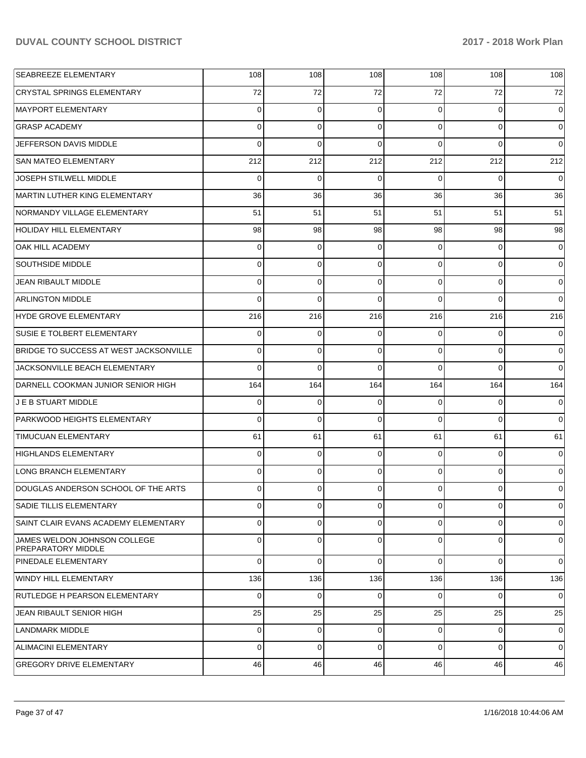| | | | | | | |
|---|---|---|---|---|---|---|
| SEABREEZE ELEMENTARY | 108 | 108 | 108 | 108 | 108 | 108 |
| CRYSTAL SPRINGS ELEMENTARY | 72 | 72 | 72 | 72 | 72 | 72 |
| MAYPORT ELEMENTARY | 0 | 0 | 0 | 0 | 0 | 0 |
| GRASP ACADEMY | 0 | 0 | 0 | 0 | 0 | 0 |
| JEFFERSON DAVIS MIDDLE | 0 | 0 | 0 | 0 | 0 | 0 |
| SAN MATEO ELEMENTARY | 212 | 212 | 212 | 212 | 212 | 212 |
| JOSEPH STILWELL MIDDLE | 0 | 0 | 0 | 0 | 0 | 0 |
| MARTIN LUTHER KING ELEMENTARY | 36 | 36 | 36 | 36 | 36 | 36 |
| NORMANDY VILLAGE ELEMENTARY | 51 | 51 | 51 | 51 | 51 | 51 |
| HOLIDAY HILL ELEMENTARY | 98 | 98 | 98 | 98 | 98 | 98 |
| OAK HILL ACADEMY | 0 | 0 | 0 | 0 | 0 | 0 |
| SOUTHSIDE MIDDLE | 0 | 0 | 0 | 0 | 0 | 0 |
| JEAN RIBAULT MIDDLE | 0 | 0 | 0 | 0 | 0 | 0 |
| ARLINGTON MIDDLE | 0 | 0 | 0 | 0 | 0 | 0 |
| HYDE GROVE ELEMENTARY | 216 | 216 | 216 | 216 | 216 | 216 |
| SUSIE E TOLBERT ELEMENTARY | 0 | 0 | 0 | 0 | 0 | 0 |
| BRIDGE TO SUCCESS AT WEST JACKSONVILLE | 0 | 0 | 0 | 0 | 0 | 0 |
| JACKSONVILLE BEACH ELEMENTARY | 0 | 0 | 0 | 0 | 0 | 0 |
| DARNELL COOKMAN JUNIOR SENIOR HIGH | 164 | 164 | 164 | 164 | 164 | 164 |
| J E B STUART MIDDLE | 0 | 0 | 0 | 0 | 0 | 0 |
| PARKWOOD HEIGHTS ELEMENTARY | 0 | 0 | 0 | 0 | 0 | 0 |
| TIMUCUAN ELEMENTARY | 61 | 61 | 61 | 61 | 61 | 61 |
| HIGHLANDS ELEMENTARY | 0 | 0 | 0 | 0 | 0 | 0 |
| LONG BRANCH ELEMENTARY | 0 | 0 | 0 | 0 | 0 | 0 |
| DOUGLAS ANDERSON SCHOOL OF THE ARTS | 0 | 0 | 0 | 0 | 0 | 0 |
| SADIE TILLIS ELEMENTARY | 0 | 0 | 0 | 0 | 0 | 0 |
| SAINT CLAIR EVANS ACADEMY ELEMENTARY | 0 | 0 | 0 | 0 | 0 | 0 |
| JAMES WELDON JOHNSON COLLEGE PREPARATORY MIDDLE | 0 | 0 | 0 | 0 | 0 | 0 |
| PINEDALE ELEMENTARY | 0 | 0 | 0 | 0 | 0 | 0 |
| WINDY HILL ELEMENTARY | 136 | 136 | 136 | 136 | 136 | 136 |
| RUTLEDGE H PEARSON ELEMENTARY | 0 | 0 | 0 | 0 | 0 | 0 |
| JEAN RIBAULT SENIOR HIGH | 25 | 25 | 25 | 25 | 25 | 25 |
| LANDMARK MIDDLE | 0 | 0 | 0 | 0 | 0 | 0 |
| ALIMACINI ELEMENTARY | 0 | 0 | 0 | 0 | 0 | 0 |
| GREGORY DRIVE ELEMENTARY | 46 | 46 | 46 | 46 | 46 | 46 |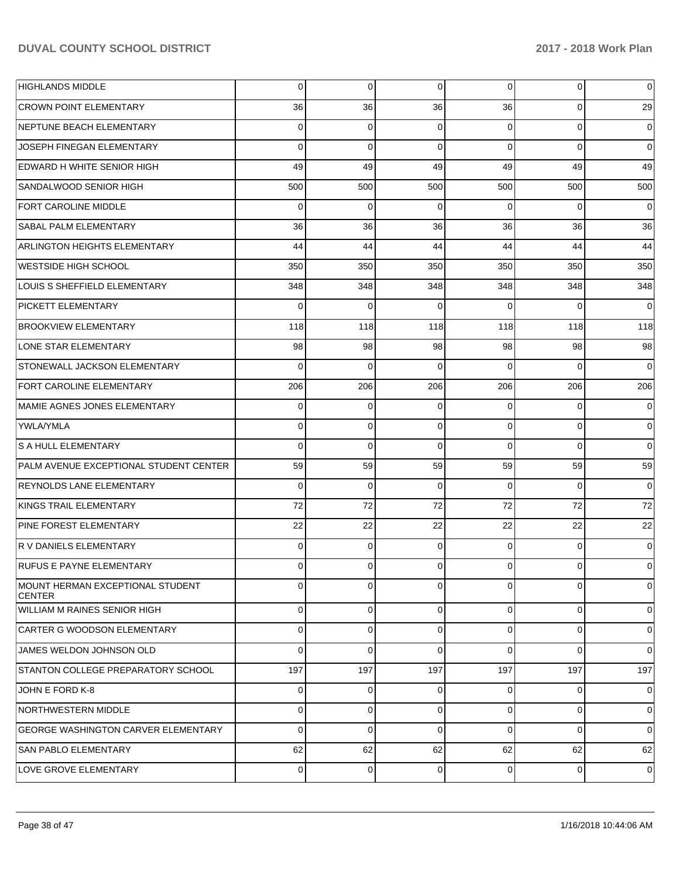| | | | | | | |
|---|---|---|---|---|---|---|
| HIGHLANDS MIDDLE | 0 | 0 | 0 | 0 | 0 | 0 |
| CROWN POINT ELEMENTARY | 36 | 36 | 36 | 36 | 0 | 29 |
| NEPTUNE BEACH ELEMENTARY | 0 | 0 | 0 | 0 | 0 | 0 |
| JOSEPH FINEGAN ELEMENTARY | 0 | 0 | 0 | 0 | 0 | 0 |
| EDWARD H WHITE SENIOR HIGH | 49 | 49 | 49 | 49 | 49 | 49 |
| SANDALWOOD SENIOR HIGH | 500 | 500 | 500 | 500 | 500 | 500 |
| FORT CAROLINE MIDDLE | 0 | 0 | 0 | 0 | 0 | 0 |
| SABAL PALM ELEMENTARY | 36 | 36 | 36 | 36 | 36 | 36 |
| ARLINGTON HEIGHTS ELEMENTARY | 44 | 44 | 44 | 44 | 44 | 44 |
| WESTSIDE HIGH SCHOOL | 350 | 350 | 350 | 350 | 350 | 350 |
| LOUIS S SHEFFIELD ELEMENTARY | 348 | 348 | 348 | 348 | 348 | 348 |
| PICKETT ELEMENTARY | 0 | 0 | 0 | 0 | 0 | 0 |
| BROOKVIEW ELEMENTARY | 118 | 118 | 118 | 118 | 118 | 118 |
| LONE STAR ELEMENTARY | 98 | 98 | 98 | 98 | 98 | 98 |
| STONEWALL JACKSON ELEMENTARY | 0 | 0 | 0 | 0 | 0 | 0 |
| FORT CAROLINE ELEMENTARY | 206 | 206 | 206 | 206 | 206 | 206 |
| MAMIE AGNES JONES ELEMENTARY | 0 | 0 | 0 | 0 | 0 | 0 |
| YWLA/YMLA | 0 | 0 | 0 | 0 | 0 | 0 |
| S A HULL ELEMENTARY | 0 | 0 | 0 | 0 | 0 | 0 |
| PALM AVENUE EXCEPTIONAL STUDENT CENTER | 59 | 59 | 59 | 59 | 59 | 59 |
| REYNOLDS LANE ELEMENTARY | 0 | 0 | 0 | 0 | 0 | 0 |
| KINGS TRAIL ELEMENTARY | 72 | 72 | 72 | 72 | 72 | 72 |
| PINE FOREST ELEMENTARY | 22 | 22 | 22 | 22 | 22 | 22 |
| R V DANIELS ELEMENTARY | 0 | 0 | 0 | 0 | 0 | 0 |
| RUFUS E PAYNE ELEMENTARY | 0 | 0 | 0 | 0 | 0 | 0 |
| MOUNT HERMAN EXCEPTIONAL STUDENT CENTER | 0 | 0 | 0 | 0 | 0 | 0 |
| WILLIAM M RAINES SENIOR HIGH | 0 | 0 | 0 | 0 | 0 | 0 |
| CARTER G WOODSON ELEMENTARY | 0 | 0 | 0 | 0 | 0 | 0 |
| JAMES WELDON JOHNSON OLD | 0 | 0 | 0 | 0 | 0 | 0 |
| STANTON COLLEGE PREPARATORY SCHOOL | 197 | 197 | 197 | 197 | 197 | 197 |
| JOHN E FORD K-8 | 0 | 0 | 0 | 0 | 0 | 0 |
| NORTHWESTERN MIDDLE | 0 | 0 | 0 | 0 | 0 | 0 |
| GEORGE WASHINGTON CARVER ELEMENTARY | 0 | 0 | 0 | 0 | 0 | 0 |
| SAN PABLO ELEMENTARY | 62 | 62 | 62 | 62 | 62 | 62 |
| LOVE GROVE ELEMENTARY | 0 | 0 | 0 | 0 | 0 | 0 |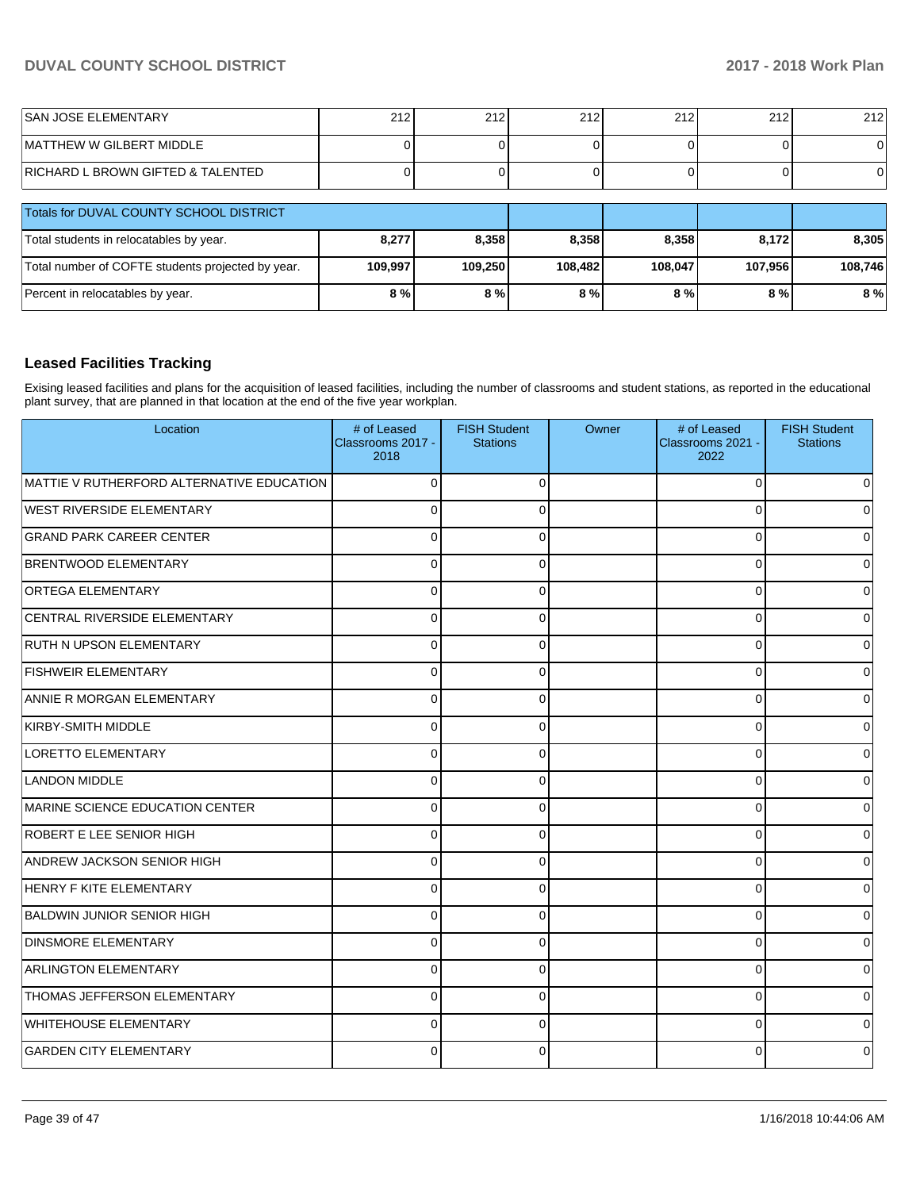| | | | | | | |
|---|---|---|---|---|---|---|
| SAN JOSE ELEMENTARY | 212 | 212 | 212 | 212 | 212 | 212 |
| MATTHEW W GILBERT MIDDLE | 0 | 0 | 0 | 0 | 0 | 0 |
| RICHARD L BROWN GIFTED & TALENTED | 0 | 0 | 0 | 0 | 0 | 0 |

| Totals for DUVAL COUNTY SCHOOL DISTRICT | | | | | | |
|---|---|---|---|---|---|---|
| Total students in relocatables by year. | **8,277** | **8,358** | **8,358** | **8,358** | **8,172** | **8,305** |
| Total number of COFTE students projected by year. | **109,997** | **109,250** | **108,482** | **108,047** | **107,956** | **108,746** |
| Percent in relocatables by year. | **8 %** | **8 %** | **8 %** | **8 %** | **8 %** | **8 %** |

## Leased Facilities Tracking

Exising leased facilities and plans for the acquisition of leased facilities, including the number of classrooms and student stations, as reported in the educational plant survey, that are planned in that location at the end of the five year workplan.

| Location | # of Leased Classrooms 2017 - 2018 | FISH Student Stations | Owner | # of Leased Classrooms 2021 - 2022 | FISH Student Stations |
|---|---|---|---|---|---|
| MATTIE V RUTHERFORD ALTERNATIVE EDUCATION | 0 | 0 | | 0 | 0 |
| WEST RIVERSIDE ELEMENTARY | 0 | 0 | | 0 | 0 |
| GRAND PARK CAREER CENTER | 0 | 0 | | 0 | 0 |
| BRENTWOOD ELEMENTARY | 0 | 0 | | 0 | 0 |
| ORTEGA ELEMENTARY | 0 | 0 | | 0 | 0 |
| CENTRAL RIVERSIDE ELEMENTARY | 0 | 0 | | 0 | 0 |
| RUTH N UPSON ELEMENTARY | 0 | 0 | | 0 | 0 |
| FISHWEIR ELEMENTARY | 0 | 0 | | 0 | 0 |
| ANNIE R MORGAN ELEMENTARY | 0 | 0 | | 0 | 0 |
| KIRBY-SMITH MIDDLE | 0 | 0 | | 0 | 0 |
| LORETTO ELEMENTARY | 0 | 0 | | 0 | 0 |
| LANDON MIDDLE | 0 | 0 | | 0 | 0 |
| MARINE SCIENCE EDUCATION CENTER | 0 | 0 | | 0 | 0 |
| ROBERT E LEE SENIOR HIGH | 0 | 0 | | 0 | 0 |
| ANDREW JACKSON SENIOR HIGH | 0 | 0 | | 0 | 0 |
| HENRY F KITE ELEMENTARY | 0 | 0 | | 0 | 0 |
| BALDWIN JUNIOR SENIOR HIGH | 0 | 0 | | 0 | 0 |
| DINSMORE ELEMENTARY | 0 | 0 | | 0 | 0 |
| ARLINGTON ELEMENTARY | 0 | 0 | | 0 | 0 |
| THOMAS JEFFERSON ELEMENTARY | 0 | 0 | | 0 | 0 |
| WHITEHOUSE ELEMENTARY | 0 | 0 | | 0 | 0 |
| GARDEN CITY ELEMENTARY | 0 | 0 | | 0 | 0 |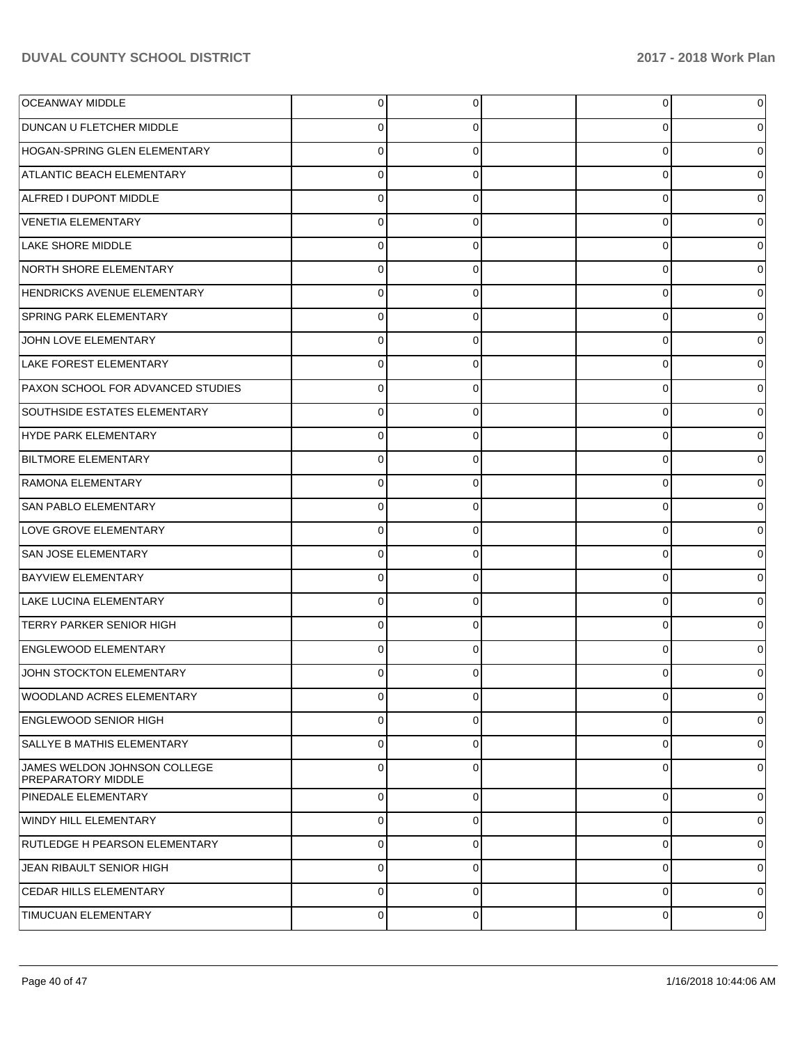| | | | | | |
|---|---|---|---|---|---|
| OCEANWAY MIDDLE | 0 | 0 | | 0 | 0 |
| DUNCAN U FLETCHER MIDDLE | 0 | 0 | | 0 | 0 |
| HOGAN-SPRING GLEN ELEMENTARY | 0 | 0 | | 0 | 0 |
| ATLANTIC BEACH ELEMENTARY | 0 | 0 | | 0 | 0 |
| ALFRED I DUPONT MIDDLE | 0 | 0 | | 0 | 0 |
| VENETIA ELEMENTARY | 0 | 0 | | 0 | 0 |
| LAKE SHORE MIDDLE | 0 | 0 | | 0 | 0 |
| NORTH SHORE ELEMENTARY | 0 | 0 | | 0 | 0 |
| HENDRICKS AVENUE ELEMENTARY | 0 | 0 | | 0 | 0 |
| SPRING PARK ELEMENTARY | 0 | 0 | | 0 | 0 |
| JOHN LOVE ELEMENTARY | 0 | 0 | | 0 | 0 |
| LAKE FOREST ELEMENTARY | 0 | 0 | | 0 | 0 |
| PAXON SCHOOL FOR ADVANCED STUDIES | 0 | 0 | | 0 | 0 |
| SOUTHSIDE ESTATES ELEMENTARY | 0 | 0 | | 0 | 0 |
| HYDE PARK ELEMENTARY | 0 | 0 | | 0 | 0 |
| BILTMORE ELEMENTARY | 0 | 0 | | 0 | 0 |
| RAMONA ELEMENTARY | 0 | 0 | | 0 | 0 |
| SAN PABLO ELEMENTARY | 0 | 0 | | 0 | 0 |
| LOVE GROVE ELEMENTARY | 0 | 0 | | 0 | 0 |
| SAN JOSE ELEMENTARY | 0 | 0 | | 0 | 0 |
| BAYVIEW ELEMENTARY | 0 | 0 | | 0 | 0 |
| LAKE LUCINA ELEMENTARY | 0 | 0 | | 0 | 0 |
| TERRY PARKER SENIOR HIGH | 0 | 0 | | 0 | 0 |
| ENGLEWOOD ELEMENTARY | 0 | 0 | | 0 | 0 |
| JOHN STOCKTON ELEMENTARY | 0 | 0 | | 0 | 0 |
| WOODLAND ACRES ELEMENTARY | 0 | 0 | | 0 | 0 |
| ENGLEWOOD SENIOR HIGH | 0 | 0 | | 0 | 0 |
| SALLYE B MATHIS ELEMENTARY | 0 | 0 | | 0 | 0 |
| JAMES WELDON JOHNSON COLLEGE PREPARATORY MIDDLE | 0 | 0 | | 0 | 0 |
| PINEDALE ELEMENTARY | 0 | 0 | | 0 | 0 |
| WINDY HILL ELEMENTARY | 0 | 0 | | 0 | 0 |
| RUTLEDGE H PEARSON ELEMENTARY | 0 | 0 | | 0 | 0 |
| JEAN RIBAULT SENIOR HIGH | 0 | 0 | | 0 | 0 |
| CEDAR HILLS ELEMENTARY | 0 | 0 | | 0 | 0 |
| TIMUCUAN ELEMENTARY | 0 | 0 | | 0 | 0 |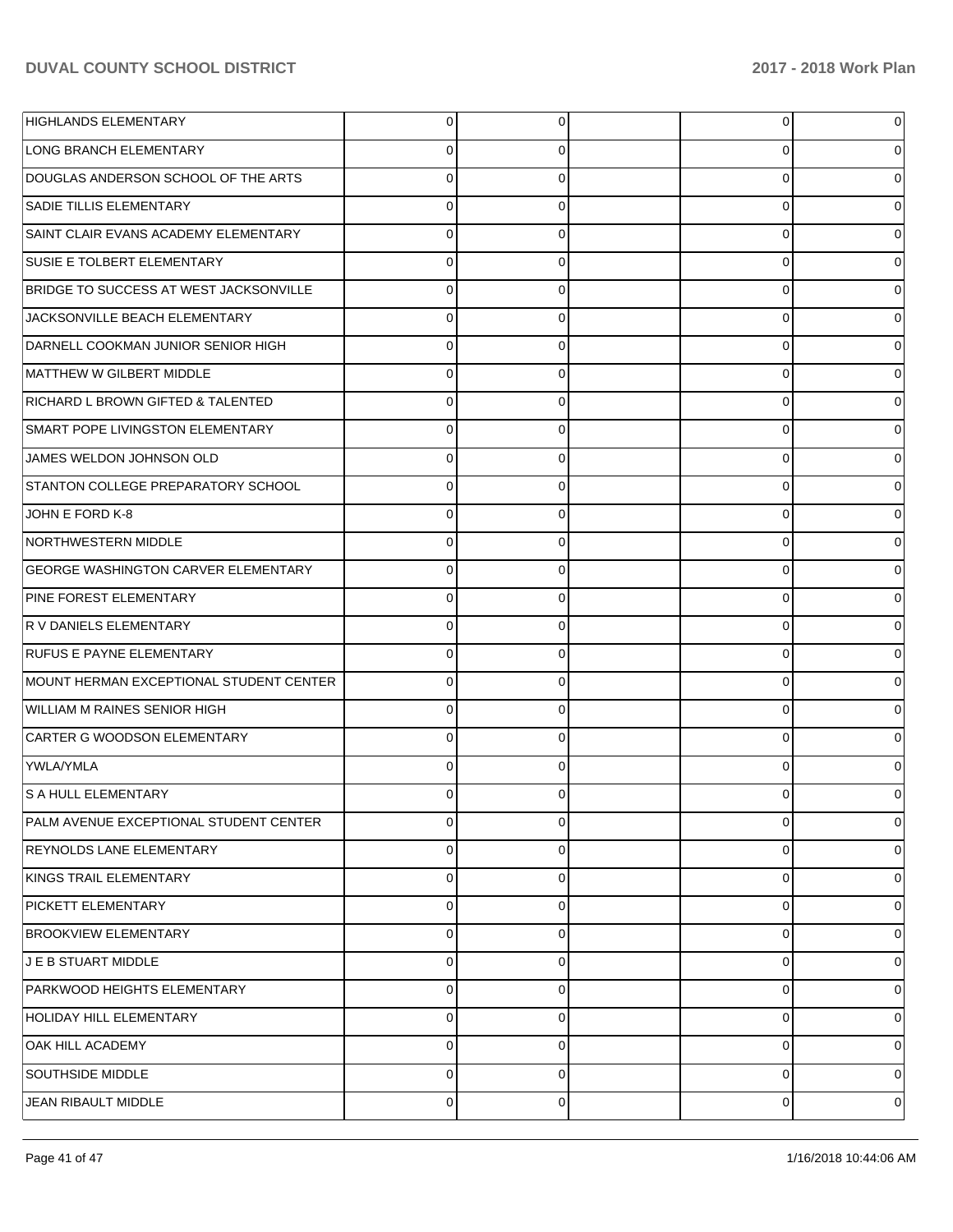| | | | | | |
|---|---|---|---|---|---|
| HIGHLANDS ELEMENTARY | 0 | 0 | | 0 | 0 |
| LONG BRANCH ELEMENTARY | 0 | 0 | | 0 | 0 |
| DOUGLAS ANDERSON SCHOOL OF THE ARTS | 0 | 0 | | 0 | 0 |
| SADIE TILLIS ELEMENTARY | 0 | 0 | | 0 | 0 |
| SAINT CLAIR EVANS ACADEMY ELEMENTARY | 0 | 0 | | 0 | 0 |
| SUSIE E TOLBERT ELEMENTARY | 0 | 0 | | 0 | 0 |
| BRIDGE TO SUCCESS AT WEST JACKSONVILLE | 0 | 0 | | 0 | 0 |
| JACKSONVILLE BEACH ELEMENTARY | 0 | 0 | | 0 | 0 |
| DARNELL COOKMAN JUNIOR SENIOR HIGH | 0 | 0 | | 0 | 0 |
| MATTHEW W GILBERT MIDDLE | 0 | 0 | | 0 | 0 |
| RICHARD L BROWN GIFTED & TALENTED | 0 | 0 | | 0 | 0 |
| SMART POPE LIVINGSTON ELEMENTARY | 0 | 0 | | 0 | 0 |
| JAMES WELDON JOHNSON OLD | 0 | 0 | | 0 | 0 |
| STANTON COLLEGE PREPARATORY SCHOOL | 0 | 0 | | 0 | 0 |
| JOHN E FORD K-8 | 0 | 0 | | 0 | 0 |
| NORTHWESTERN MIDDLE | 0 | 0 | | 0 | 0 |
| GEORGE WASHINGTON CARVER ELEMENTARY | 0 | 0 | | 0 | 0 |
| PINE FOREST ELEMENTARY | 0 | 0 | | 0 | 0 |
| R V DANIELS ELEMENTARY | 0 | 0 | | 0 | 0 |
| RUFUS E PAYNE ELEMENTARY | 0 | 0 | | 0 | 0 |
| MOUNT HERMAN EXCEPTIONAL STUDENT CENTER | 0 | 0 | | 0 | 0 |
| WILLIAM M RAINES SENIOR HIGH | 0 | 0 | | 0 | 0 |
| CARTER G WOODSON ELEMENTARY | 0 | 0 | | 0 | 0 |
| YWLA/YMLA | 0 | 0 | | 0 | 0 |
| S A HULL ELEMENTARY | 0 | 0 | | 0 | 0 |
| PALM AVENUE EXCEPTIONAL STUDENT CENTER | 0 | 0 | | 0 | 0 |
| REYNOLDS LANE ELEMENTARY | 0 | 0 | | 0 | 0 |
| KINGS TRAIL ELEMENTARY | 0 | 0 | | 0 | 0 |
| PICKETT ELEMENTARY | 0 | 0 | | 0 | 0 |
| BROOKVIEW ELEMENTARY | 0 | 0 | | 0 | 0 |
| J E B STUART MIDDLE | 0 | 0 | | 0 | 0 |
| PARKWOOD HEIGHTS ELEMENTARY | 0 | 0 | | 0 | 0 |
| HOLIDAY HILL ELEMENTARY | 0 | 0 | | 0 | 0 |
| OAK HILL ACADEMY | 0 | 0 | | 0 | 0 |
| SOUTHSIDE MIDDLE | 0 | 0 | | 0 | 0 |
| JEAN RIBAULT MIDDLE | 0 | 0 | | 0 | 0 |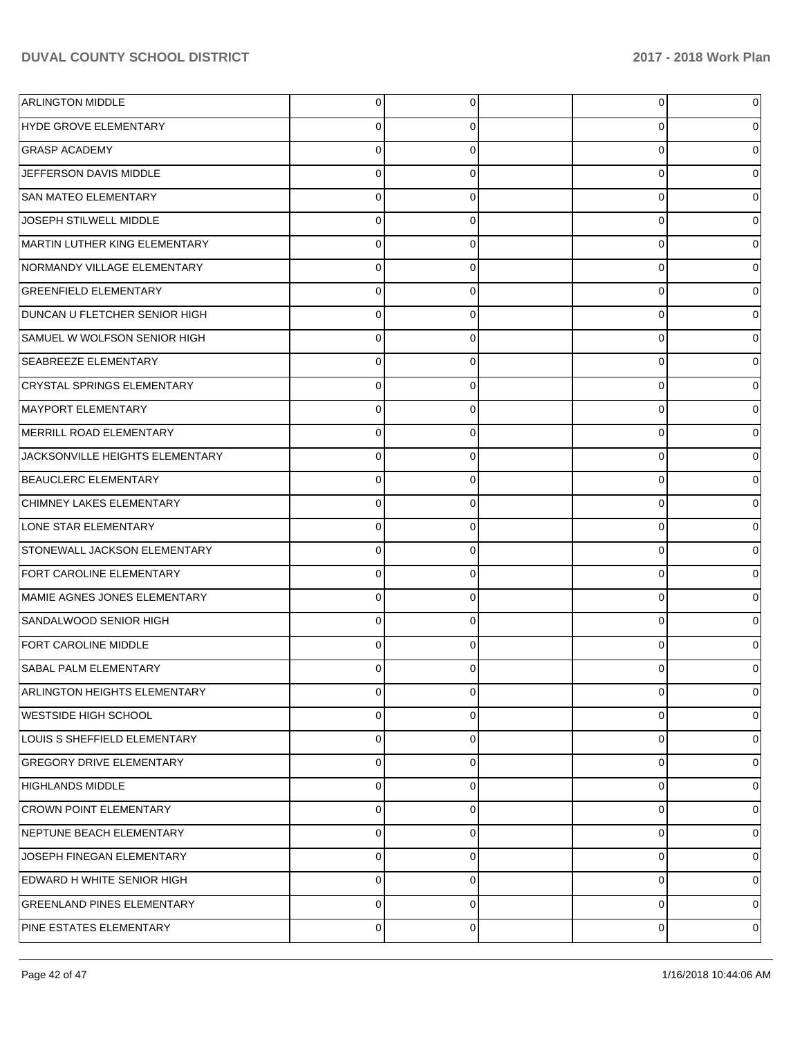| | | | | | |
|---|---|---|---|---|---|
| ARLINGTON MIDDLE | 0 | 0 | | 0 | 0 |
| HYDE GROVE ELEMENTARY | 0 | 0 | | 0 | 0 |
| GRASP ACADEMY | 0 | 0 | | 0 | 0 |
| JEFFERSON DAVIS MIDDLE | 0 | 0 | | 0 | 0 |
| SAN MATEO ELEMENTARY | 0 | 0 | | 0 | 0 |
| JOSEPH STILWELL MIDDLE | 0 | 0 | | 0 | 0 |
| MARTIN LUTHER KING ELEMENTARY | 0 | 0 | | 0 | 0 |
| NORMANDY VILLAGE ELEMENTARY | 0 | 0 | | 0 | 0 |
| GREENFIELD ELEMENTARY | 0 | 0 | | 0 | 0 |
| DUNCAN U FLETCHER SENIOR HIGH | 0 | 0 | | 0 | 0 |
| SAMUEL W WOLFSON SENIOR HIGH | 0 | 0 | | 0 | 0 |
| SEABREEZE ELEMENTARY | 0 | 0 | | 0 | 0 |
| CRYSTAL SPRINGS ELEMENTARY | 0 | 0 | | 0 | 0 |
| MAYPORT ELEMENTARY | 0 | 0 | | 0 | 0 |
| MERRILL ROAD ELEMENTARY | 0 | 0 | | 0 | 0 |
| JACKSONVILLE HEIGHTS ELEMENTARY | 0 | 0 | | 0 | 0 |
| BEAUCLERC ELEMENTARY | 0 | 0 | | 0 | 0 |
| CHIMNEY LAKES ELEMENTARY | 0 | 0 | | 0 | 0 |
| LONE STAR ELEMENTARY | 0 | 0 | | 0 | 0 |
| STONEWALL JACKSON ELEMENTARY | 0 | 0 | | 0 | 0 |
| FORT CAROLINE ELEMENTARY | 0 | 0 | | 0 | 0 |
| MAMIE AGNES JONES ELEMENTARY | 0 | 0 | | 0 | 0 |
| SANDALWOOD SENIOR HIGH | 0 | 0 | | 0 | 0 |
| FORT CAROLINE MIDDLE | 0 | 0 | | 0 | 0 |
| SABAL PALM ELEMENTARY | 0 | 0 | | 0 | 0 |
| ARLINGTON HEIGHTS ELEMENTARY | 0 | 0 | | 0 | 0 |
| WESTSIDE HIGH SCHOOL | 0 | 0 | | 0 | 0 |
| LOUIS S SHEFFIELD ELEMENTARY | 0 | 0 | | 0 | 0 |
| GREGORY DRIVE ELEMENTARY | 0 | 0 | | 0 | 0 |
| HIGHLANDS MIDDLE | 0 | 0 | | 0 | 0 |
| CROWN POINT ELEMENTARY | 0 | 0 | | 0 | 0 |
| NEPTUNE BEACH ELEMENTARY | 0 | 0 | | 0 | 0 |
| JOSEPH FINEGAN ELEMENTARY | 0 | 0 | | 0 | 0 |
| EDWARD H WHITE SENIOR HIGH | 0 | 0 | | 0 | 0 |
| GREENLAND PINES ELEMENTARY | 0 | 0 | | 0 | 0 |
| PINE ESTATES ELEMENTARY | 0 | 0 | | 0 | 0 |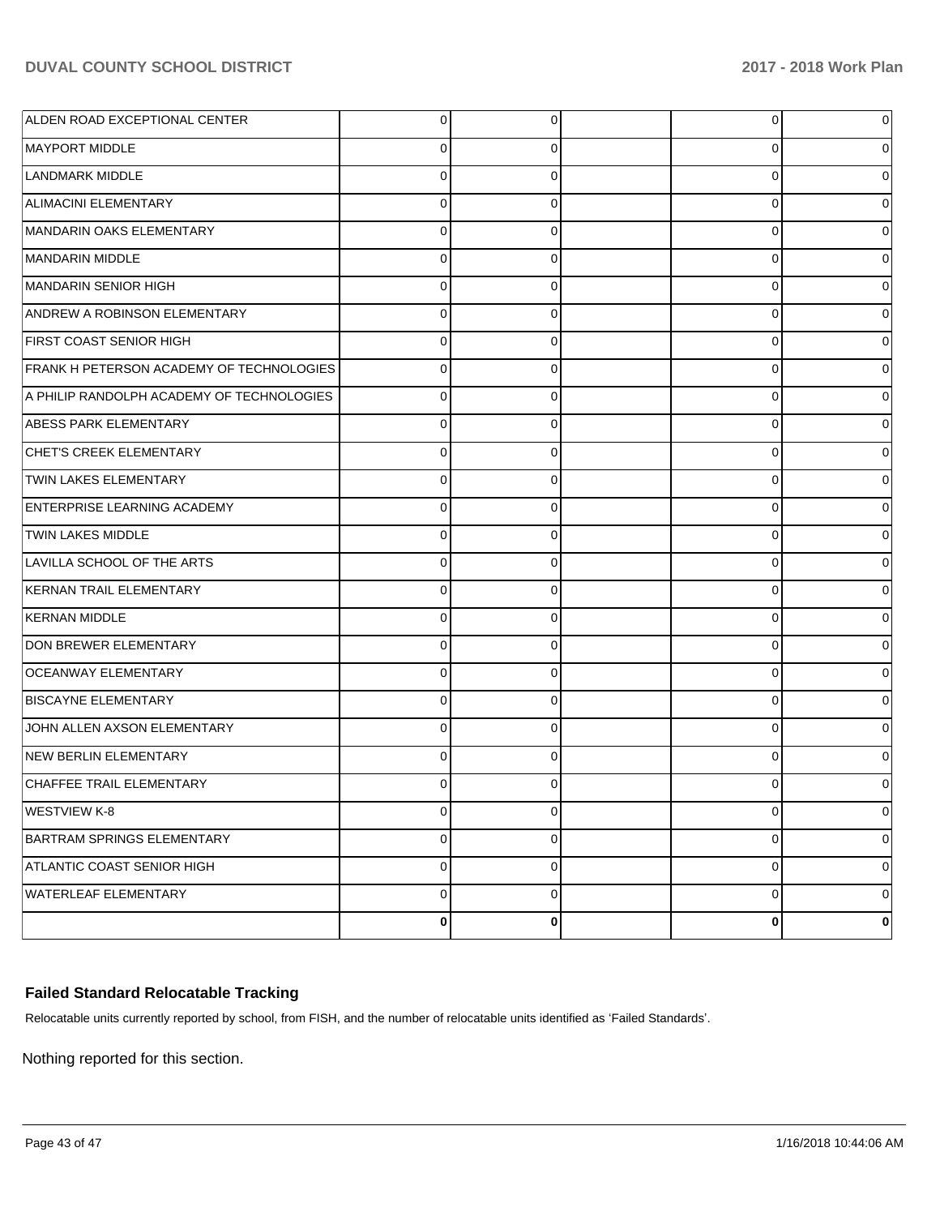| | | | | | |
|---|---|---|---|---|---|
| ALDEN ROAD EXCEPTIONAL CENTER | 0 | 0 | | 0 | 0 |
| MAYPORT MIDDLE | 0 | 0 | | 0 | 0 |
| LANDMARK MIDDLE | 0 | 0 | | 0 | 0 |
| ALIMACINI ELEMENTARY | 0 | 0 | | 0 | 0 |
| MANDARIN OAKS ELEMENTARY | 0 | 0 | | 0 | 0 |
| MANDARIN MIDDLE | 0 | 0 | | 0 | 0 |
| MANDARIN SENIOR HIGH | 0 | 0 | | 0 | 0 |
| ANDREW A ROBINSON ELEMENTARY | 0 | 0 | | 0 | 0 |
| FIRST COAST SENIOR HIGH | 0 | 0 | | 0 | 0 |
| FRANK H PETERSON ACADEMY OF TECHNOLOGIES | 0 | 0 | | 0 | 0 |
| A PHILIP RANDOLPH ACADEMY OF TECHNOLOGIES | 0 | 0 | | 0 | 0 |
| ABESS PARK ELEMENTARY | 0 | 0 | | 0 | 0 |
| CHET'S CREEK ELEMENTARY | 0 | 0 | | 0 | 0 |
| TWIN LAKES ELEMENTARY | 0 | 0 | | 0 | 0 |
| ENTERPRISE LEARNING ACADEMY | 0 | 0 | | 0 | 0 |
| TWIN LAKES MIDDLE | 0 | 0 | | 0 | 0 |
| LAVILLA SCHOOL OF THE ARTS | 0 | 0 | | 0 | 0 |
| KERNAN TRAIL ELEMENTARY | 0 | 0 | | 0 | 0 |
| KERNAN MIDDLE | 0 | 0 | | 0 | 0 |
| DON BREWER ELEMENTARY | 0 | 0 | | 0 | 0 |
| OCEANWAY ELEMENTARY | 0 | 0 | | 0 | 0 |
| BISCAYNE ELEMENTARY | 0 | 0 | | 0 | 0 |
| JOHN ALLEN AXSON ELEMENTARY | 0 | 0 | | 0 | 0 |
| NEW BERLIN ELEMENTARY | 0 | 0 | | 0 | 0 |
| CHAFFEE TRAIL ELEMENTARY | 0 | 0 | | 0 | 0 |
| WESTVIEW K-8 | 0 | 0 | | 0 | 0 |
| BARTRAM SPRINGS ELEMENTARY | 0 | 0 | | 0 | 0 |
| ATLANTIC COAST SENIOR HIGH | 0 | 0 | | 0 | 0 |
| WATERLEAF ELEMENTARY | 0 | 0 | | 0 | 0 |
| | **0** | **0** | | **0** | **0** |

### Failed Standard Relocatable Tracking

Relocatable units currently reported by school, from FISH, and the number of relocatable units identified as 'Failed Standards'.

Nothing reported for this section.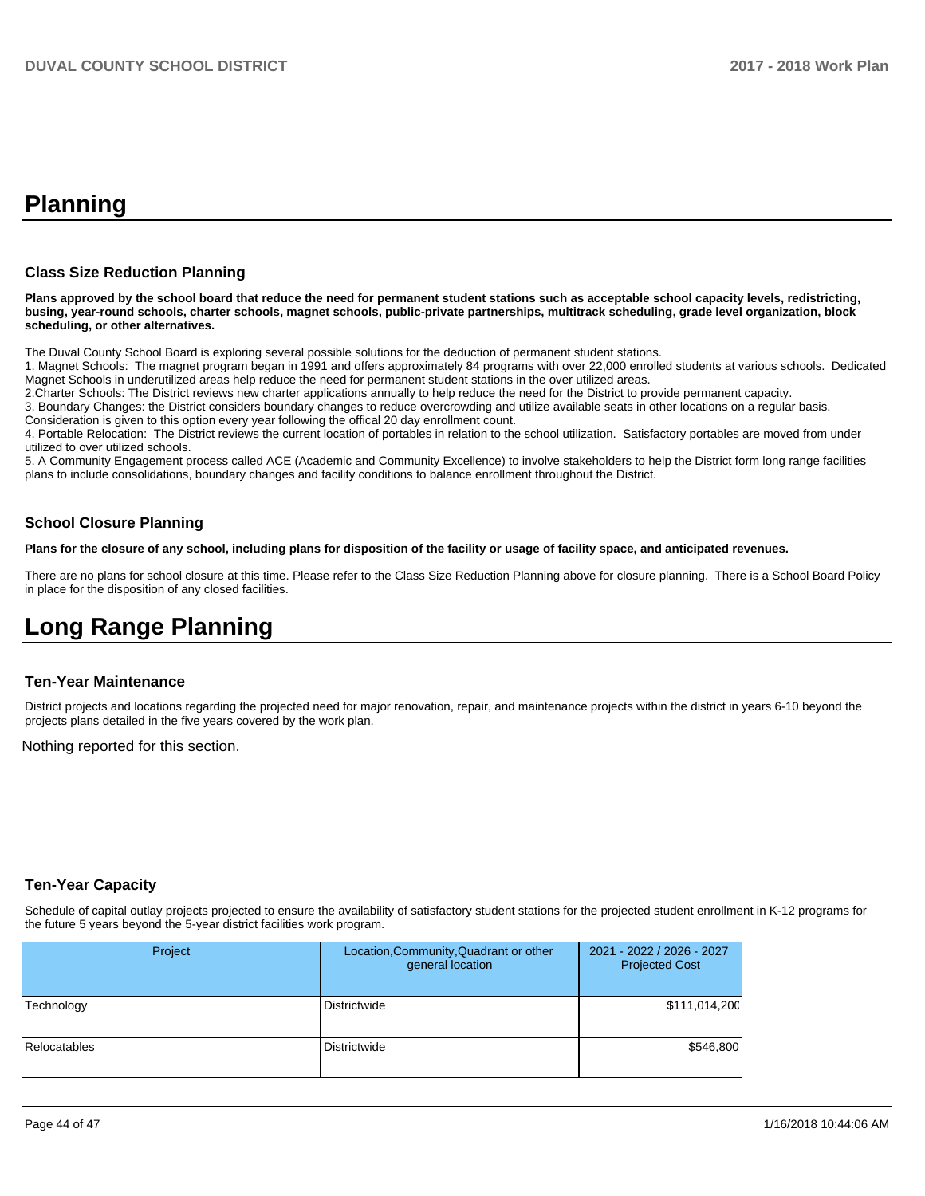# Planning

## Class Size Reduction Planning

**Plans approved by the school board that reduce the need for permanent student stations such as acceptable school capacity levels, redistricting, busing, year-round schools, charter schools, magnet schools, public-private partnerships, multitrack scheduling, grade level organization, block scheduling, or other alternatives.**

The Duval County School Board is exploring several possible solutions for the deduction of permanent student stations.
1. Magnet Schools:  The magnet program began in 1991 and offers approximately 84 programs with over 22,000 enrolled students at various schools.  Dedicated Magnet Schools in underutilized areas help reduce the need for permanent student stations in the over utilized areas.
2.Charter Schools: The District reviews new charter applications annually to help reduce the need for the District to provide permanent capacity.
3. Boundary Changes: the District considers boundary changes to reduce overcrowding and utilize available seats in other locations on a regular basis. Consideration is given to this option every year following the offical 20 day enrollment count.
4. Portable Relocation:  The District reviews the current location of portables in relation to the school utilization.  Satisfactory portables are moved from under utilized to over utilized schools.
5. A Community Engagement process called ACE (Academic and Community Excellence) to involve stakeholders to help the District form long range facilities plans to include consolidations, boundary changes and facility conditions to balance enrollment throughout the District.

## School Closure Planning

**Plans for the closure of any school, including plans for disposition of the facility or usage of facility space, and anticipated revenues.**

There are no plans for school closure at this time. Please refer to the Class Size Reduction Planning above for closure planning.  There is a School Board Policy in place for the disposition of any closed facilities.

# Long Range Planning

## Ten-Year Maintenance

District projects and locations regarding the projected need for major renovation, repair, and maintenance projects within the district in years 6-10 beyond the projects plans detailed in the five years covered by the work plan.

Nothing reported for this section.

## Ten-Year Capacity

Schedule of capital outlay projects projected to ensure the availability of satisfactory student stations for the projected student enrollment in K-12 programs for the future 5 years beyond the 5-year district facilities work program.

| Project | Location,Community,Quadrant or other general location | 2021 - 2022 / 2026 - 2027 Projected Cost |
|---|---|---|
| Technology | Districtwide | $111,014,200 |
| Relocatables | Districtwide | $546,800 |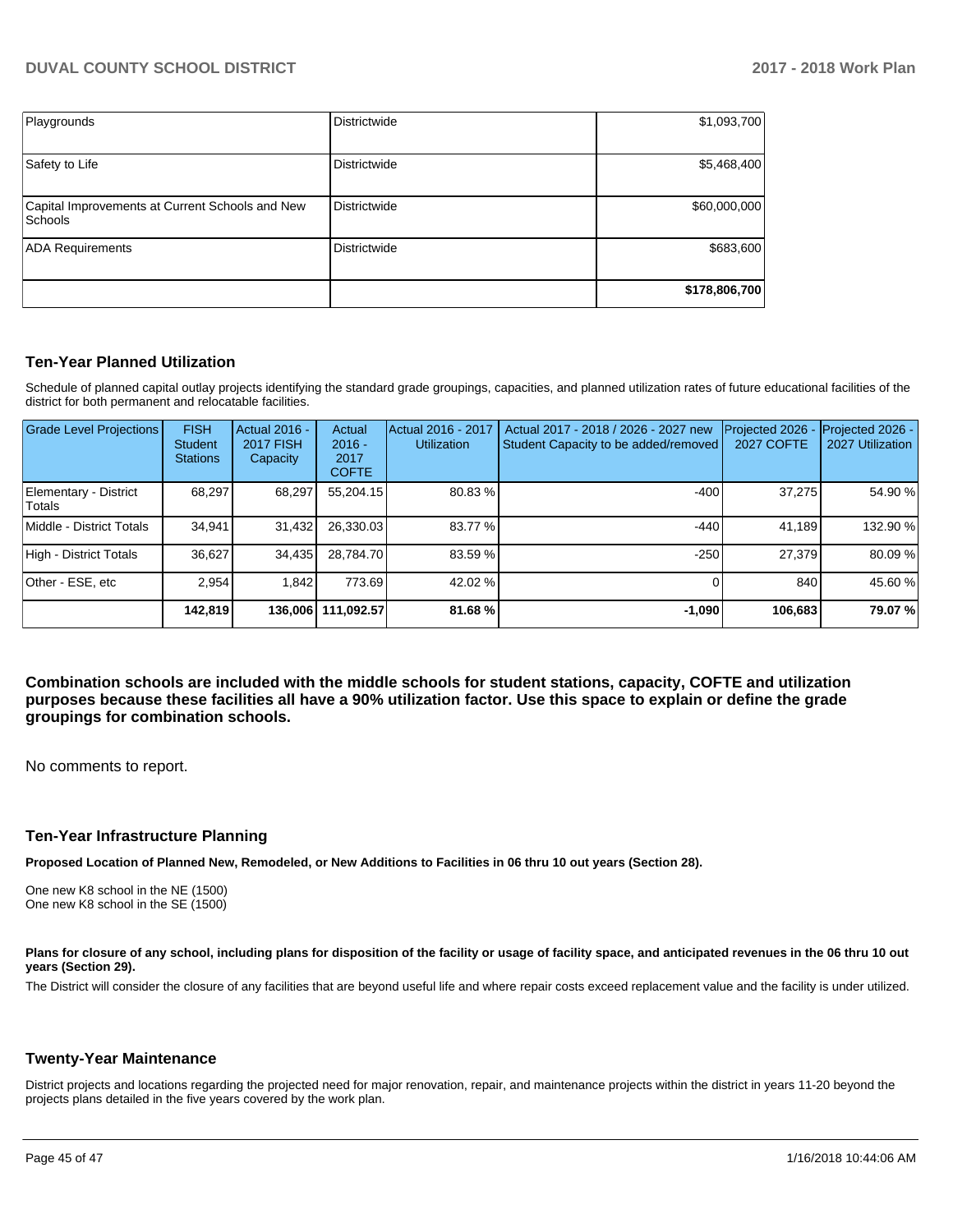| | | |
|---|---|---|
| Playgrounds | Districtwide | $1,093,700 |
| Safety to Life | Districtwide | $5,468,400 |
| Capital Improvements at Current Schools and New Schools | Districtwide | $60,000,000 |
| ADA Requirements | Districtwide | $683,600 |
| | | **$178,806,700** |

## Ten-Year Planned Utilization

Schedule of planned capital outlay projects identifying the standard grade groupings, capacities, and planned utilization rates of future educational facilities of the district for both permanent and relocatable facilities.

| Grade Level Projections | FISH Student Stations | Actual 2016 - 2017 FISH Capacity | Actual 2016 - 2017 COFTE | Actual 2016 - 2017 Utilization | Actual 2017 - 2018 / 2026 - 2027 new Student Capacity to be added/removed | Projected 2026 - 2027 COFTE | Projected 2026 - 2027 Utilization |
|---|---|---|---|---|---|---|---|
| Elementary - District Totals | 68,297 | 68,297 | 55,204.15 | 80.83 % | -400 | 37,275 | 54.90 % |
| Middle - District Totals | 34,941 | 31,432 | 26,330.03 | 83.77 % | -440 | 41,189 | 132.90 % |
| High - District Totals | 36,627 | 34,435 | 28,784.70 | 83.59 % | -250 | 27,379 | 80.09 % |
| Other - ESE, etc | 2,954 | 1,842 | 773.69 | 42.02 % | 0 | 840 | 45.60 % |
| | **142,819** | **136,006** | **111,092.57** | **81.68 %** | **-1,090** | **106,683** | **79.07 %** |

**Combination schools are included with the middle schools for student stations, capacity, COFTE and utilization purposes because these facilities all have a 90% utilization factor. Use this space to explain or define the grade groupings for combination schools.**

No comments to report.

## Ten-Year Infrastructure Planning

**Proposed Location of Planned New, Remodeled, or New Additions to Facilities in 06 thru 10 out years (Section 28).**

One new K8 school in the NE (1500)
One new K8 school in the SE (1500)

**Plans for closure of any school, including plans for disposition of the facility or usage of facility space, and anticipated revenues in the 06 thru 10 out years (Section 29).**

The District will consider the closure of any facilities that are beyond useful life and where repair costs exceed replacement value and the facility is under utilized.

## Twenty-Year Maintenance

District projects and locations regarding the projected need for major renovation, repair, and maintenance projects within the district in years 11-20 beyond the projects plans detailed in the five years covered by the work plan.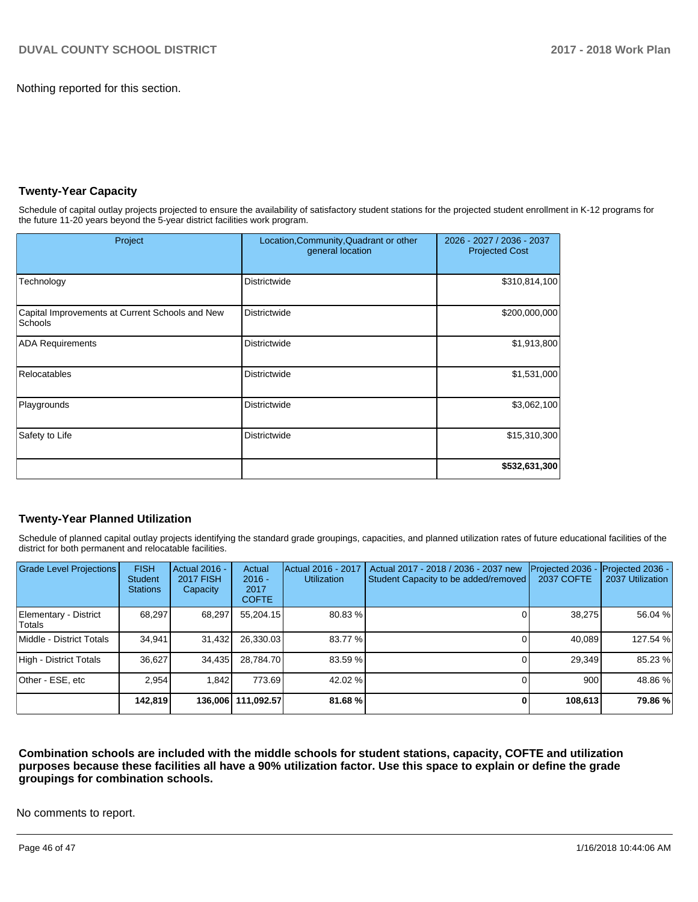Nothing reported for this section.

## Twenty-Year Capacity

Schedule of capital outlay projects projected to ensure the availability of satisfactory student stations for the projected student enrollment in K-12 programs for the future 11-20 years beyond the 5-year district facilities work program.

| Project | Location,Community,Quadrant or other general location | 2026 - 2027 / 2036 - 2037 Projected Cost |
|---|---|---|
| Technology | Districtwide | $310,814,100 |
| Capital Improvements at Current Schools and New Schools | Districtwide | $200,000,000 |
| ADA Requirements | Districtwide | $1,913,800 |
| Relocatables | Districtwide | $1,531,000 |
| Playgrounds | Districtwide | $3,062,100 |
| Safety to Life | Districtwide | $15,310,300 |
| | | **$532,631,300** |

## Twenty-Year Planned Utilization

Schedule of planned capital outlay projects identifying the standard grade groupings, capacities, and planned utilization rates of future educational facilities of the district for both permanent and relocatable facilities.

| Grade Level Projections | FISH Student Stations | Actual 2016 - 2017 FISH Capacity | Actual 2016 - 2017 COFTE | Actual 2016 - 2017 Utilization | Actual 2017 - 2018 / 2036 - 2037 new Student Capacity to be added/removed | Projected 2036 - 2037 COFTE | Projected 2036 - 2037 Utilization |
|---|---|---|---|---|---|---|---|
| Elementary - District Totals | 68,297 | 68,297 | 55,204.15 | 80.83 % | 0 | 38,275 | 56.04 % |
| Middle - District Totals | 34,941 | 31,432 | 26,330.03 | 83.77 % | 0 | 40,089 | 127.54 % |
| High - District Totals | 36,627 | 34,435 | 28,784.70 | 83.59 % | 0 | 29,349 | 85.23 % |
| Other - ESE, etc | 2,954 | 1,842 | 773.69 | 42.02 % | 0 | 900 | 48.86 % |
| | **142,819** | **136,006** | **111,092.57** | **81.68 %** | **0** | **108,613** | **79.86 %** |

**Combination schools are included with the middle schools for student stations, capacity, COFTE and utilization purposes because these facilities all have a 90% utilization factor. Use this space to explain or define the grade groupings for combination schools.**

No comments to report.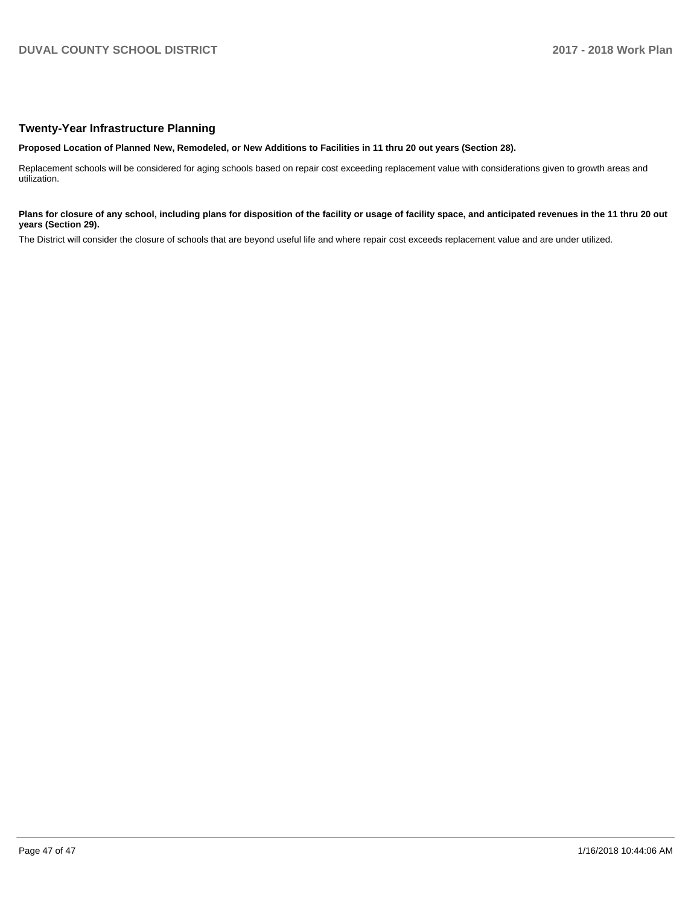## Twenty-Year Infrastructure Planning

**Proposed Location of Planned New, Remodeled, or New Additions to Facilities in 11 thru 20 out years (Section 28).**

Replacement schools will be considered for aging schools based on repair cost exceeding replacement value with considerations given to growth areas and utilization.

**Plans for closure of any school, including plans for disposition of the facility or usage of facility space, and anticipated revenues in the 11 thru 20 out years (Section 29).**

The District will consider the closure of schools that are beyond useful life and where repair cost exceeds replacement value and are under utilized.